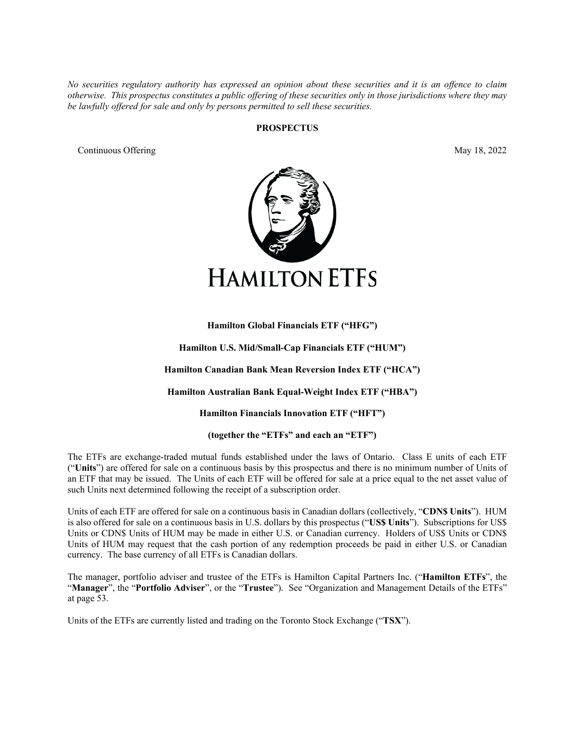*No securities regulatory authority has expressed an opinion about these securities and it is an offence to claim otherwise. This prospectus constitutes a public offering of these securities only in those jurisdictions where they may be lawfully offered for sale and only by persons permitted to sell these securities.*

**PROSPECTUS**

Continuous Offering May 18, 2022

HAMILTON ETFS

**Hamilton Global Financials ETF ("HFG")**

**Hamilton U.S. Mid/Small-Cap Financials ETF ("HUM")**

**Hamilton Canadian Bank Mean Reversion Index ETF ("HCA")**

**Hamilton Australian Bank Equal-Weight Index ETF ("HBA")**

**Hamilton Financials Innovation ETF ("HFT")**

**(together the "ETFs" and each an "ETF")**

The ETFs are exchange-traded mutual funds established under the laws of Ontario. Class E units of each ETF ("**Units**") are offered for sale on a continuous basis by this prospectus and there is no minimum number of Units of an ETF that may be issued. The Units of each ETF will be offered for sale at a price equal to the net asset value of such Units next determined following the receipt of a subscription order.

Units of each ETF are offered for sale on a continuous basis in Canadian dollars (collectively, "**CDN$ Units**"). HUM is also offered for sale on a continuous basis in U.S. dollars by this prospectus ("**US$ Units**"). Subscriptions for US$ Units or CDN$ Units of HUM may be made in either U.S. or Canadian currency. Holders of US$ Units or CDN$ Units of HUM may request that the cash portion of any redemption proceeds be paid in either U.S. or Canadian currency. The base currency of all ETFs is Canadian dollars.

The manager, portfolio adviser and trustee of the ETFs is Hamilton Capital Partners Inc. ("**Hamilton ETFs**", the "**Manager**", the "**Portfolio Adviser**", or the "**Trustee**"). See "Organization and Management Details of the ETFs" at page 53.

Units of the ETFs are currently listed and trading on the Toronto Stock Exchange ("**TSX**").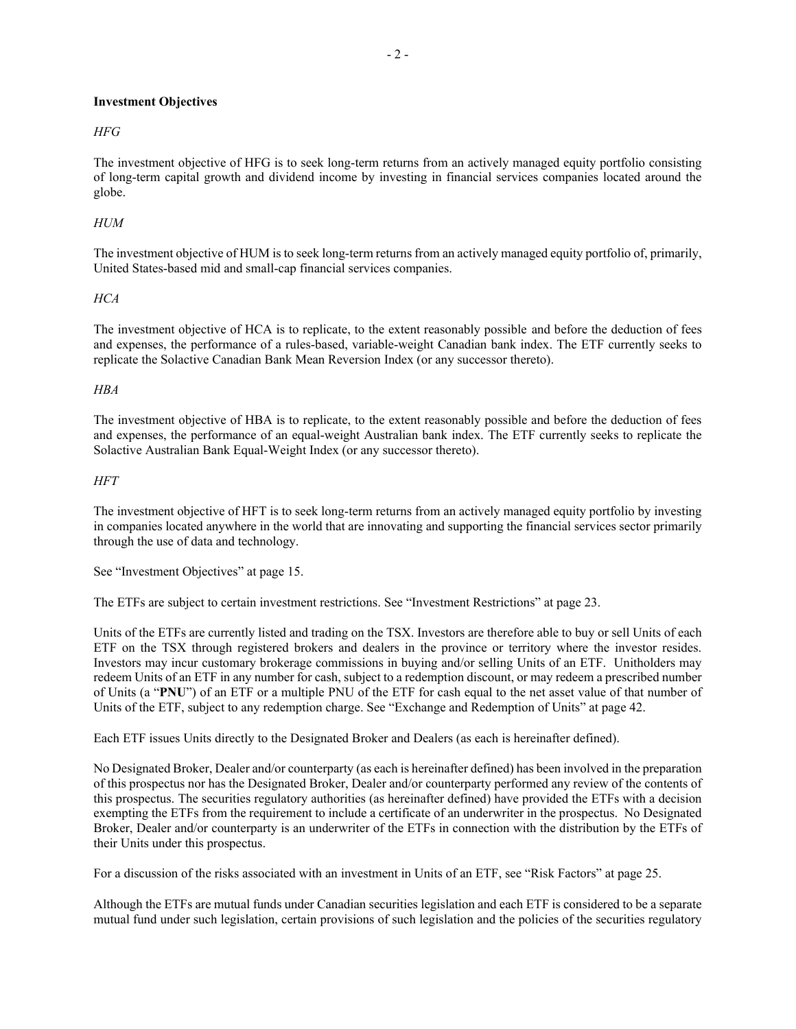**Investment Objectives**

*HFG*

The investment objective of HFG is to seek long-term returns from an actively managed equity portfolio consisting of long-term capital growth and dividend income by investing in financial services companies located around the globe.

*HUM*

The investment objective of HUM is to seek long-term returns from an actively managed equity portfolio of, primarily, United States-based mid and small-cap financial services companies.

*HCA*

The investment objective of HCA is to replicate, to the extent reasonably possible and before the deduction of fees and expenses, the performance of a rules-based, variable-weight Canadian bank index. The ETF currently seeks to replicate the Solactive Canadian Bank Mean Reversion Index (or any successor thereto).

*HBA*

The investment objective of HBA is to replicate, to the extent reasonably possible and before the deduction of fees and expenses, the performance of an equal-weight Australian bank index. The ETF currently seeks to replicate the Solactive Australian Bank Equal-Weight Index (or any successor thereto).

*HFT*

The investment objective of HFT is to seek long-term returns from an actively managed equity portfolio by investing in companies located anywhere in the world that are innovating and supporting the financial services sector primarily through the use of data and technology.

See "Investment Objectives" at page 15.

The ETFs are subject to certain investment restrictions. See "Investment Restrictions" at page 23.

Units of the ETFs are currently listed and trading on the TSX. Investors are therefore able to buy or sell Units of each ETF on the TSX through registered brokers and dealers in the province or territory where the investor resides. Investors may incur customary brokerage commissions in buying and/or selling Units of an ETF. Unitholders may redeem Units of an ETF in any number for cash, subject to a redemption discount, or may redeem a prescribed number of Units (a "**PNU**") of an ETF or a multiple PNU of the ETF for cash equal to the net asset value of that number of Units of the ETF, subject to any redemption charge. See "Exchange and Redemption of Units" at page 42.

Each ETF issues Units directly to the Designated Broker and Dealers (as each is hereinafter defined).

No Designated Broker, Dealer and/or counterparty (as each is hereinafter defined) has been involved in the preparation of this prospectus nor has the Designated Broker, Dealer and/or counterparty performed any review of the contents of this prospectus. The securities regulatory authorities (as hereinafter defined) have provided the ETFs with a decision exempting the ETFs from the requirement to include a certificate of an underwriter in the prospectus. No Designated Broker, Dealer and/or counterparty is an underwriter of the ETFs in connection with the distribution by the ETFs of their Units under this prospectus.

For a discussion of the risks associated with an investment in Units of an ETF, see "Risk Factors" at page 25.

Although the ETFs are mutual funds under Canadian securities legislation and each ETF is considered to be a separate mutual fund under such legislation, certain provisions of such legislation and the policies of the securities regulatory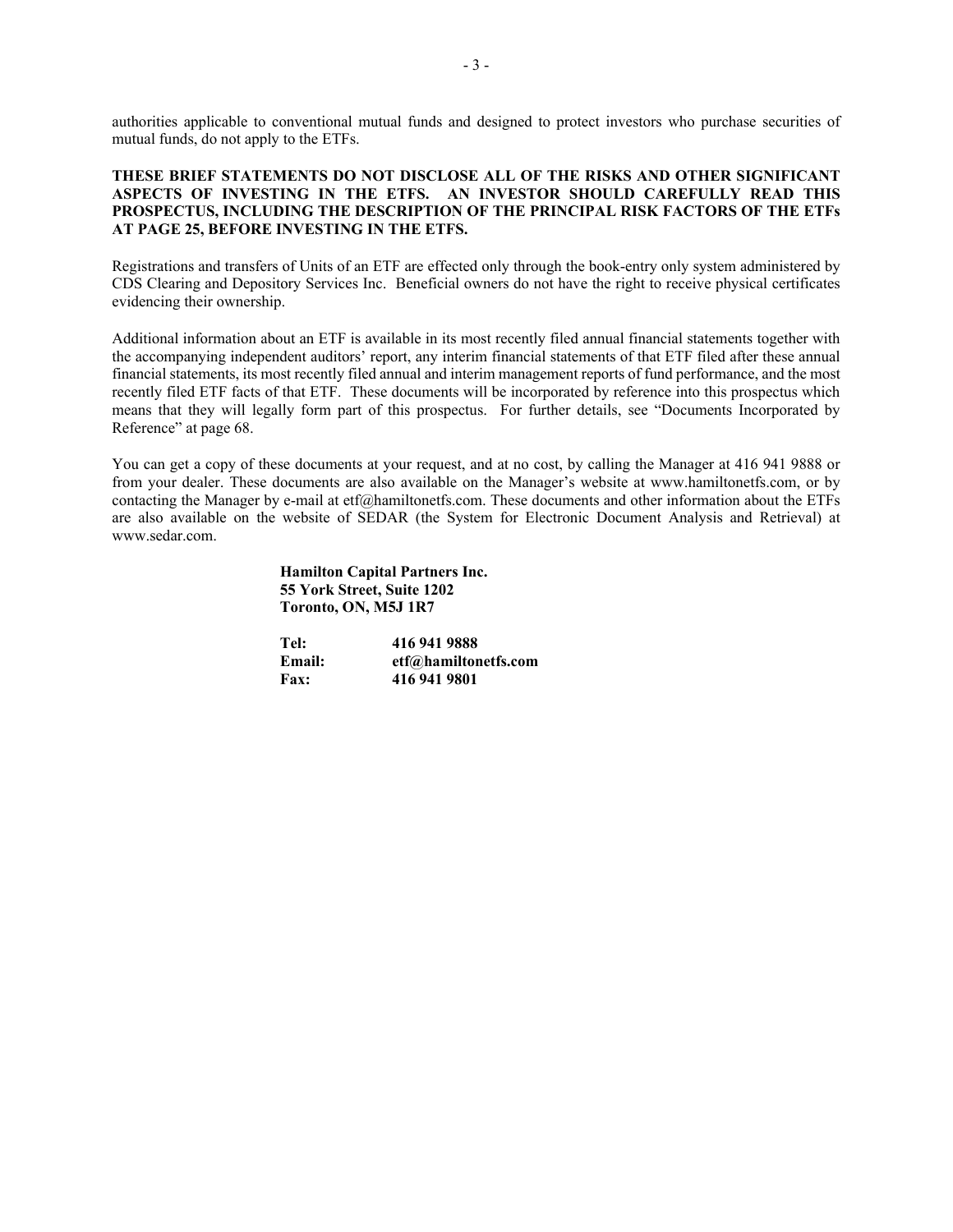authorities applicable to conventional mutual funds and designed to protect investors who purchase securities of mutual funds, do not apply to the ETFs.

**THESE BRIEF STATEMENTS DO NOT DISCLOSE ALL OF THE RISKS AND OTHER SIGNIFICANT ASPECTS OF INVESTING IN THE ETFS. AN INVESTOR SHOULD CAREFULLY READ THIS PROSPECTUS, INCLUDING THE DESCRIPTION OF THE PRINCIPAL RISK FACTORS OF THE ETFs AT PAGE 25, BEFORE INVESTING IN THE ETFS.**

Registrations and transfers of Units of an ETF are effected only through the book-entry only system administered by CDS Clearing and Depository Services Inc. Beneficial owners do not have the right to receive physical certificates evidencing their ownership.

Additional information about an ETF is available in its most recently filed annual financial statements together with the accompanying independent auditors' report, any interim financial statements of that ETF filed after these annual financial statements, its most recently filed annual and interim management reports of fund performance, and the most recently filed ETF facts of that ETF. These documents will be incorporated by reference into this prospectus which means that they will legally form part of this prospectus. For further details, see "Documents Incorporated by Reference" at page 68.

You can get a copy of these documents at your request, and at no cost, by calling the Manager at 416 941 9888 or from your dealer. These documents are also available on the Manager's website at www.hamiltonetfs.com, or by contacting the Manager by e-mail at etf@hamiltonetfs.com. These documents and other information about the ETFs are also available on the website of SEDAR (the System for Electronic Document Analysis and Retrieval) at www.sedar.com.

**Hamilton Capital Partners Inc.**
**55 York Street, Suite 1202**
**Toronto, ON, M5J 1R7**

**Tel:** **416 941 9888**
**Email:** **etf@hamiltonetfs.com**
**Fax:** **416 941 9801**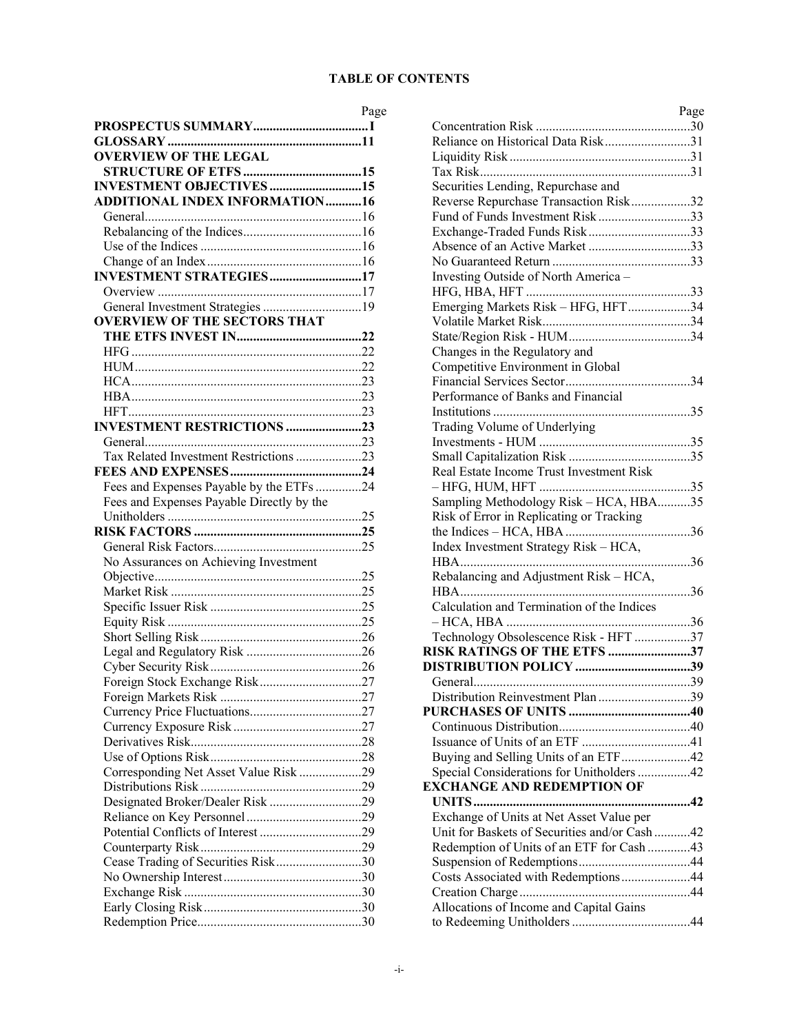# TABLE OF CONTENTS

| | Page |
|---|---|
| **PROSPECTUS SUMMARY** | **I** |
| **GLOSSARY** | **11** |
| **OVERVIEW OF THE LEGAL STRUCTURE OF ETFS** | **15** |
| **INVESTMENT OBJECTIVES** | **15** |
| **ADDITIONAL INDEX INFORMATION** | **16** |
| General | 16 |
| Rebalancing of the Indices | 16 |
| Use of the Indices | 16 |
| Change of an Index | 16 |
| **INVESTMENT STRATEGIES** | **17** |
| Overview | 17 |
| General Investment Strategies | 19 |
| **OVERVIEW OF THE SECTORS THAT THE ETFS INVEST IN** | **22** |
| HFG | 22 |
| HUM | 22 |
| HCA | 23 |
| HBA | 23 |
| HFT | 23 |
| **INVESTMENT RESTRICTIONS** | **23** |
| General | 23 |
| Tax Related Investment Restrictions | 23 |
| **FEES AND EXPENSES** | **24** |
| Fees and Expenses Payable by the ETFs | 24 |
| Fees and Expenses Payable Directly by the Unitholders | 25 |
| **RISK FACTORS** | **25** |
| General Risk Factors | 25 |
| No Assurances on Achieving Investment Objective | 25 |
| Market Risk | 25 |
| Specific Issuer Risk | 25 |
| Equity Risk | 25 |
| Short Selling Risk | 26 |
| Legal and Regulatory Risk | 26 |
| Cyber Security Risk | 26 |
| Foreign Stock Exchange Risk | 27 |
| Foreign Markets Risk | 27 |
| Currency Price Fluctuations | 27 |
| Currency Exposure Risk | 27 |
| Derivatives Risk | 28 |
| Use of Options Risk | 28 |
| Corresponding Net Asset Value Risk | 29 |
| Distributions Risk | 29 |
| Designated Broker/Dealer Risk | 29 |
| Reliance on Key Personnel | 29 |
| Potential Conflicts of Interest | 29 |
| Counterparty Risk | 29 |
| Cease Trading of Securities Risk | 30 |
| No Ownership Interest | 30 |
| Exchange Risk | 30 |
| Early Closing Risk | 30 |
| Redemption Price | 30 |
| Concentration Risk | 30 |
| Reliance on Historical Data Risk | 31 |
| Liquidity Risk | 31 |
| Tax Risk | 31 |
| Securities Lending, Repurchase and Reverse Repurchase Transaction Risk | 32 |
| Fund of Funds Investment Risk | 33 |
| Exchange-Traded Funds Risk | 33 |
| Absence of an Active Market | 33 |
| No Guaranteed Return | 33 |
| Investing Outside of North America – HFG, HBA, HFT | 33 |
| Emerging Markets Risk – HFG, HFT | 34 |
| Volatile Market Risk | 34 |
| State/Region Risk - HUM | 34 |
| Changes in the Regulatory and Competitive Environment in Global Financial Services Sector | 34 |
| Performance of Banks and Financial Institutions | 35 |
| Trading Volume of Underlying Investments - HUM | 35 |
| Small Capitalization Risk | 35 |
| Real Estate Income Trust Investment Risk – HFG, HUM, HFT | 35 |
| Sampling Methodology Risk – HCA, HBA | 35 |
| Risk of Error in Replicating or Tracking the Indices – HCA, HBA | 36 |
| Index Investment Strategy Risk – HCA, HBA | 36 |
| Rebalancing and Adjustment Risk – HCA, HBA | 36 |
| Calculation and Termination of the Indices – HCA, HBA | 36 |
| Technology Obsolescence Risk - HFT | 37 |
| **RISK RATINGS OF THE ETFS** | **37** |
| **DISTRIBUTION POLICY** | **39** |
| General | 39 |
| Distribution Reinvestment Plan | 39 |
| **PURCHASES OF UNITS** | **40** |
| Continuous Distribution | 40 |
| Issuance of Units of an ETF | 41 |
| Buying and Selling Units of an ETF | 42 |
| Special Considerations for Unitholders | 42 |
| **EXCHANGE AND REDEMPTION OF UNITS** | **42** |
| Exchange of Units at Net Asset Value per Unit for Baskets of Securities and/or Cash | 42 |
| Redemption of Units of an ETF for Cash | 43 |
| Suspension of Redemptions | 44 |
| Costs Associated with Redemptions | 44 |
| Creation Charge | 44 |
| Allocations of Income and Capital Gains to Redeeming Unitholders | 44 |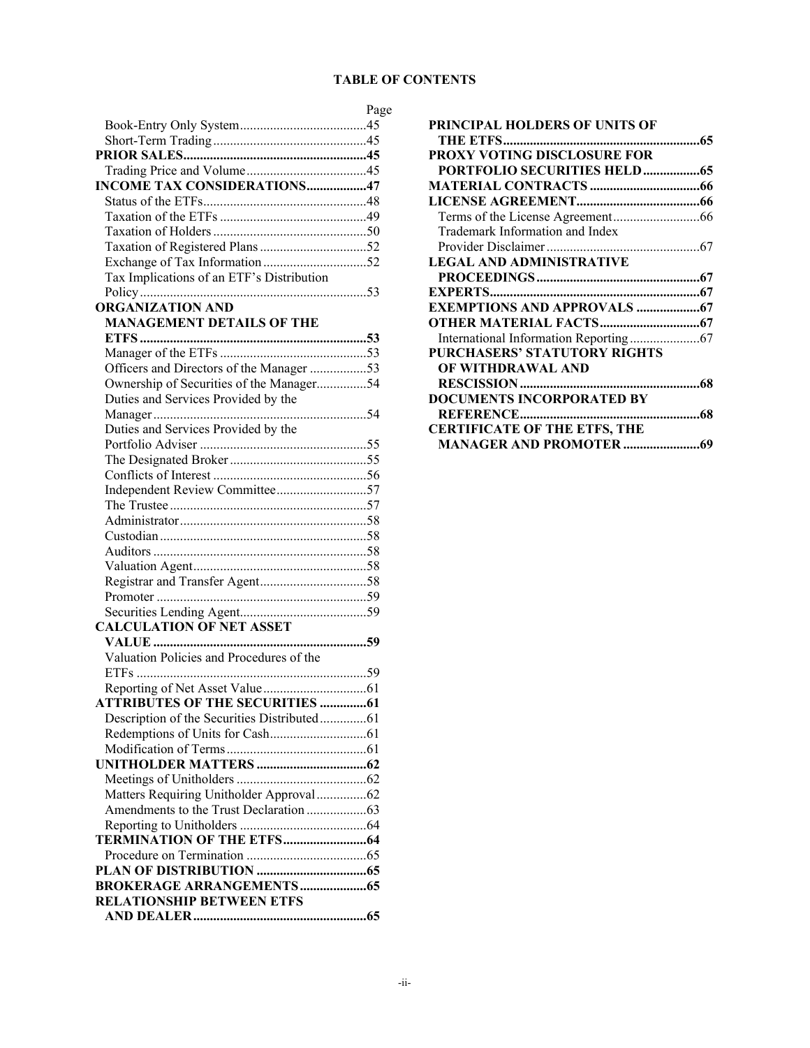**TABLE OF CONTENTS**

| | Page |
|---|---|
| Book-Entry Only System | 45 |
| Short-Term Trading | 45 |
| **PRIOR SALES** | **45** |
| Trading Price and Volume | 45 |
| **INCOME TAX CONSIDERATIONS** | **47** |
| Status of the ETFs | 48 |
| Taxation of the ETFs | 49 |
| Taxation of Holders | 50 |
| Taxation of Registered Plans | 52 |
| Exchange of Tax Information | 52 |
| Tax Implications of an ETF's Distribution Policy | 53 |
| **ORGANIZATION AND MANAGEMENT DETAILS OF THE ETFS** | **53** |
| Manager of the ETFs | 53 |
| Officers and Directors of the Manager | 53 |
| Ownership of Securities of the Manager | 54 |
| Duties and Services Provided by the Manager | 54 |
| Duties and Services Provided by the Portfolio Adviser | 55 |
| The Designated Broker | 55 |
| Conflicts of Interest | 56 |
| Independent Review Committee | 57 |
| The Trustee | 57 |
| Administrator | 58 |
| Custodian | 58 |
| Auditors | 58 |
| Valuation Agent | 58 |
| Registrar and Transfer Agent | 58 |
| Promoter | 59 |
| Securities Lending Agent | 59 |
| **CALCULATION OF NET ASSET VALUE** | **59** |
| Valuation Policies and Procedures of the ETFs | 59 |
| Reporting of Net Asset Value | 61 |
| **ATTRIBUTES OF THE SECURITIES** | **61** |
| Description of the Securities Distributed | 61 |
| Redemptions of Units for Cash | 61 |
| Modification of Terms | 61 |
| **UNITHOLDER MATTERS** | **62** |
| Meetings of Unitholders | 62 |
| Matters Requiring Unitholder Approval | 62 |
| Amendments to the Trust Declaration | 63 |
| Reporting to Unitholders | 64 |
| **TERMINATION OF THE ETFS** | **64** |
| Procedure on Termination | 65 |
| **PLAN OF DISTRIBUTION** | **65** |
| **BROKERAGE ARRANGEMENTS** | **65** |
| **RELATIONSHIP BETWEEN ETFS AND DEALER** | **65** |
| **PRINCIPAL HOLDERS OF UNITS OF THE ETFS** | **65** |
| **PROXY VOTING DISCLOSURE FOR PORTFOLIO SECURITIES HELD** | **65** |
| **MATERIAL CONTRACTS** | **66** |
| **LICENSE AGREEMENT** | **66** |
| Terms of the License Agreement | 66 |
| Trademark Information and Index Provider Disclaimer | 67 |
| **LEGAL AND ADMINISTRATIVE PROCEEDINGS** | **67** |
| **EXPERTS** | **67** |
| **EXEMPTIONS AND APPROVALS** | **67** |
| **OTHER MATERIAL FACTS** | **67** |
| International Information Reporting | 67 |
| **PURCHASERS' STATUTORY RIGHTS OF WITHDRAWAL AND RESCISSION** | **68** |
| **DOCUMENTS INCORPORATED BY REFERENCE** | **68** |
| **CERTIFICATE OF THE ETFS, THE MANAGER AND PROMOTER** | **69** |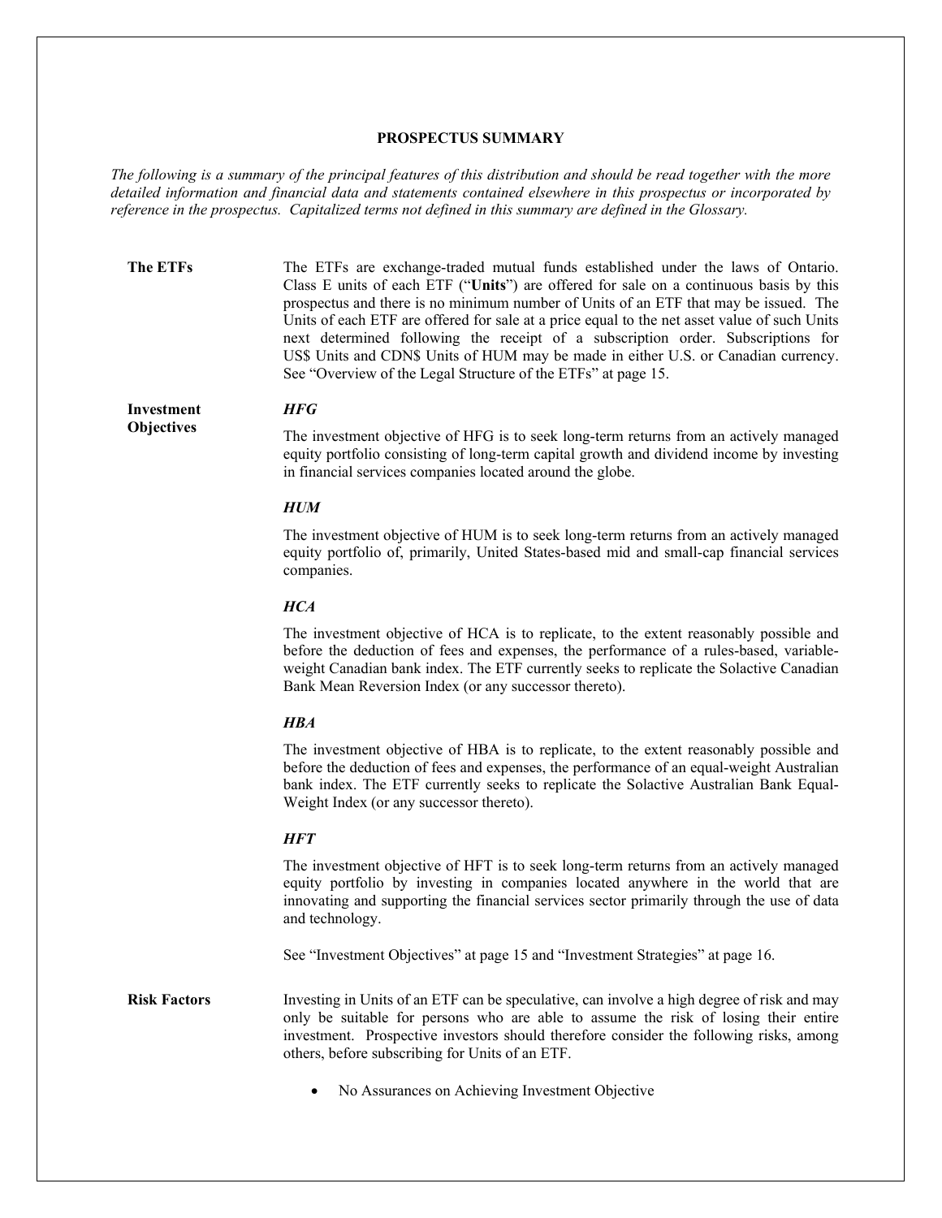## PROSPECTUS SUMMARY

*The following is a summary of the principal features of this distribution and should be read together with the more detailed information and financial data and statements contained elsewhere in this prospectus or incorporated by reference in the prospectus. Capitalized terms not defined in this summary are defined in the Glossary.*

**The ETFs**

The ETFs are exchange-traded mutual funds established under the laws of Ontario. Class E units of each ETF ("**Units**") are offered for sale on a continuous basis by this prospectus and there is no minimum number of Units of an ETF that may be issued. The Units of each ETF are offered for sale at a price equal to the net asset value of such Units next determined following the receipt of a subscription order. Subscriptions for US$ Units and CDN$ Units of HUM may be made in either U.S. or Canadian currency. See "Overview of the Legal Structure of the ETFs" at page 15.

**Investment Objectives**

***HFG***

The investment objective of HFG is to seek long-term returns from an actively managed equity portfolio consisting of long-term capital growth and dividend income by investing in financial services companies located around the globe.

***HUM***

The investment objective of HUM is to seek long-term returns from an actively managed equity portfolio of, primarily, United States-based mid and small-cap financial services companies.

***HCA***

The investment objective of HCA is to replicate, to the extent reasonably possible and before the deduction of fees and expenses, the performance of a rules-based, variable-weight Canadian bank index. The ETF currently seeks to replicate the Solactive Canadian Bank Mean Reversion Index (or any successor thereto).

***HBA***

The investment objective of HBA is to replicate, to the extent reasonably possible and before the deduction of fees and expenses, the performance of an equal-weight Australian bank index. The ETF currently seeks to replicate the Solactive Australian Bank Equal-Weight Index (or any successor thereto).

***HFT***

The investment objective of HFT is to seek long-term returns from an actively managed equity portfolio by investing in companies located anywhere in the world that are innovating and supporting the financial services sector primarily through the use of data and technology.

See "Investment Objectives" at page 15 and "Investment Strategies" at page 16.

**Risk Factors**

Investing in Units of an ETF can be speculative, can involve a high degree of risk and may only be suitable for persons who are able to assume the risk of losing their entire investment. Prospective investors should therefore consider the following risks, among others, before subscribing for Units of an ETF.

- No Assurances on Achieving Investment Objective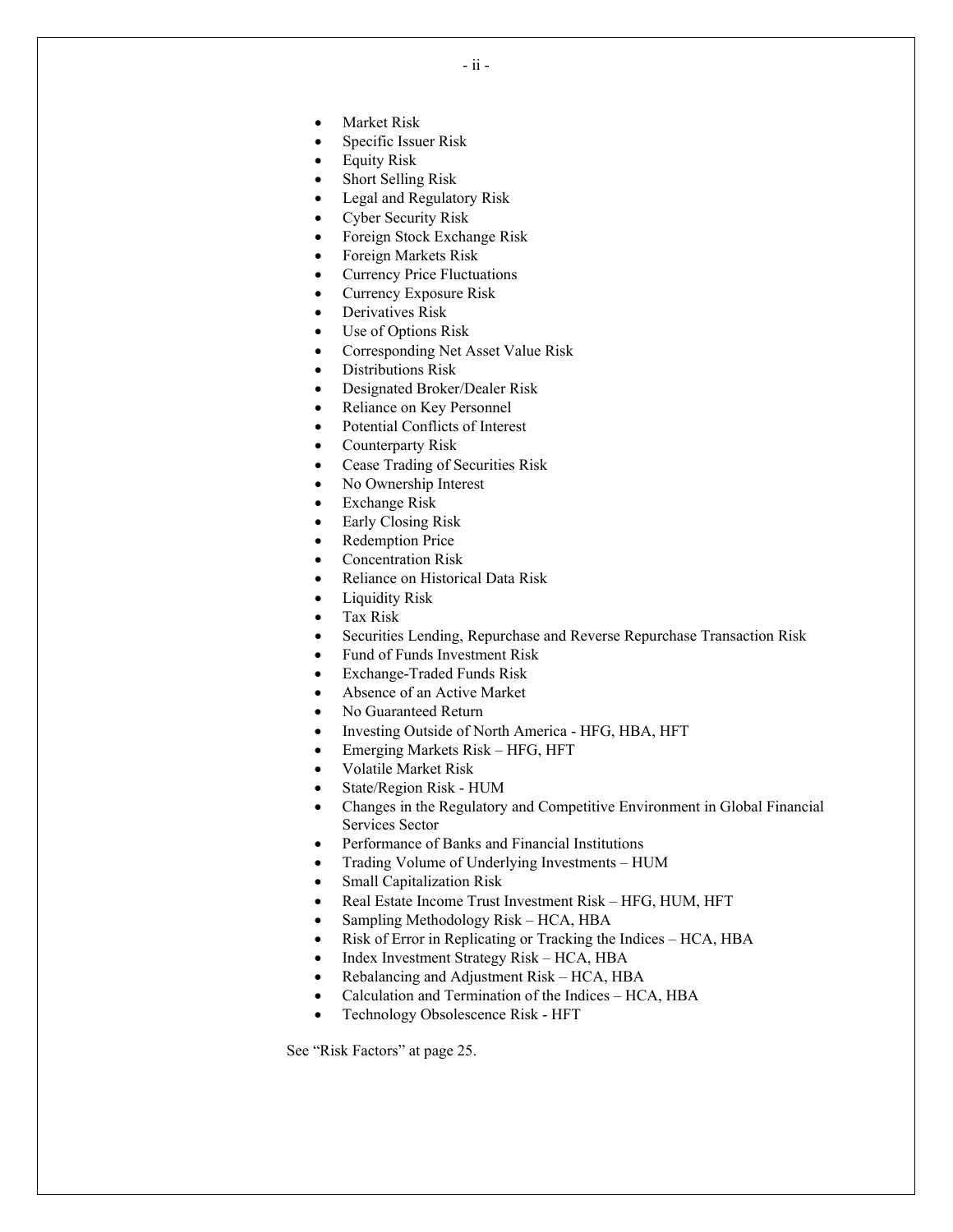- Market Risk
- Specific Issuer Risk
- Equity Risk
- Short Selling Risk
- Legal and Regulatory Risk
- Cyber Security Risk
- Foreign Stock Exchange Risk
- Foreign Markets Risk
- Currency Price Fluctuations
- Currency Exposure Risk
- Derivatives Risk
- Use of Options Risk
- Corresponding Net Asset Value Risk
- Distributions Risk
- Designated Broker/Dealer Risk
- Reliance on Key Personnel
- Potential Conflicts of Interest
- Counterparty Risk
- Cease Trading of Securities Risk
- No Ownership Interest
- Exchange Risk
- Early Closing Risk
- Redemption Price
- Concentration Risk
- Reliance on Historical Data Risk
- Liquidity Risk
- Tax Risk
- Securities Lending, Repurchase and Reverse Repurchase Transaction Risk
- Fund of Funds Investment Risk
- Exchange-Traded Funds Risk
- Absence of an Active Market
- No Guaranteed Return
- Investing Outside of North America - HFG, HBA, HFT
- Emerging Markets Risk – HFG, HFT
- Volatile Market Risk
- State/Region Risk - HUM
- Changes in the Regulatory and Competitive Environment in Global Financial Services Sector
- Performance of Banks and Financial Institutions
- Trading Volume of Underlying Investments – HUM
- Small Capitalization Risk
- Real Estate Income Trust Investment Risk – HFG, HUM, HFT
- Sampling Methodology Risk – HCA, HBA
- Risk of Error in Replicating or Tracking the Indices – HCA, HBA
- Index Investment Strategy Risk – HCA, HBA
- Rebalancing and Adjustment Risk – HCA, HBA
- Calculation and Termination of the Indices – HCA, HBA
- Technology Obsolescence Risk - HFT

See "Risk Factors" at page 25.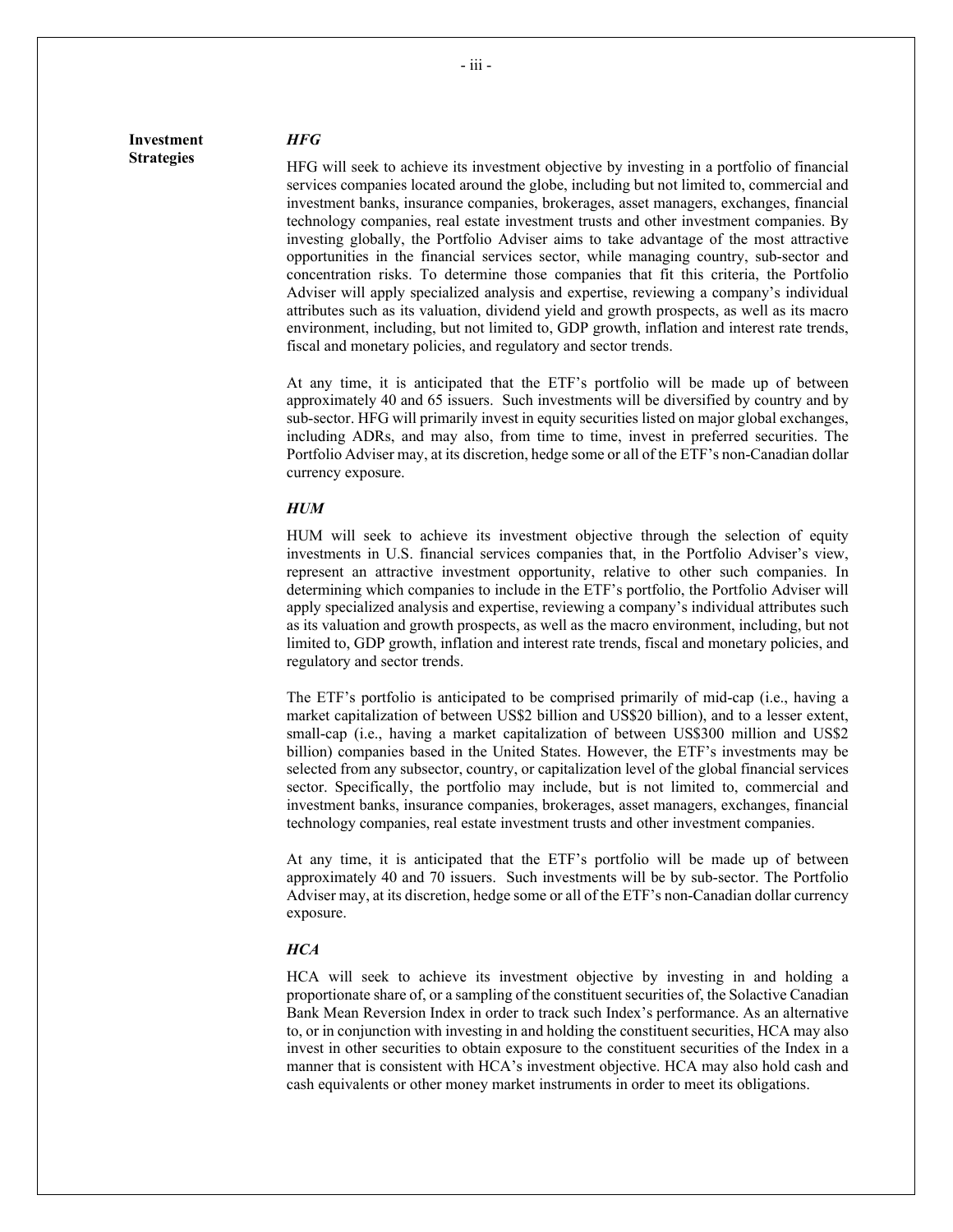**Investment Strategies**

***HFG***

HFG will seek to achieve its investment objective by investing in a portfolio of financial services companies located around the globe, including but not limited to, commercial and investment banks, insurance companies, brokerages, asset managers, exchanges, financial technology companies, real estate investment trusts and other investment companies. By investing globally, the Portfolio Adviser aims to take advantage of the most attractive opportunities in the financial services sector, while managing country, sub-sector and concentration risks. To determine those companies that fit this criteria, the Portfolio Adviser will apply specialized analysis and expertise, reviewing a company's individual attributes such as its valuation, dividend yield and growth prospects, as well as its macro environment, including, but not limited to, GDP growth, inflation and interest rate trends, fiscal and monetary policies, and regulatory and sector trends.

At any time, it is anticipated that the ETF's portfolio will be made up of between approximately 40 and 65 issuers. Such investments will be diversified by country and by sub-sector. HFG will primarily invest in equity securities listed on major global exchanges, including ADRs, and may also, from time to time, invest in preferred securities. The Portfolio Adviser may, at its discretion, hedge some or all of the ETF's non-Canadian dollar currency exposure.

***HUM***

HUM will seek to achieve its investment objective through the selection of equity investments in U.S. financial services companies that, in the Portfolio Adviser's view, represent an attractive investment opportunity, relative to other such companies. In determining which companies to include in the ETF's portfolio, the Portfolio Adviser will apply specialized analysis and expertise, reviewing a company's individual attributes such as its valuation and growth prospects, as well as the macro environment, including, but not limited to, GDP growth, inflation and interest rate trends, fiscal and monetary policies, and regulatory and sector trends.

The ETF's portfolio is anticipated to be comprised primarily of mid-cap (i.e., having a market capitalization of between US$2 billion and US$20 billion), and to a lesser extent, small-cap (i.e., having a market capitalization of between US$300 million and US$2 billion) companies based in the United States. However, the ETF's investments may be selected from any subsector, country, or capitalization level of the global financial services sector. Specifically, the portfolio may include, but is not limited to, commercial and investment banks, insurance companies, brokerages, asset managers, exchanges, financial technology companies, real estate investment trusts and other investment companies.

At any time, it is anticipated that the ETF's portfolio will be made up of between approximately 40 and 70 issuers. Such investments will be by sub-sector. The Portfolio Adviser may, at its discretion, hedge some or all of the ETF's non-Canadian dollar currency exposure.

***HCA***

HCA will seek to achieve its investment objective by investing in and holding a proportionate share of, or a sampling of the constituent securities of, the Solactive Canadian Bank Mean Reversion Index in order to track such Index's performance. As an alternative to, or in conjunction with investing in and holding the constituent securities, HCA may also invest in other securities to obtain exposure to the constituent securities of the Index in a manner that is consistent with HCA's investment objective. HCA may also hold cash and cash equivalents or other money market instruments in order to meet its obligations.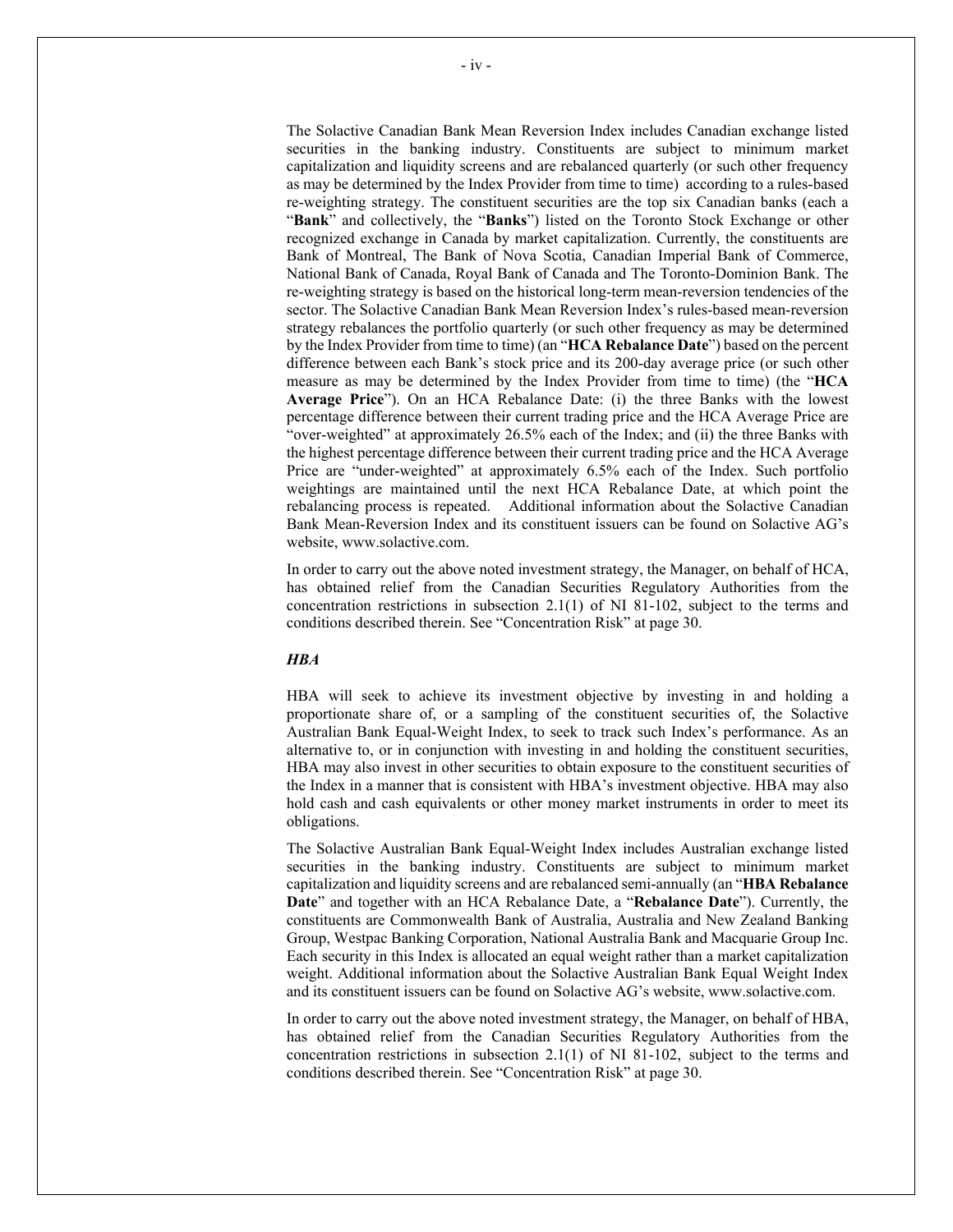The Solactive Canadian Bank Mean Reversion Index includes Canadian exchange listed securities in the banking industry. Constituents are subject to minimum market capitalization and liquidity screens and are rebalanced quarterly (or such other frequency as may be determined by the Index Provider from time to time) according to a rules-based re-weighting strategy. The constituent securities are the top six Canadian banks (each a "**Bank**" and collectively, the "**Banks**") listed on the Toronto Stock Exchange or other recognized exchange in Canada by market capitalization. Currently, the constituents are Bank of Montreal, The Bank of Nova Scotia, Canadian Imperial Bank of Commerce, National Bank of Canada, Royal Bank of Canada and The Toronto-Dominion Bank. The re-weighting strategy is based on the historical long-term mean-reversion tendencies of the sector. The Solactive Canadian Bank Mean Reversion Index's rules-based mean-reversion strategy rebalances the portfolio quarterly (or such other frequency as may be determined by the Index Provider from time to time) (an "**HCA Rebalance Date**") based on the percent difference between each Bank's stock price and its 200-day average price (or such other measure as may be determined by the Index Provider from time to time) (the "**HCA Average Price**"). On an HCA Rebalance Date: (i) the three Banks with the lowest percentage difference between their current trading price and the HCA Average Price are "over-weighted" at approximately 26.5% each of the Index; and (ii) the three Banks with the highest percentage difference between their current trading price and the HCA Average Price are "under-weighted" at approximately 6.5% each of the Index. Such portfolio weightings are maintained until the next HCA Rebalance Date, at which point the rebalancing process is repeated. Additional information about the Solactive Canadian Bank Mean-Reversion Index and its constituent issuers can be found on Solactive AG's website, www.solactive.com.

In order to carry out the above noted investment strategy, the Manager, on behalf of HCA, has obtained relief from the Canadian Securities Regulatory Authorities from the concentration restrictions in subsection 2.1(1) of NI 81-102, subject to the terms and conditions described therein. See "Concentration Risk" at page 30.

***HBA***

HBA will seek to achieve its investment objective by investing in and holding a proportionate share of, or a sampling of the constituent securities of, the Solactive Australian Bank Equal-Weight Index, to seek to track such Index's performance. As an alternative to, or in conjunction with investing in and holding the constituent securities, HBA may also invest in other securities to obtain exposure to the constituent securities of the Index in a manner that is consistent with HBA's investment objective. HBA may also hold cash and cash equivalents or other money market instruments in order to meet its obligations.

The Solactive Australian Bank Equal-Weight Index includes Australian exchange listed securities in the banking industry. Constituents are subject to minimum market capitalization and liquidity screens and are rebalanced semi-annually (an "**HBA Rebalance Date**" and together with an HCA Rebalance Date, a "**Rebalance Date**"). Currently, the constituents are Commonwealth Bank of Australia, Australia and New Zealand Banking Group, Westpac Banking Corporation, National Australia Bank and Macquarie Group Inc. Each security in this Index is allocated an equal weight rather than a market capitalization weight. Additional information about the Solactive Australian Bank Equal Weight Index and its constituent issuers can be found on Solactive AG's website, www.solactive.com.

In order to carry out the above noted investment strategy, the Manager, on behalf of HBA, has obtained relief from the Canadian Securities Regulatory Authorities from the concentration restrictions in subsection 2.1(1) of NI 81-102, subject to the terms and conditions described therein. See "Concentration Risk" at page 30.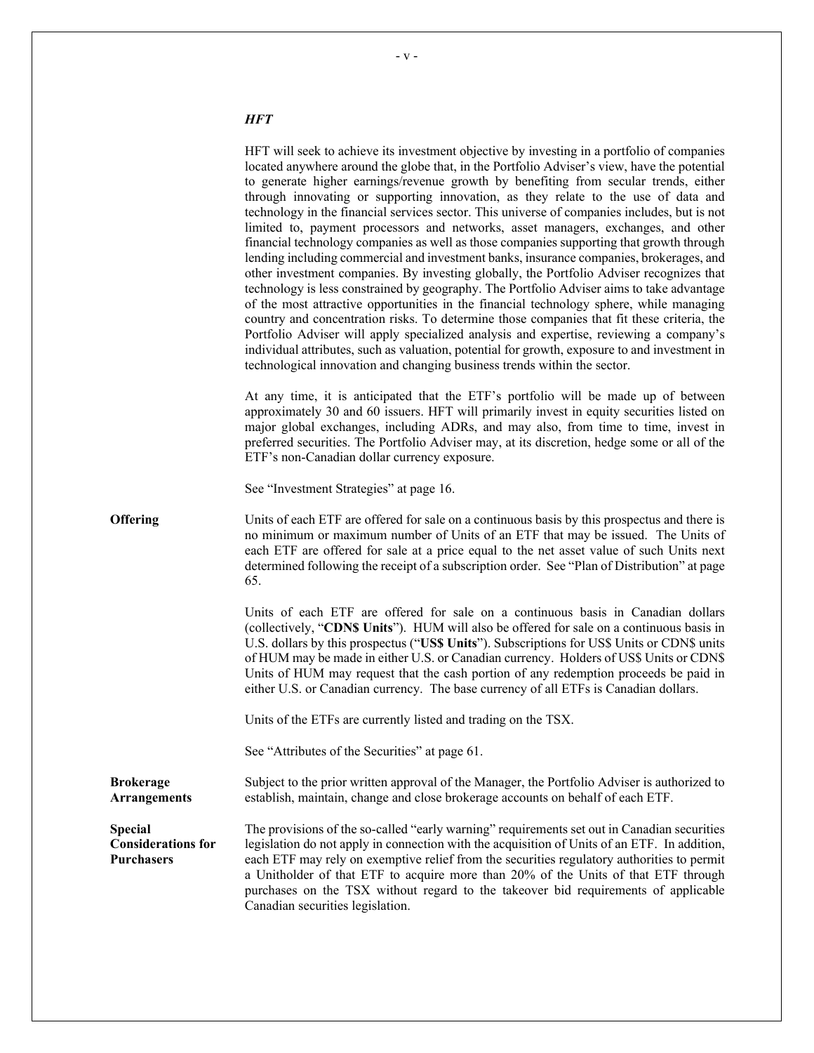### *HFT*

HFT will seek to achieve its investment objective by investing in a portfolio of companies located anywhere around the globe that, in the Portfolio Adviser's view, have the potential to generate higher earnings/revenue growth by benefiting from secular trends, either through innovating or supporting innovation, as they relate to the use of data and technology in the financial services sector. This universe of companies includes, but is not limited to, payment processors and networks, asset managers, exchanges, and other financial technology companies as well as those companies supporting that growth through lending including commercial and investment banks, insurance companies, brokerages, and other investment companies. By investing globally, the Portfolio Adviser recognizes that technology is less constrained by geography. The Portfolio Adviser aims to take advantage of the most attractive opportunities in the financial technology sphere, while managing country and concentration risks. To determine those companies that fit these criteria, the Portfolio Adviser will apply specialized analysis and expertise, reviewing a company's individual attributes, such as valuation, potential for growth, exposure to and investment in technological innovation and changing business trends within the sector.

At any time, it is anticipated that the ETF's portfolio will be made up of between approximately 30 and 60 issuers. HFT will primarily invest in equity securities listed on major global exchanges, including ADRs, and may also, from time to time, invest in preferred securities. The Portfolio Adviser may, at its discretion, hedge some or all of the ETF's non-Canadian dollar currency exposure.

See "Investment Strategies" at page 16.

**Offering**

Units of each ETF are offered for sale on a continuous basis by this prospectus and there is no minimum or maximum number of Units of an ETF that may be issued. The Units of each ETF are offered for sale at a price equal to the net asset value of such Units next determined following the receipt of a subscription order. See "Plan of Distribution" at page 65.

Units of each ETF are offered for sale on a continuous basis in Canadian dollars (collectively, "**CDN$ Units**"). HUM will also be offered for sale on a continuous basis in U.S. dollars by this prospectus ("**US$ Units**"). Subscriptions for US$ Units or CDN$ units of HUM may be made in either U.S. or Canadian currency. Holders of US$ Units or CDN$ Units of HUM may request that the cash portion of any redemption proceeds be paid in either U.S. or Canadian currency. The base currency of all ETFs is Canadian dollars.

Units of the ETFs are currently listed and trading on the TSX.

See "Attributes of the Securities" at page 61.

**Brokerage Arrangements**

Subject to the prior written approval of the Manager, the Portfolio Adviser is authorized to establish, maintain, change and close brokerage accounts on behalf of each ETF.

**Special Considerations for Purchasers**

The provisions of the so-called "early warning" requirements set out in Canadian securities legislation do not apply in connection with the acquisition of Units of an ETF. In addition, each ETF may rely on exemptive relief from the securities regulatory authorities to permit a Unitholder of that ETF to acquire more than 20% of the Units of that ETF through purchases on the TSX without regard to the takeover bid requirements of applicable Canadian securities legislation.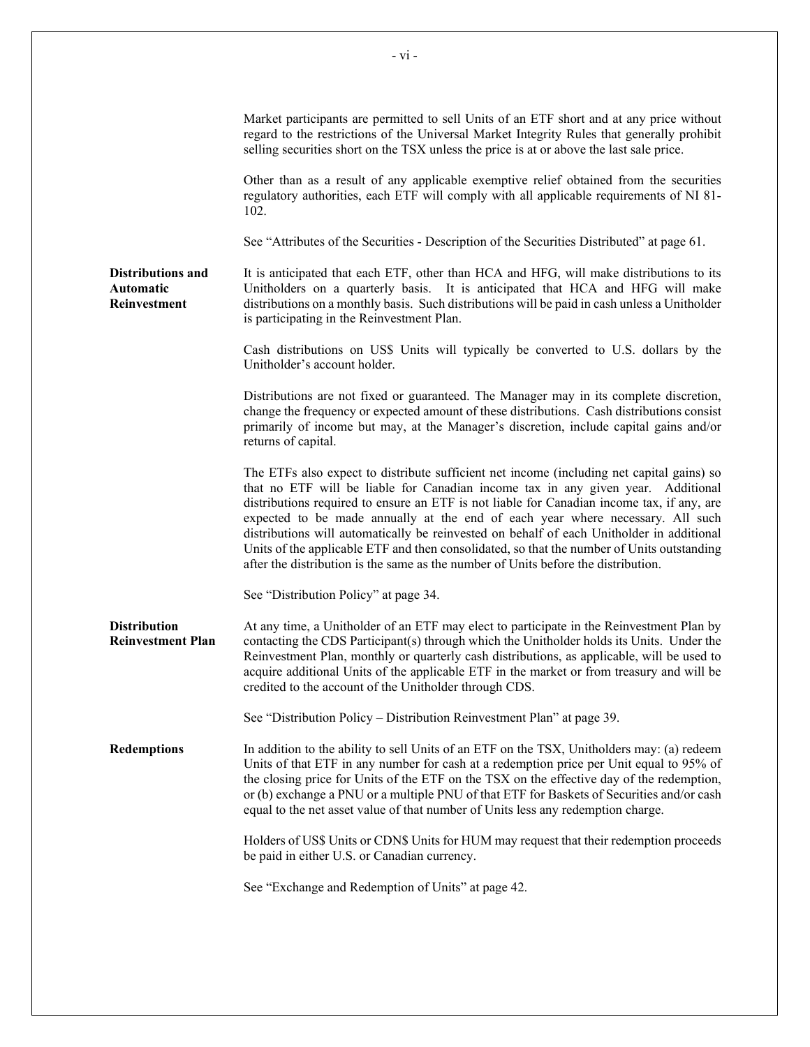Market participants are permitted to sell Units of an ETF short and at any price without regard to the restrictions of the Universal Market Integrity Rules that generally prohibit selling securities short on the TSX unless the price is at or above the last sale price.

Other than as a result of any applicable exemptive relief obtained from the securities regulatory authorities, each ETF will comply with all applicable requirements of NI 81-102.

See "Attributes of the Securities - Description of the Securities Distributed" at page 61.

**Distributions and Automatic Reinvestment**

It is anticipated that each ETF, other than HCA and HFG, will make distributions to its Unitholders on a quarterly basis. It is anticipated that HCA and HFG will make distributions on a monthly basis. Such distributions will be paid in cash unless a Unitholder is participating in the Reinvestment Plan.

Cash distributions on US$ Units will typically be converted to U.S. dollars by the Unitholder's account holder.

Distributions are not fixed or guaranteed. The Manager may in its complete discretion, change the frequency or expected amount of these distributions. Cash distributions consist primarily of income but may, at the Manager's discretion, include capital gains and/or returns of capital.

The ETFs also expect to distribute sufficient net income (including net capital gains) so that no ETF will be liable for Canadian income tax in any given year. Additional distributions required to ensure an ETF is not liable for Canadian income tax, if any, are expected to be made annually at the end of each year where necessary. All such distributions will automatically be reinvested on behalf of each Unitholder in additional Units of the applicable ETF and then consolidated, so that the number of Units outstanding after the distribution is the same as the number of Units before the distribution.

See "Distribution Policy" at page 34.

**Distribution Reinvestment Plan**

At any time, a Unitholder of an ETF may elect to participate in the Reinvestment Plan by contacting the CDS Participant(s) through which the Unitholder holds its Units. Under the Reinvestment Plan, monthly or quarterly cash distributions, as applicable, will be used to acquire additional Units of the applicable ETF in the market or from treasury and will be credited to the account of the Unitholder through CDS.

See "Distribution Policy – Distribution Reinvestment Plan" at page 39.

**Redemptions**

In addition to the ability to sell Units of an ETF on the TSX, Unitholders may: (a) redeem Units of that ETF in any number for cash at a redemption price per Unit equal to 95% of the closing price for Units of the ETF on the TSX on the effective day of the redemption, or (b) exchange a PNU or a multiple PNU of that ETF for Baskets of Securities and/or cash equal to the net asset value of that number of Units less any redemption charge.

Holders of US$ Units or CDN$ Units for HUM may request that their redemption proceeds be paid in either U.S. or Canadian currency.

See "Exchange and Redemption of Units" at page 42.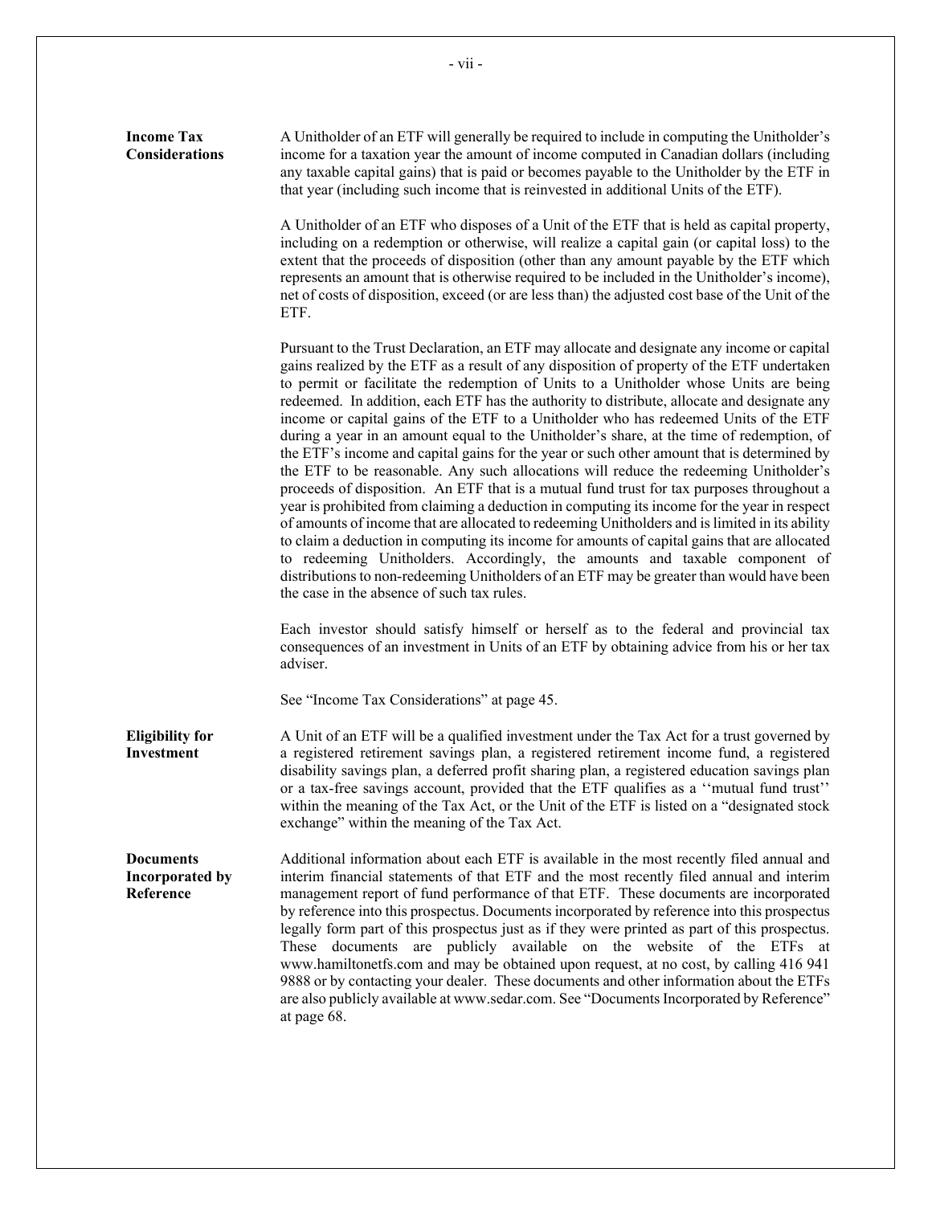**Income Tax Considerations**

A Unitholder of an ETF will generally be required to include in computing the Unitholder's income for a taxation year the amount of income computed in Canadian dollars (including any taxable capital gains) that is paid or becomes payable to the Unitholder by the ETF in that year (including such income that is reinvested in additional Units of the ETF).

A Unitholder of an ETF who disposes of a Unit of the ETF that is held as capital property, including on a redemption or otherwise, will realize a capital gain (or capital loss) to the extent that the proceeds of disposition (other than any amount payable by the ETF which represents an amount that is otherwise required to be included in the Unitholder's income), net of costs of disposition, exceed (or are less than) the adjusted cost base of the Unit of the ETF.

Pursuant to the Trust Declaration, an ETF may allocate and designate any income or capital gains realized by the ETF as a result of any disposition of property of the ETF undertaken to permit or facilitate the redemption of Units to a Unitholder whose Units are being redeemed. In addition, each ETF has the authority to distribute, allocate and designate any income or capital gains of the ETF to a Unitholder who has redeemed Units of the ETF during a year in an amount equal to the Unitholder's share, at the time of redemption, of the ETF's income and capital gains for the year or such other amount that is determined by the ETF to be reasonable. Any such allocations will reduce the redeeming Unitholder's proceeds of disposition. An ETF that is a mutual fund trust for tax purposes throughout a year is prohibited from claiming a deduction in computing its income for the year in respect of amounts of income that are allocated to redeeming Unitholders and is limited in its ability to claim a deduction in computing its income for amounts of capital gains that are allocated to redeeming Unitholders. Accordingly, the amounts and taxable component of distributions to non-redeeming Unitholders of an ETF may be greater than would have been the case in the absence of such tax rules.

Each investor should satisfy himself or herself as to the federal and provincial tax consequences of an investment in Units of an ETF by obtaining advice from his or her tax adviser.

See "Income Tax Considerations" at page 45.

**Eligibility for Investment**

A Unit of an ETF will be a qualified investment under the Tax Act for a trust governed by a registered retirement savings plan, a registered retirement income fund, a registered disability savings plan, a deferred profit sharing plan, a registered education savings plan or a tax-free savings account, provided that the ETF qualifies as a ''mutual fund trust'' within the meaning of the Tax Act, or the Unit of the ETF is listed on a "designated stock exchange" within the meaning of the Tax Act.

**Documents Incorporated by Reference**

Additional information about each ETF is available in the most recently filed annual and interim financial statements of that ETF and the most recently filed annual and interim management report of fund performance of that ETF. These documents are incorporated by reference into this prospectus. Documents incorporated by reference into this prospectus legally form part of this prospectus just as if they were printed as part of this prospectus. These documents are publicly available on the website of the ETFs at www.hamiltonetfs.com and may be obtained upon request, at no cost, by calling 416 941 9888 or by contacting your dealer. These documents and other information about the ETFs are also publicly available at www.sedar.com. See "Documents Incorporated by Reference" at page 68.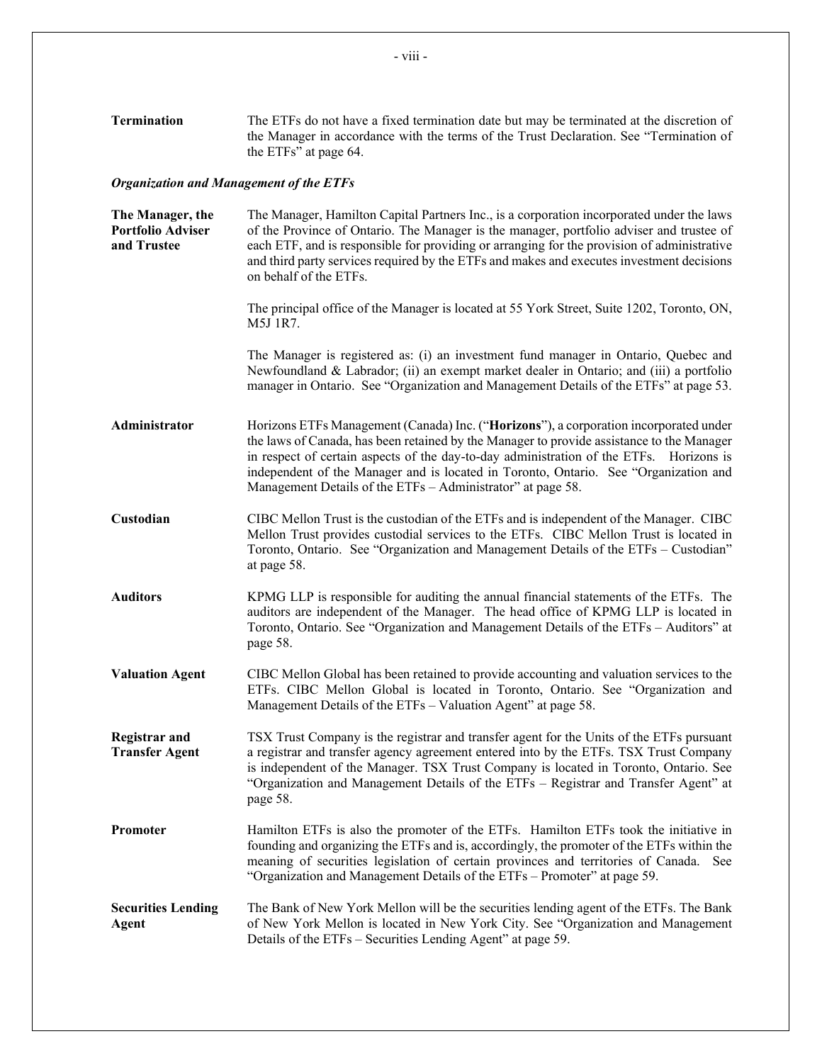| | |
|---|---|
| **Termination** | The ETFs do not have a fixed termination date but may be terminated at the discretion of the Manager in accordance with the terms of the Trust Declaration. See "Termination of the ETFs" at page 64. |

***Organization and Management of the ETFs***

| | |
|---|---|
| **The Manager, the Portfolio Adviser and Trustee** | The Manager, Hamilton Capital Partners Inc., is a corporation incorporated under the laws of the Province of Ontario. The Manager is the manager, portfolio adviser and trustee of each ETF, and is responsible for providing or arranging for the provision of administrative and third party services required by the ETFs and makes and executes investment decisions on behalf of the ETFs.<br><br>The principal office of the Manager is located at 55 York Street, Suite 1202, Toronto, ON, M5J 1R7.<br><br>The Manager is registered as: (i) an investment fund manager in Ontario, Quebec and Newfoundland & Labrador; (ii) an exempt market dealer in Ontario; and (iii) a portfolio manager in Ontario. See "Organization and Management Details of the ETFs" at page 53. |
| **Administrator** | Horizons ETFs Management (Canada) Inc. ("**Horizons**"), a corporation incorporated under the laws of Canada, has been retained by the Manager to provide assistance to the Manager in respect of certain aspects of the day-to-day administration of the ETFs. Horizons is independent of the Manager and is located in Toronto, Ontario. See "Organization and Management Details of the ETFs – Administrator" at page 58. |
| **Custodian** | CIBC Mellon Trust is the custodian of the ETFs and is independent of the Manager. CIBC Mellon Trust provides custodial services to the ETFs. CIBC Mellon Trust is located in Toronto, Ontario. See "Organization and Management Details of the ETFs – Custodian" at page 58. |
| **Auditors** | KPMG LLP is responsible for auditing the annual financial statements of the ETFs. The auditors are independent of the Manager. The head office of KPMG LLP is located in Toronto, Ontario. See "Organization and Management Details of the ETFs – Auditors" at page 58. |
| **Valuation Agent** | CIBC Mellon Global has been retained to provide accounting and valuation services to the ETFs. CIBC Mellon Global is located in Toronto, Ontario. See "Organization and Management Details of the ETFs – Valuation Agent" at page 58. |
| **Registrar and Transfer Agent** | TSX Trust Company is the registrar and transfer agent for the Units of the ETFs pursuant a registrar and transfer agency agreement entered into by the ETFs. TSX Trust Company is independent of the Manager. TSX Trust Company is located in Toronto, Ontario. See "Organization and Management Details of the ETFs – Registrar and Transfer Agent" at page 58. |
| **Promoter** | Hamilton ETFs is also the promoter of the ETFs. Hamilton ETFs took the initiative in founding and organizing the ETFs and is, accordingly, the promoter of the ETFs within the meaning of securities legislation of certain provinces and territories of Canada. See "Organization and Management Details of the ETFs – Promoter" at page 59. |
| **Securities Lending Agent** | The Bank of New York Mellon will be the securities lending agent of the ETFs. The Bank of New York Mellon is located in New York City. See "Organization and Management Details of the ETFs – Securities Lending Agent" at page 59. |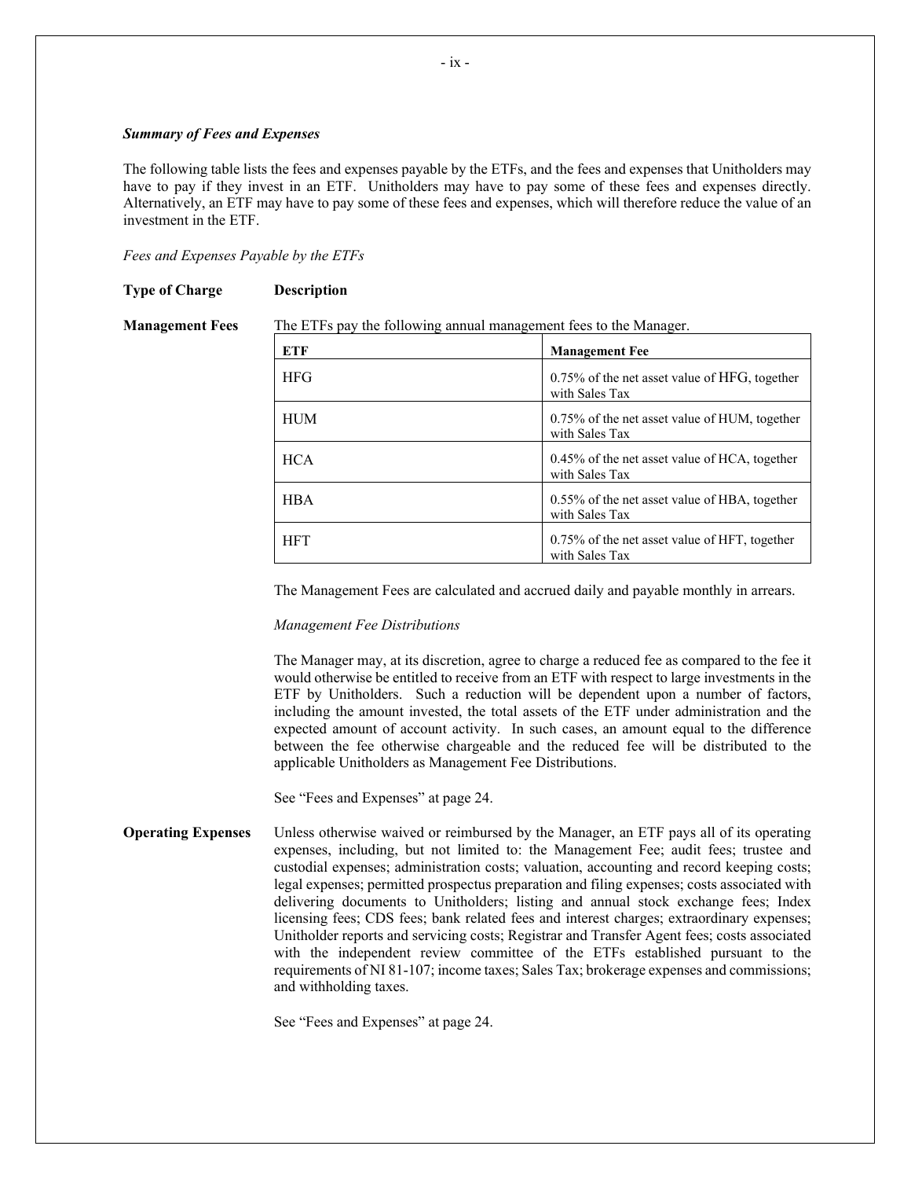***Summary of Fees and Expenses***

The following table lists the fees and expenses payable by the ETFs, and the fees and expenses that Unitholders may have to pay if they invest in an ETF. Unitholders may have to pay some of these fees and expenses directly. Alternatively, an ETF may have to pay some of these fees and expenses, which will therefore reduce the value of an investment in the ETF.

*Fees and Expenses Payable by the ETFs*

**Type of Charge** **Description**

**Management Fees**

The ETFs pay the following annual management fees to the Manager.

| ETF | Management Fee |
|---|---|
| HFG | 0.75% of the net asset value of HFG, together with Sales Tax |
| HUM | 0.75% of the net asset value of HUM, together with Sales Tax |
| HCA | 0.45% of the net asset value of HCA, together with Sales Tax |
| HBA | 0.55% of the net asset value of HBA, together with Sales Tax |
| HFT | 0.75% of the net asset value of HFT, together with Sales Tax |

The Management Fees are calculated and accrued daily and payable monthly in arrears.

*Management Fee Distributions*

The Manager may, at its discretion, agree to charge a reduced fee as compared to the fee it would otherwise be entitled to receive from an ETF with respect to large investments in the ETF by Unitholders. Such a reduction will be dependent upon a number of factors, including the amount invested, the total assets of the ETF under administration and the expected amount of account activity. In such cases, an amount equal to the difference between the fee otherwise chargeable and the reduced fee will be distributed to the applicable Unitholders as Management Fee Distributions.

See "Fees and Expenses" at page 24.

**Operating Expenses**

Unless otherwise waived or reimbursed by the Manager, an ETF pays all of its operating expenses, including, but not limited to: the Management Fee; audit fees; trustee and custodial expenses; administration costs; valuation, accounting and record keeping costs; legal expenses; permitted prospectus preparation and filing expenses; costs associated with delivering documents to Unitholders; listing and annual stock exchange fees; Index licensing fees; CDS fees; bank related fees and interest charges; extraordinary expenses; Unitholder reports and servicing costs; Registrar and Transfer Agent fees; costs associated with the independent review committee of the ETFs established pursuant to the requirements of NI 81-107; income taxes; Sales Tax; brokerage expenses and commissions; and withholding taxes.

See "Fees and Expenses" at page 24.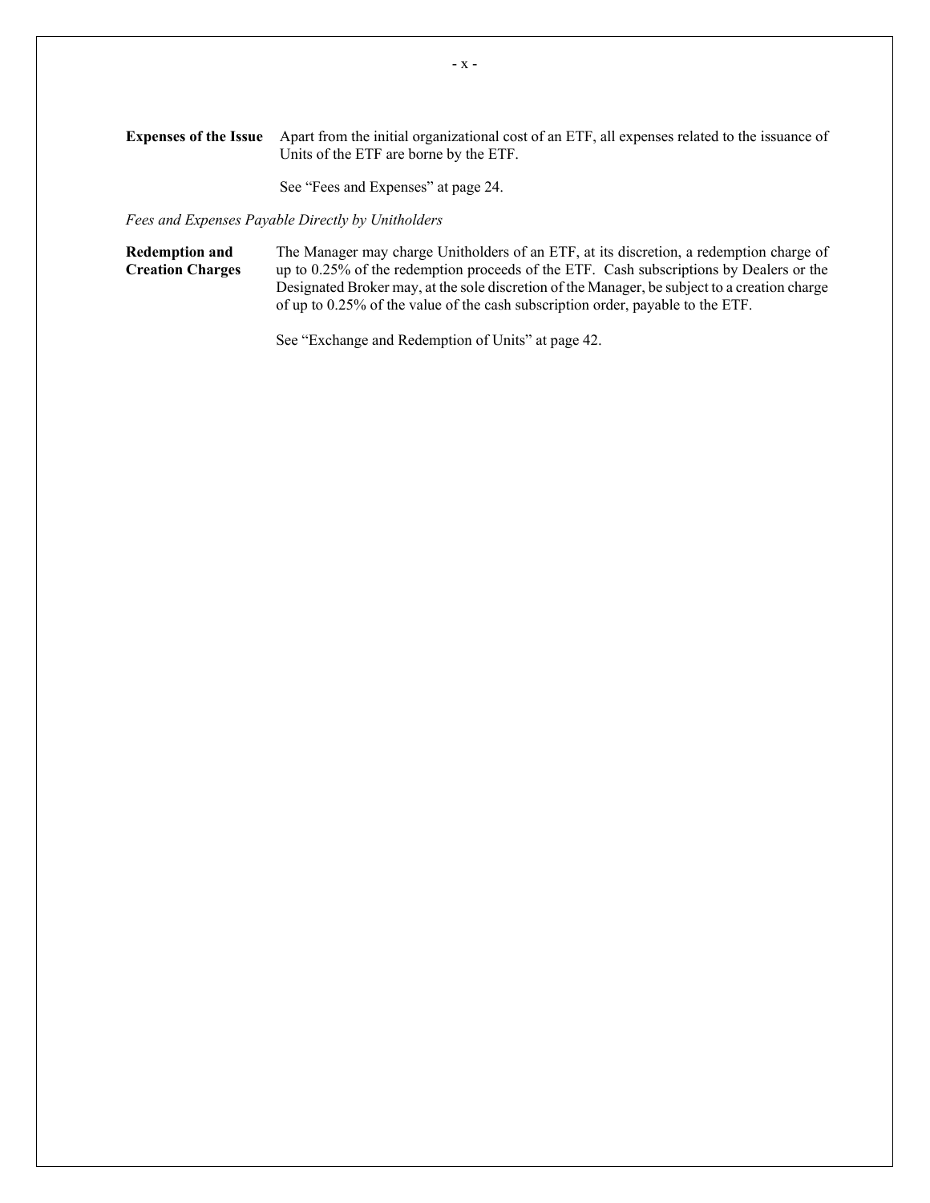**Expenses of the Issue** Apart from the initial organizational cost of an ETF, all expenses related to the issuance of Units of the ETF are borne by the ETF.

See "Fees and Expenses" at page 24.

*Fees and Expenses Payable Directly by Unitholders*

**Redemption and Creation Charges** The Manager may charge Unitholders of an ETF, at its discretion, a redemption charge of up to 0.25% of the redemption proceeds of the ETF. Cash subscriptions by Dealers or the Designated Broker may, at the sole discretion of the Manager, be subject to a creation charge of up to 0.25% of the value of the cash subscription order, payable to the ETF.

See "Exchange and Redemption of Units" at page 42.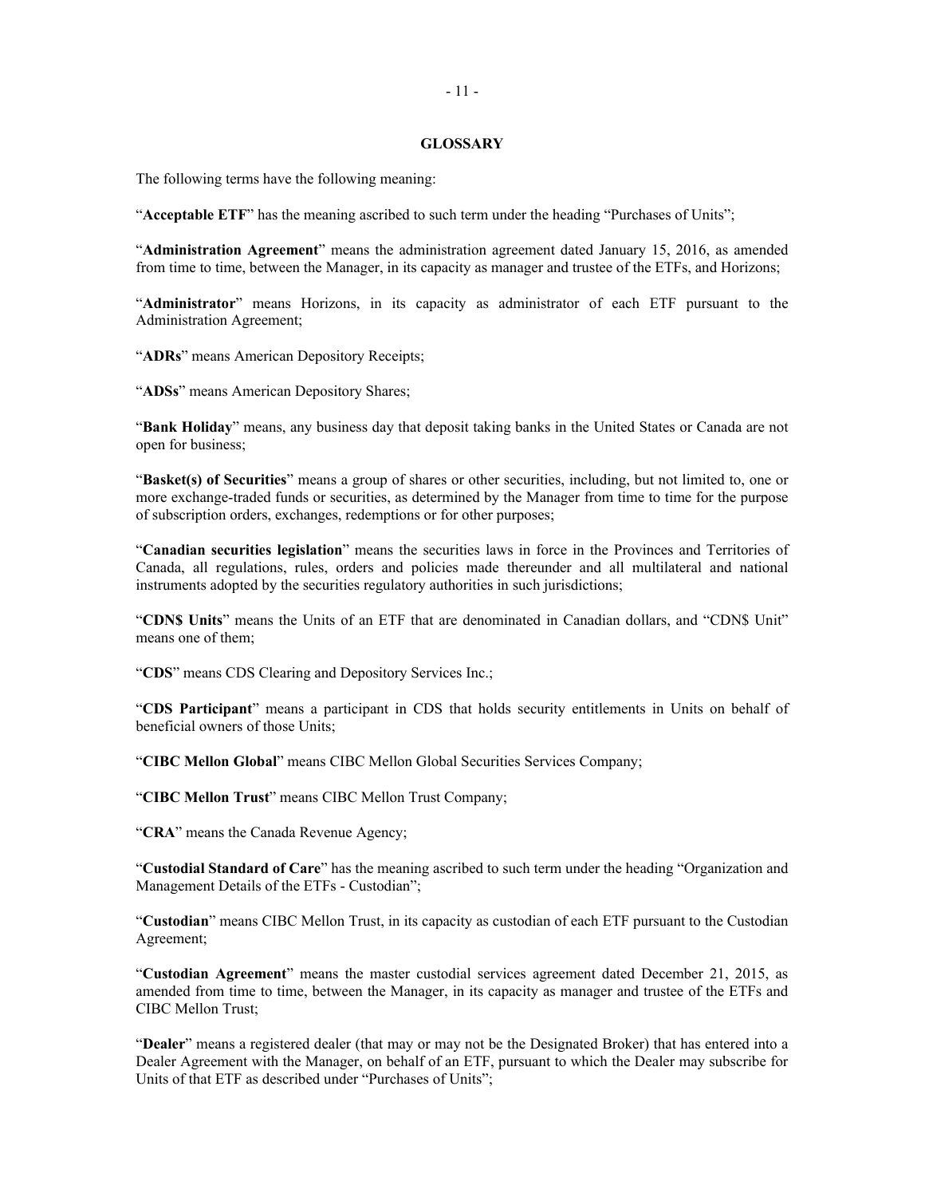## GLOSSARY

The following terms have the following meaning:

"**Acceptable ETF**" has the meaning ascribed to such term under the heading "Purchases of Units";

"**Administration Agreement**" means the administration agreement dated January 15, 2016, as amended from time to time, between the Manager, in its capacity as manager and trustee of the ETFs, and Horizons;

"**Administrator**" means Horizons, in its capacity as administrator of each ETF pursuant to the Administration Agreement;

"**ADRs**" means American Depository Receipts;

"**ADSs**" means American Depository Shares;

"**Bank Holiday**" means, any business day that deposit taking banks in the United States or Canada are not open for business;

"**Basket(s) of Securities**" means a group of shares or other securities, including, but not limited to, one or more exchange-traded funds or securities, as determined by the Manager from time to time for the purpose of subscription orders, exchanges, redemptions or for other purposes;

"**Canadian securities legislation**" means the securities laws in force in the Provinces and Territories of Canada, all regulations, rules, orders and policies made thereunder and all multilateral and national instruments adopted by the securities regulatory authorities in such jurisdictions;

"**CDN$ Units**" means the Units of an ETF that are denominated in Canadian dollars, and "CDN$ Unit" means one of them;

"**CDS**" means CDS Clearing and Depository Services Inc.;

"**CDS Participant**" means a participant in CDS that holds security entitlements in Units on behalf of beneficial owners of those Units;

"**CIBC Mellon Global**" means CIBC Mellon Global Securities Services Company;

"**CIBC Mellon Trust**" means CIBC Mellon Trust Company;

"**CRA**" means the Canada Revenue Agency;

"**Custodial Standard of Care**" has the meaning ascribed to such term under the heading "Organization and Management Details of the ETFs - Custodian";

"**Custodian**" means CIBC Mellon Trust, in its capacity as custodian of each ETF pursuant to the Custodian Agreement;

"**Custodian Agreement**" means the master custodial services agreement dated December 21, 2015, as amended from time to time, between the Manager, in its capacity as manager and trustee of the ETFs and CIBC Mellon Trust;

"**Dealer**" means a registered dealer (that may or may not be the Designated Broker) that has entered into a Dealer Agreement with the Manager, on behalf of an ETF, pursuant to which the Dealer may subscribe for Units of that ETF as described under "Purchases of Units";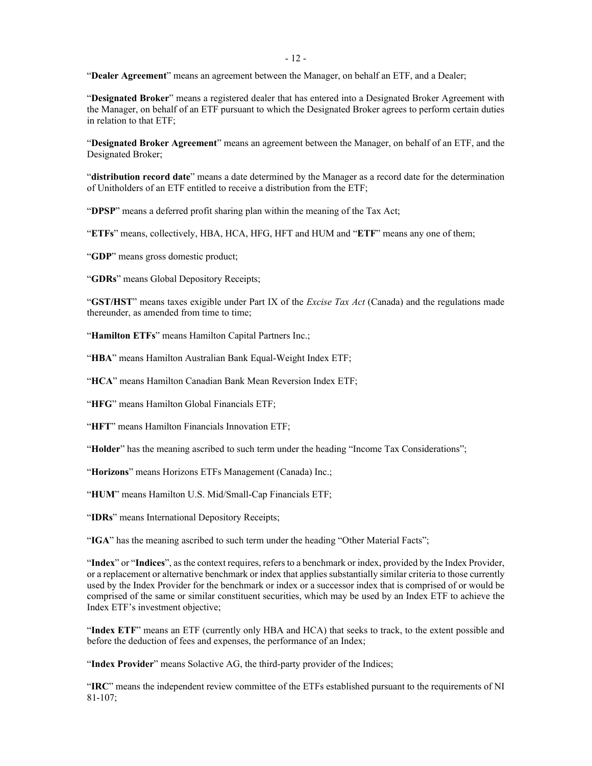"**Dealer Agreement**" means an agreement between the Manager, on behalf an ETF, and a Dealer;

"**Designated Broker**" means a registered dealer that has entered into a Designated Broker Agreement with the Manager, on behalf of an ETF pursuant to which the Designated Broker agrees to perform certain duties in relation to that ETF;

"**Designated Broker Agreement**" means an agreement between the Manager, on behalf of an ETF, and the Designated Broker;

"**distribution record date**" means a date determined by the Manager as a record date for the determination of Unitholders of an ETF entitled to receive a distribution from the ETF;

"**DPSP**" means a deferred profit sharing plan within the meaning of the Tax Act;

"**ETFs**" means, collectively, HBA, HCA, HFG, HFT and HUM and "**ETF**" means any one of them;

"**GDP**" means gross domestic product;

"**GDRs**" means Global Depository Receipts;

"**GST/HST**" means taxes exigible under Part IX of the *Excise Tax Act* (Canada) and the regulations made thereunder, as amended from time to time;

"**Hamilton ETFs**" means Hamilton Capital Partners Inc.;

"**HBA**" means Hamilton Australian Bank Equal-Weight Index ETF;

"**HCA**" means Hamilton Canadian Bank Mean Reversion Index ETF;

"**HFG**" means Hamilton Global Financials ETF;

"**HFT**" means Hamilton Financials Innovation ETF;

"**Holder**" has the meaning ascribed to such term under the heading "Income Tax Considerations";

"**Horizons**" means Horizons ETFs Management (Canada) Inc.;

"**HUM**" means Hamilton U.S. Mid/Small-Cap Financials ETF;

"**IDRs**" means International Depository Receipts;

"**IGA**" has the meaning ascribed to such term under the heading "Other Material Facts";

"**Index**" or "**Indices**", as the context requires, refers to a benchmark or index, provided by the Index Provider, or a replacement or alternative benchmark or index that applies substantially similar criteria to those currently used by the Index Provider for the benchmark or index or a successor index that is comprised of or would be comprised of the same or similar constituent securities, which may be used by an Index ETF to achieve the Index ETF's investment objective;

"**Index ETF**" means an ETF (currently only HBA and HCA) that seeks to track, to the extent possible and before the deduction of fees and expenses, the performance of an Index;

"**Index Provider**" means Solactive AG, the third-party provider of the Indices;

"**IRC**" means the independent review committee of the ETFs established pursuant to the requirements of NI 81-107;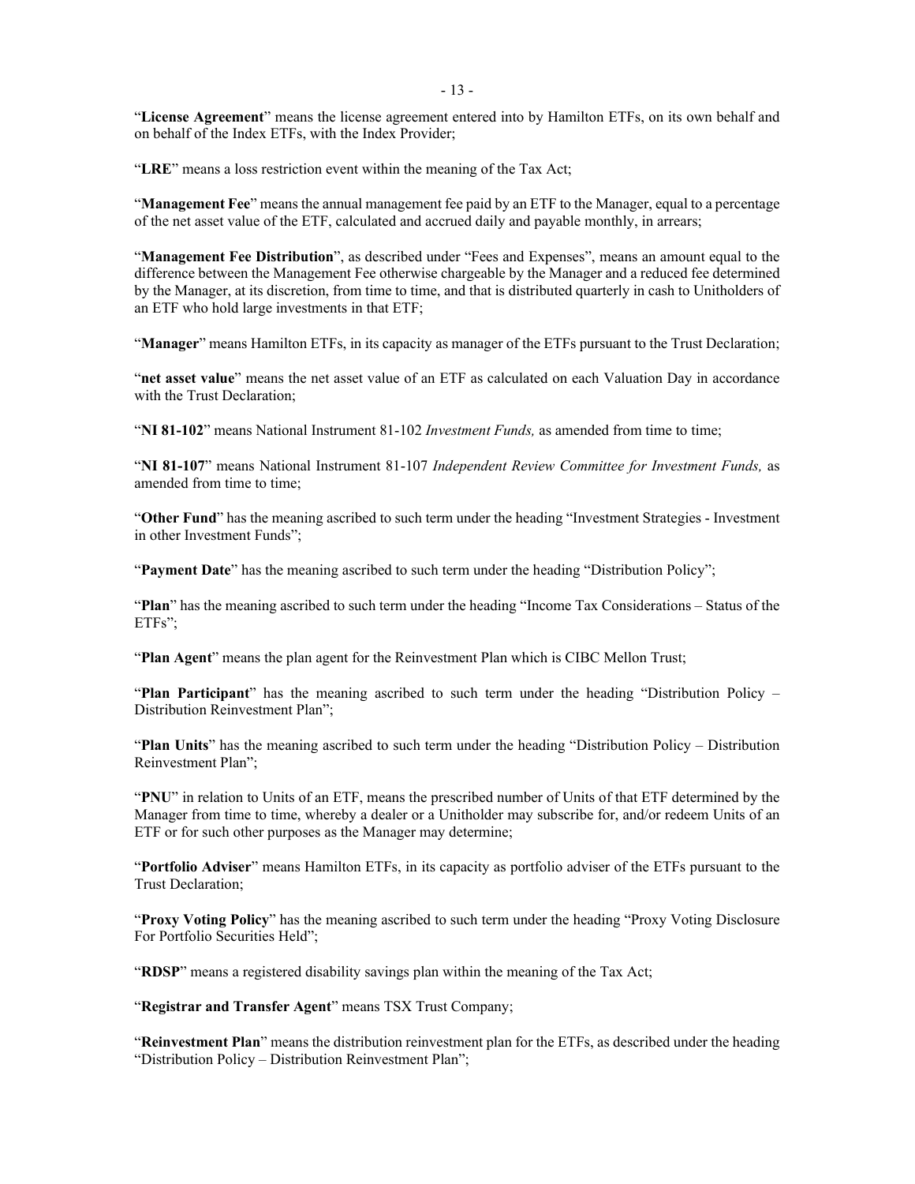"**License Agreement**" means the license agreement entered into by Hamilton ETFs, on its own behalf and on behalf of the Index ETFs, with the Index Provider;

"**LRE**" means a loss restriction event within the meaning of the Tax Act;

"**Management Fee**" means the annual management fee paid by an ETF to the Manager, equal to a percentage of the net asset value of the ETF, calculated and accrued daily and payable monthly, in arrears;

"**Management Fee Distribution**", as described under "Fees and Expenses", means an amount equal to the difference between the Management Fee otherwise chargeable by the Manager and a reduced fee determined by the Manager, at its discretion, from time to time, and that is distributed quarterly in cash to Unitholders of an ETF who hold large investments in that ETF;

"**Manager**" means Hamilton ETFs, in its capacity as manager of the ETFs pursuant to the Trust Declaration;

"**net asset value**" means the net asset value of an ETF as calculated on each Valuation Day in accordance with the Trust Declaration;

"**NI 81-102**" means National Instrument 81-102 *Investment Funds,* as amended from time to time;

"**NI 81-107**" means National Instrument 81-107 *Independent Review Committee for Investment Funds,* as amended from time to time;

"**Other Fund**" has the meaning ascribed to such term under the heading "Investment Strategies - Investment in other Investment Funds";

"**Payment Date**" has the meaning ascribed to such term under the heading "Distribution Policy";

"**Plan**" has the meaning ascribed to such term under the heading "Income Tax Considerations – Status of the ETFs";

"**Plan Agent**" means the plan agent for the Reinvestment Plan which is CIBC Mellon Trust;

"**Plan Participant**" has the meaning ascribed to such term under the heading "Distribution Policy – Distribution Reinvestment Plan";

"**Plan Units**" has the meaning ascribed to such term under the heading "Distribution Policy – Distribution Reinvestment Plan";

"**PNU**" in relation to Units of an ETF, means the prescribed number of Units of that ETF determined by the Manager from time to time, whereby a dealer or a Unitholder may subscribe for, and/or redeem Units of an ETF or for such other purposes as the Manager may determine;

"**Portfolio Adviser**" means Hamilton ETFs, in its capacity as portfolio adviser of the ETFs pursuant to the Trust Declaration;

"**Proxy Voting Policy**" has the meaning ascribed to such term under the heading "Proxy Voting Disclosure For Portfolio Securities Held";

"**RDSP**" means a registered disability savings plan within the meaning of the Tax Act;

"**Registrar and Transfer Agent**" means TSX Trust Company;

"**Reinvestment Plan**" means the distribution reinvestment plan for the ETFs, as described under the heading "Distribution Policy – Distribution Reinvestment Plan";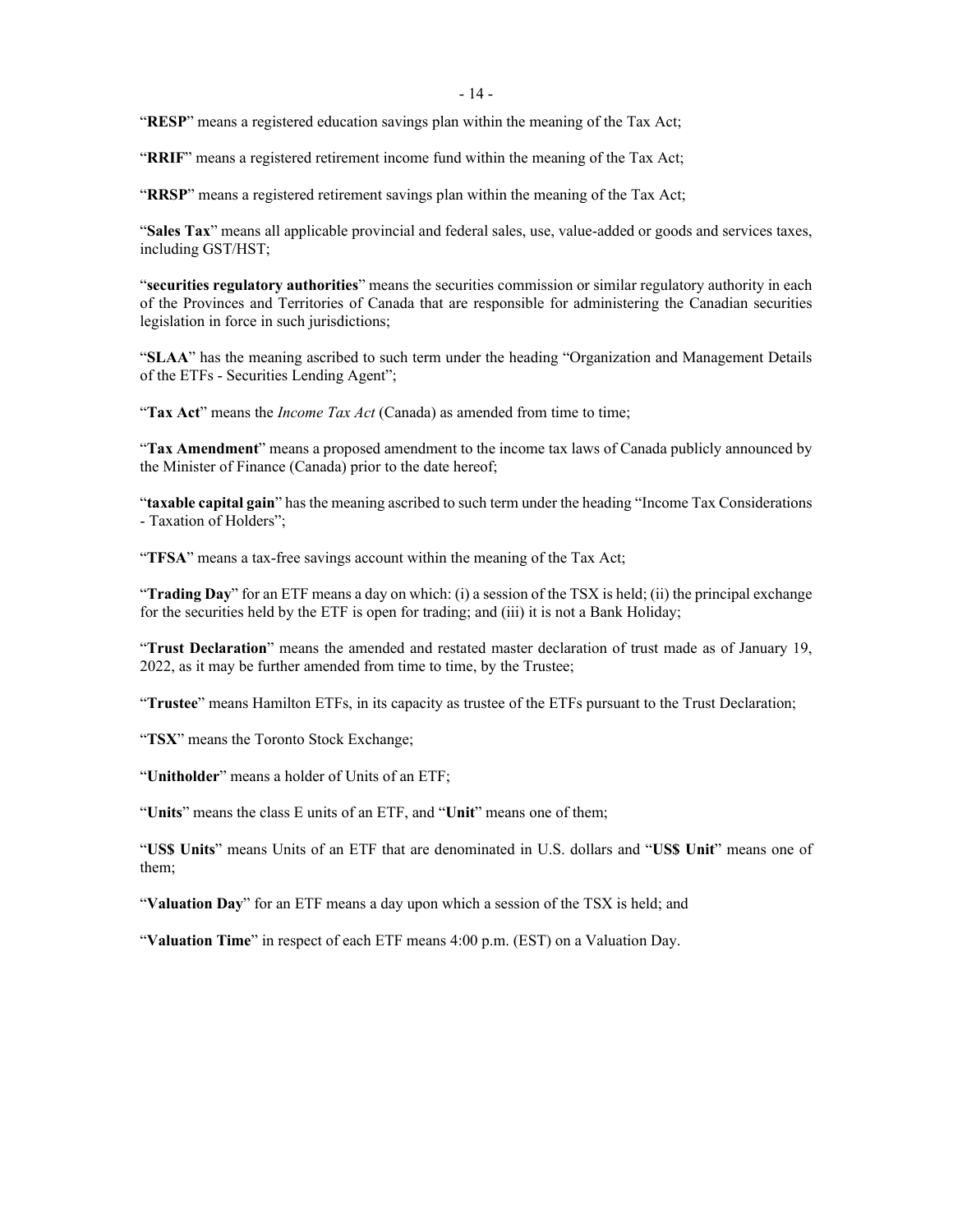"**RESP**" means a registered education savings plan within the meaning of the Tax Act;

"**RRIF**" means a registered retirement income fund within the meaning of the Tax Act;

"**RRSP**" means a registered retirement savings plan within the meaning of the Tax Act;

"**Sales Tax**" means all applicable provincial and federal sales, use, value-added or goods and services taxes, including GST/HST;

"**securities regulatory authorities**" means the securities commission or similar regulatory authority in each of the Provinces and Territories of Canada that are responsible for administering the Canadian securities legislation in force in such jurisdictions;

"**SLAA**" has the meaning ascribed to such term under the heading "Organization and Management Details of the ETFs - Securities Lending Agent";

"**Tax Act**" means the *Income Tax Act* (Canada) as amended from time to time;

"**Tax Amendment**" means a proposed amendment to the income tax laws of Canada publicly announced by the Minister of Finance (Canada) prior to the date hereof;

"**taxable capital gain**" has the meaning ascribed to such term under the heading "Income Tax Considerations - Taxation of Holders";

"**TFSA**" means a tax-free savings account within the meaning of the Tax Act;

"**Trading Day**" for an ETF means a day on which: (i) a session of the TSX is held; (ii) the principal exchange for the securities held by the ETF is open for trading; and (iii) it is not a Bank Holiday;

"**Trust Declaration**" means the amended and restated master declaration of trust made as of January 19, 2022, as it may be further amended from time to time, by the Trustee;

"**Trustee**" means Hamilton ETFs, in its capacity as trustee of the ETFs pursuant to the Trust Declaration;

"**TSX**" means the Toronto Stock Exchange;

"**Unitholder**" means a holder of Units of an ETF;

"**Units**" means the class E units of an ETF, and "**Unit**" means one of them;

"**US$ Units**" means Units of an ETF that are denominated in U.S. dollars and "**US$ Unit**" means one of them;

"**Valuation Day**" for an ETF means a day upon which a session of the TSX is held; and

"**Valuation Time**" in respect of each ETF means 4:00 p.m. (EST) on a Valuation Day.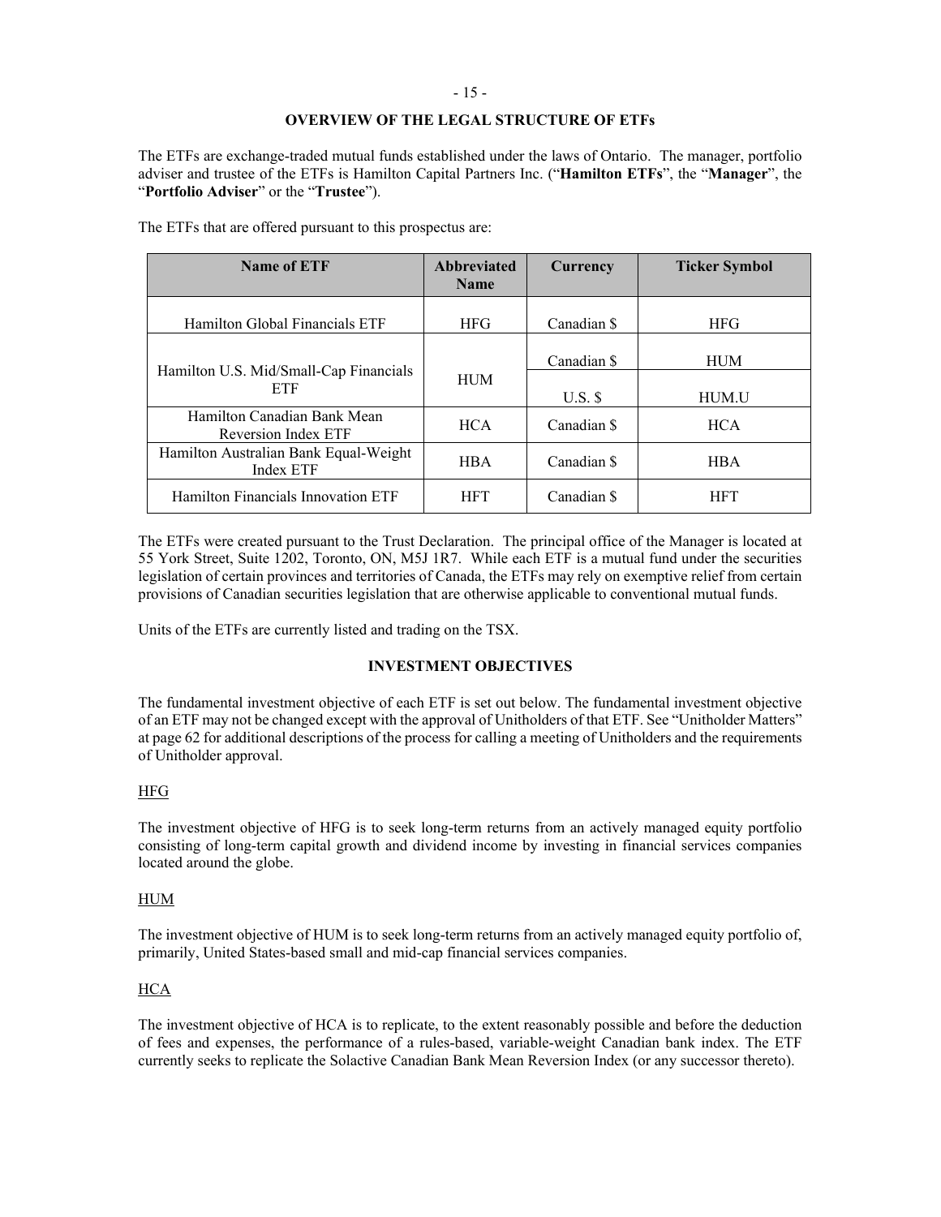## OVERVIEW OF THE LEGAL STRUCTURE OF ETFs

The ETFs are exchange-traded mutual funds established under the laws of Ontario. The manager, portfolio adviser and trustee of the ETFs is Hamilton Capital Partners Inc. ("**Hamilton ETFs**", the "**Manager**", the "**Portfolio Adviser**" or the "**Trustee**").

The ETFs that are offered pursuant to this prospectus are:

| Name of ETF | Abbreviated Name | Currency | Ticker Symbol |
|---|---|---|---|
| Hamilton Global Financials ETF | HFG | Canadian $ | HFG |
| Hamilton U.S. Mid/Small-Cap Financials ETF | HUM | Canadian $ | HUM |
| | | U.S. $ | HUM.U |
| Hamilton Canadian Bank Mean Reversion Index ETF | HCA | Canadian $ | HCA |
| Hamilton Australian Bank Equal-Weight Index ETF | HBA | Canadian $ | HBA |
| Hamilton Financials Innovation ETF | HFT | Canadian $ | HFT |

The ETFs were created pursuant to the Trust Declaration. The principal office of the Manager is located at 55 York Street, Suite 1202, Toronto, ON, M5J 1R7. While each ETF is a mutual fund under the securities legislation of certain provinces and territories of Canada, the ETFs may rely on exemptive relief from certain provisions of Canadian securities legislation that are otherwise applicable to conventional mutual funds.

Units of the ETFs are currently listed and trading on the TSX.

## INVESTMENT OBJECTIVES

The fundamental investment objective of each ETF is set out below. The fundamental investment objective of an ETF may not be changed except with the approval of Unitholders of that ETF. See "Unitholder Matters" at page 62 for additional descriptions of the process for calling a meeting of Unitholders and the requirements of Unitholder approval.

### HFG

The investment objective of HFG is to seek long-term returns from an actively managed equity portfolio consisting of long-term capital growth and dividend income by investing in financial services companies located around the globe.

### HUM

The investment objective of HUM is to seek long-term returns from an actively managed equity portfolio of, primarily, United States-based small and mid-cap financial services companies.

### HCA

The investment objective of HCA is to replicate, to the extent reasonably possible and before the deduction of fees and expenses, the performance of a rules-based, variable-weight Canadian bank index. The ETF currently seeks to replicate the Solactive Canadian Bank Mean Reversion Index (or any successor thereto).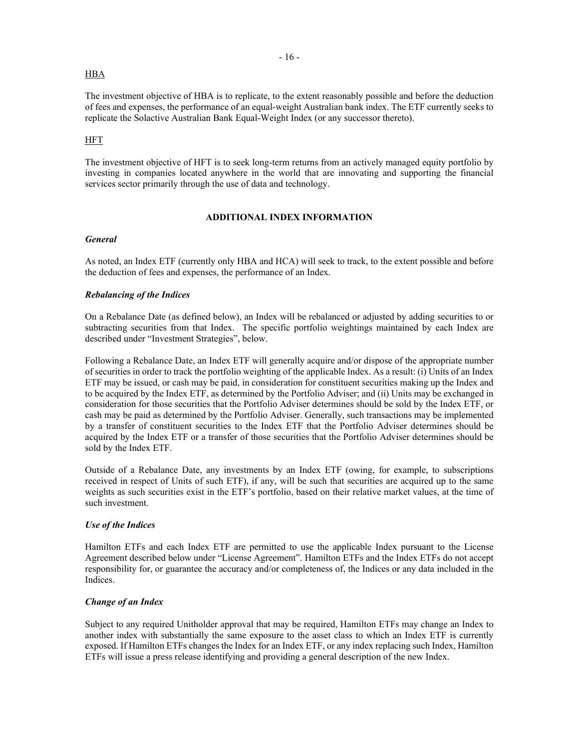HBA

The investment objective of HBA is to replicate, to the extent reasonably possible and before the deduction of fees and expenses, the performance of an equal-weight Australian bank index. The ETF currently seeks to replicate the Solactive Australian Bank Equal-Weight Index (or any successor thereto).

HFT

The investment objective of HFT is to seek long-term returns from an actively managed equity portfolio by investing in companies located anywhere in the world that are innovating and supporting the financial services sector primarily through the use of data and technology.

## ADDITIONAL INDEX INFORMATION

***General***

As noted, an Index ETF (currently only HBA and HCA) will seek to track, to the extent possible and before the deduction of fees and expenses, the performance of an Index.

***Rebalancing of the Indices***

On a Rebalance Date (as defined below), an Index will be rebalanced or adjusted by adding securities to or subtracting securities from that Index. The specific portfolio weightings maintained by each Index are described under "Investment Strategies", below.

Following a Rebalance Date, an Index ETF will generally acquire and/or dispose of the appropriate number of securities in order to track the portfolio weighting of the applicable Index. As a result: (i) Units of an Index ETF may be issued, or cash may be paid, in consideration for constituent securities making up the Index and to be acquired by the Index ETF, as determined by the Portfolio Adviser; and (ii) Units may be exchanged in consideration for those securities that the Portfolio Adviser determines should be sold by the Index ETF, or cash may be paid as determined by the Portfolio Adviser. Generally, such transactions may be implemented by a transfer of constituent securities to the Index ETF that the Portfolio Adviser determines should be acquired by the Index ETF or a transfer of those securities that the Portfolio Adviser determines should be sold by the Index ETF.

Outside of a Rebalance Date, any investments by an Index ETF (owing, for example, to subscriptions received in respect of Units of such ETF), if any, will be such that securities are acquired up to the same weights as such securities exist in the ETF's portfolio, based on their relative market values, at the time of such investment.

***Use of the Indices***

Hamilton ETFs and each Index ETF are permitted to use the applicable Index pursuant to the License Agreement described below under "License Agreement". Hamilton ETFs and the Index ETFs do not accept responsibility for, or guarantee the accuracy and/or completeness of, the Indices or any data included in the Indices.

***Change of an Index***

Subject to any required Unitholder approval that may be required, Hamilton ETFs may change an Index to another index with substantially the same exposure to the asset class to which an Index ETF is currently exposed. If Hamilton ETFs changes the Index for an Index ETF, or any index replacing such Index, Hamilton ETFs will issue a press release identifying and providing a general description of the new Index.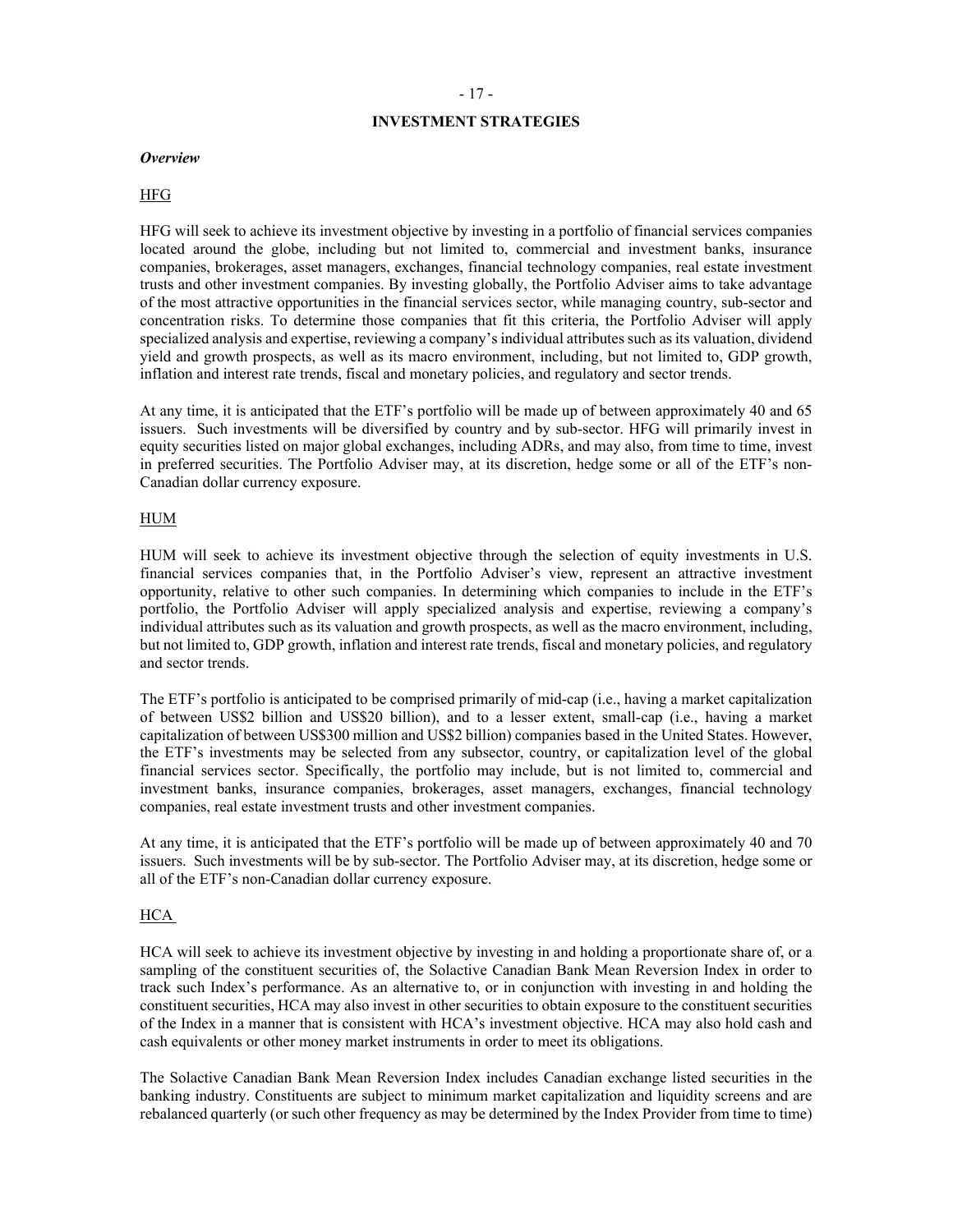## INVESTMENT STRATEGIES

***Overview***

HFG

HFG will seek to achieve its investment objective by investing in a portfolio of financial services companies located around the globe, including but not limited to, commercial and investment banks, insurance companies, brokerages, asset managers, exchanges, financial technology companies, real estate investment trusts and other investment companies. By investing globally, the Portfolio Adviser aims to take advantage of the most attractive opportunities in the financial services sector, while managing country, sub-sector and concentration risks. To determine those companies that fit this criteria, the Portfolio Adviser will apply specialized analysis and expertise, reviewing a company's individual attributes such as its valuation, dividend yield and growth prospects, as well as its macro environment, including, but not limited to, GDP growth, inflation and interest rate trends, fiscal and monetary policies, and regulatory and sector trends.

At any time, it is anticipated that the ETF's portfolio will be made up of between approximately 40 and 65 issuers. Such investments will be diversified by country and by sub-sector. HFG will primarily invest in equity securities listed on major global exchanges, including ADRs, and may also, from time to time, invest in preferred securities. The Portfolio Adviser may, at its discretion, hedge some or all of the ETF's non-Canadian dollar currency exposure.

HUM

HUM will seek to achieve its investment objective through the selection of equity investments in U.S. financial services companies that, in the Portfolio Adviser's view, represent an attractive investment opportunity, relative to other such companies. In determining which companies to include in the ETF's portfolio, the Portfolio Adviser will apply specialized analysis and expertise, reviewing a company's individual attributes such as its valuation and growth prospects, as well as the macro environment, including, but not limited to, GDP growth, inflation and interest rate trends, fiscal and monetary policies, and regulatory and sector trends.

The ETF's portfolio is anticipated to be comprised primarily of mid-cap (i.e., having a market capitalization of between US$2 billion and US$20 billion), and to a lesser extent, small-cap (i.e., having a market capitalization of between US$300 million and US$2 billion) companies based in the United States. However, the ETF's investments may be selected from any subsector, country, or capitalization level of the global financial services sector. Specifically, the portfolio may include, but is not limited to, commercial and investment banks, insurance companies, brokerages, asset managers, exchanges, financial technology companies, real estate investment trusts and other investment companies.

At any time, it is anticipated that the ETF's portfolio will be made up of between approximately 40 and 70 issuers. Such investments will be by sub-sector. The Portfolio Adviser may, at its discretion, hedge some or all of the ETF's non-Canadian dollar currency exposure.

HCA

HCA will seek to achieve its investment objective by investing in and holding a proportionate share of, or a sampling of the constituent securities of, the Solactive Canadian Bank Mean Reversion Index in order to track such Index's performance. As an alternative to, or in conjunction with investing in and holding the constituent securities, HCA may also invest in other securities to obtain exposure to the constituent securities of the Index in a manner that is consistent with HCA's investment objective. HCA may also hold cash and cash equivalents or other money market instruments in order to meet its obligations.

The Solactive Canadian Bank Mean Reversion Index includes Canadian exchange listed securities in the banking industry. Constituents are subject to minimum market capitalization and liquidity screens and are rebalanced quarterly (or such other frequency as may be determined by the Index Provider from time to time)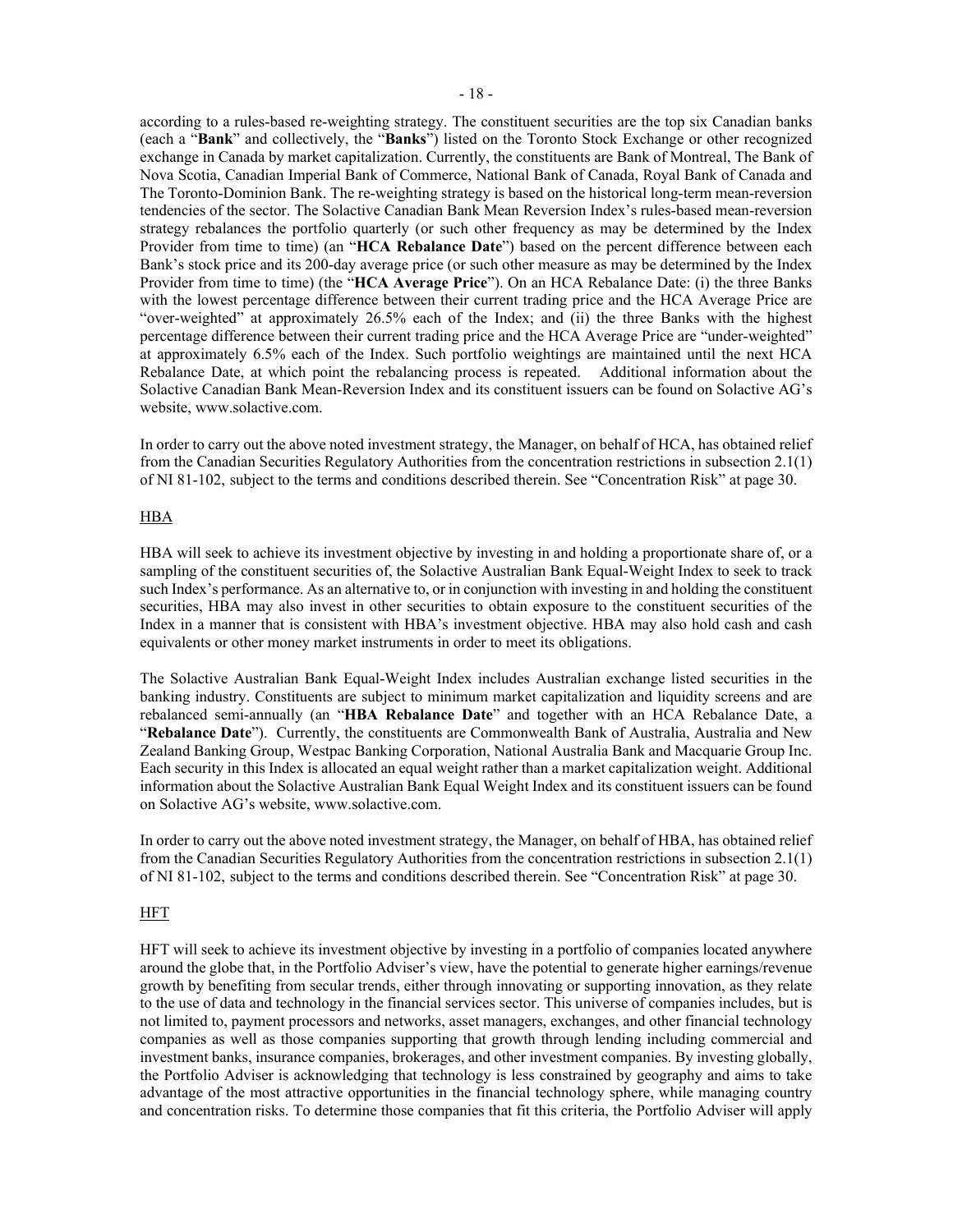according to a rules-based re-weighting strategy. The constituent securities are the top six Canadian banks (each a "**Bank**" and collectively, the "**Banks**") listed on the Toronto Stock Exchange or other recognized exchange in Canada by market capitalization. Currently, the constituents are Bank of Montreal, The Bank of Nova Scotia, Canadian Imperial Bank of Commerce, National Bank of Canada, Royal Bank of Canada and The Toronto-Dominion Bank. The re-weighting strategy is based on the historical long-term mean-reversion tendencies of the sector. The Solactive Canadian Bank Mean Reversion Index's rules-based mean-reversion strategy rebalances the portfolio quarterly (or such other frequency as may be determined by the Index Provider from time to time) (an "**HCA Rebalance Date**") based on the percent difference between each Bank's stock price and its 200-day average price (or such other measure as may be determined by the Index Provider from time to time) (the "**HCA Average Price**"). On an HCA Rebalance Date: (i) the three Banks with the lowest percentage difference between their current trading price and the HCA Average Price are "over-weighted" at approximately 26.5% each of the Index; and (ii) the three Banks with the highest percentage difference between their current trading price and the HCA Average Price are "under-weighted" at approximately 6.5% each of the Index. Such portfolio weightings are maintained until the next HCA Rebalance Date, at which point the rebalancing process is repeated. Additional information about the Solactive Canadian Bank Mean-Reversion Index and its constituent issuers can be found on Solactive AG's website, www.solactive.com.

In order to carry out the above noted investment strategy, the Manager, on behalf of HCA, has obtained relief from the Canadian Securities Regulatory Authorities from the concentration restrictions in subsection 2.1(1) of NI 81-102, subject to the terms and conditions described therein. See "Concentration Risk" at page 30.

## HBA

HBA will seek to achieve its investment objective by investing in and holding a proportionate share of, or a sampling of the constituent securities of, the Solactive Australian Bank Equal-Weight Index to seek to track such Index's performance. As an alternative to, or in conjunction with investing in and holding the constituent securities, HBA may also invest in other securities to obtain exposure to the constituent securities of the Index in a manner that is consistent with HBA's investment objective. HBA may also hold cash and cash equivalents or other money market instruments in order to meet its obligations.

The Solactive Australian Bank Equal-Weight Index includes Australian exchange listed securities in the banking industry. Constituents are subject to minimum market capitalization and liquidity screens and are rebalanced semi-annually (an "**HBA Rebalance Date**" and together with an HCA Rebalance Date, a "**Rebalance Date**"). Currently, the constituents are Commonwealth Bank of Australia, Australia and New Zealand Banking Group, Westpac Banking Corporation, National Australia Bank and Macquarie Group Inc. Each security in this Index is allocated an equal weight rather than a market capitalization weight. Additional information about the Solactive Australian Bank Equal Weight Index and its constituent issuers can be found on Solactive AG's website, www.solactive.com.

In order to carry out the above noted investment strategy, the Manager, on behalf of HBA, has obtained relief from the Canadian Securities Regulatory Authorities from the concentration restrictions in subsection 2.1(1) of NI 81-102, subject to the terms and conditions described therein. See "Concentration Risk" at page 30.

## HFT

HFT will seek to achieve its investment objective by investing in a portfolio of companies located anywhere around the globe that, in the Portfolio Adviser's view, have the potential to generate higher earnings/revenue growth by benefiting from secular trends, either through innovating or supporting innovation, as they relate to the use of data and technology in the financial services sector. This universe of companies includes, but is not limited to, payment processors and networks, asset managers, exchanges, and other financial technology companies as well as those companies supporting that growth through lending including commercial and investment banks, insurance companies, brokerages, and other investment companies. By investing globally, the Portfolio Adviser is acknowledging that technology is less constrained by geography and aims to take advantage of the most attractive opportunities in the financial technology sphere, while managing country and concentration risks. To determine those companies that fit this criteria, the Portfolio Adviser will apply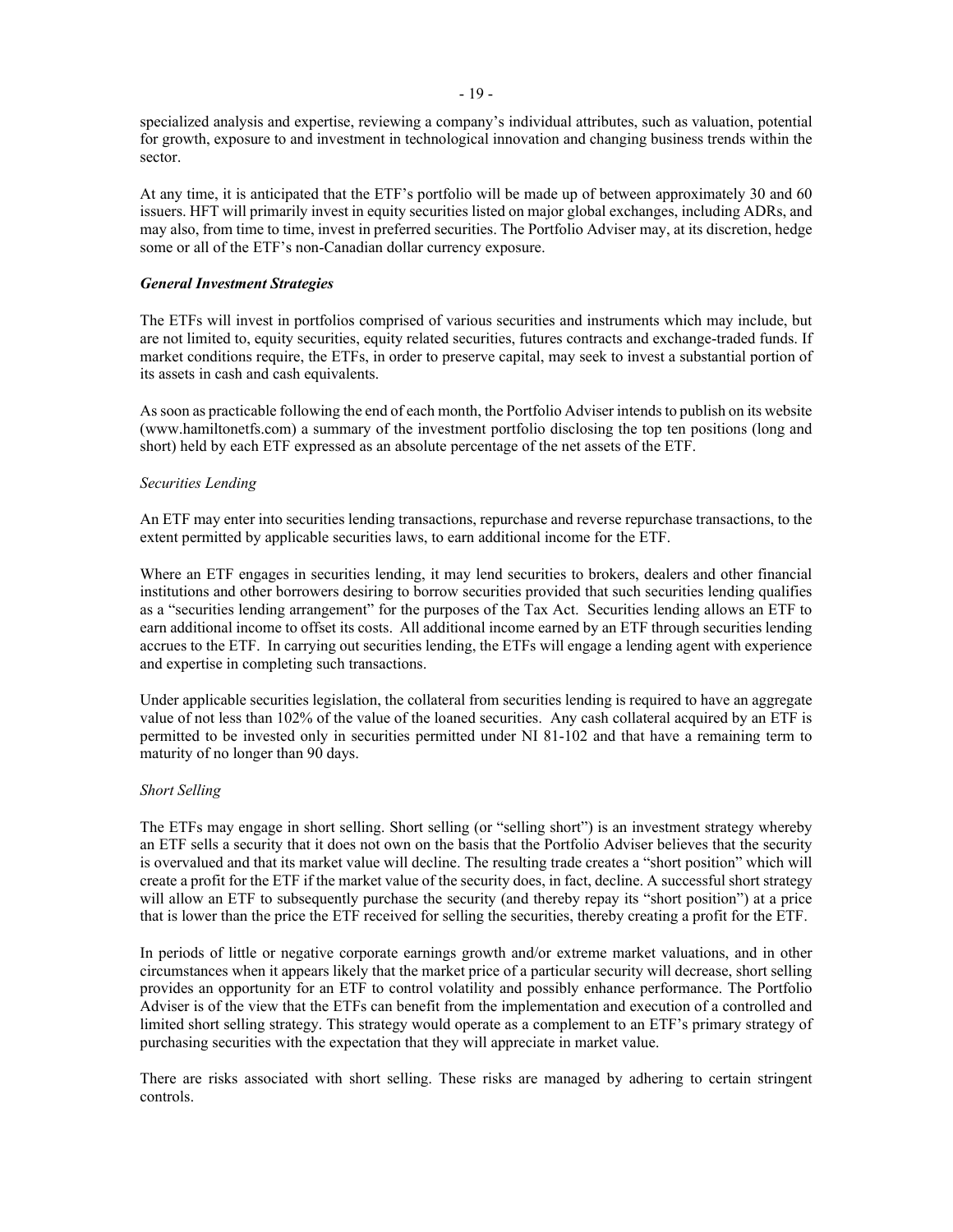specialized analysis and expertise, reviewing a company's individual attributes, such as valuation, potential for growth, exposure to and investment in technological innovation and changing business trends within the sector.

At any time, it is anticipated that the ETF's portfolio will be made up of between approximately 30 and 60 issuers. HFT will primarily invest in equity securities listed on major global exchanges, including ADRs, and may also, from time to time, invest in preferred securities. The Portfolio Adviser may, at its discretion, hedge some or all of the ETF's non-Canadian dollar currency exposure.

***General Investment Strategies***

The ETFs will invest in portfolios comprised of various securities and instruments which may include, but are not limited to, equity securities, equity related securities, futures contracts and exchange-traded funds. If market conditions require, the ETFs, in order to preserve capital, may seek to invest a substantial portion of its assets in cash and cash equivalents.

As soon as practicable following the end of each month, the Portfolio Adviser intends to publish on its website (www.hamiltonetfs.com) a summary of the investment portfolio disclosing the top ten positions (long and short) held by each ETF expressed as an absolute percentage of the net assets of the ETF.

*Securities Lending*

An ETF may enter into securities lending transactions, repurchase and reverse repurchase transactions, to the extent permitted by applicable securities laws, to earn additional income for the ETF.

Where an ETF engages in securities lending, it may lend securities to brokers, dealers and other financial institutions and other borrowers desiring to borrow securities provided that such securities lending qualifies as a "securities lending arrangement" for the purposes of the Tax Act. Securities lending allows an ETF to earn additional income to offset its costs. All additional income earned by an ETF through securities lending accrues to the ETF. In carrying out securities lending, the ETFs will engage a lending agent with experience and expertise in completing such transactions.

Under applicable securities legislation, the collateral from securities lending is required to have an aggregate value of not less than 102% of the value of the loaned securities. Any cash collateral acquired by an ETF is permitted to be invested only in securities permitted under NI 81-102 and that have a remaining term to maturity of no longer than 90 days.

*Short Selling*

The ETFs may engage in short selling. Short selling (or "selling short") is an investment strategy whereby an ETF sells a security that it does not own on the basis that the Portfolio Adviser believes that the security is overvalued and that its market value will decline. The resulting trade creates a "short position" which will create a profit for the ETF if the market value of the security does, in fact, decline. A successful short strategy will allow an ETF to subsequently purchase the security (and thereby repay its "short position") at a price that is lower than the price the ETF received for selling the securities, thereby creating a profit for the ETF.

In periods of little or negative corporate earnings growth and/or extreme market valuations, and in other circumstances when it appears likely that the market price of a particular security will decrease, short selling provides an opportunity for an ETF to control volatility and possibly enhance performance. The Portfolio Adviser is of the view that the ETFs can benefit from the implementation and execution of a controlled and limited short selling strategy. This strategy would operate as a complement to an ETF's primary strategy of purchasing securities with the expectation that they will appreciate in market value.

There are risks associated with short selling. These risks are managed by adhering to certain stringent controls.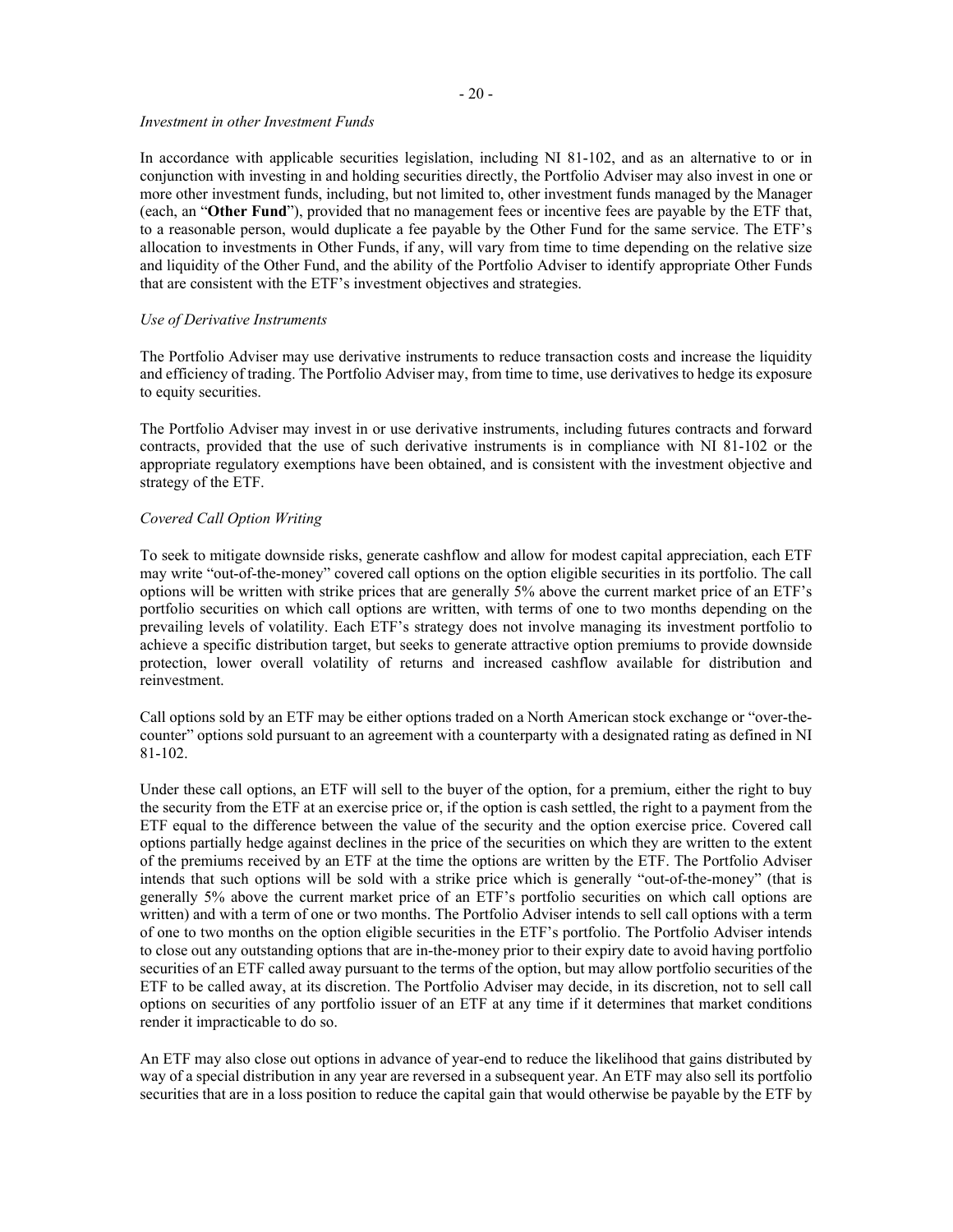*Investment in other Investment Funds*

In accordance with applicable securities legislation, including NI 81-102, and as an alternative to or in conjunction with investing in and holding securities directly, the Portfolio Adviser may also invest in one or more other investment funds, including, but not limited to, other investment funds managed by the Manager (each, an "**Other Fund**"), provided that no management fees or incentive fees are payable by the ETF that, to a reasonable person, would duplicate a fee payable by the Other Fund for the same service. The ETF's allocation to investments in Other Funds, if any, will vary from time to time depending on the relative size and liquidity of the Other Fund, and the ability of the Portfolio Adviser to identify appropriate Other Funds that are consistent with the ETF's investment objectives and strategies.

*Use of Derivative Instruments*

The Portfolio Adviser may use derivative instruments to reduce transaction costs and increase the liquidity and efficiency of trading. The Portfolio Adviser may, from time to time, use derivatives to hedge its exposure to equity securities.

The Portfolio Adviser may invest in or use derivative instruments, including futures contracts and forward contracts, provided that the use of such derivative instruments is in compliance with NI 81-102 or the appropriate regulatory exemptions have been obtained, and is consistent with the investment objective and strategy of the ETF.

*Covered Call Option Writing*

To seek to mitigate downside risks, generate cashflow and allow for modest capital appreciation, each ETF may write "out-of-the-money" covered call options on the option eligible securities in its portfolio. The call options will be written with strike prices that are generally 5% above the current market price of an ETF's portfolio securities on which call options are written, with terms of one to two months depending on the prevailing levels of volatility. Each ETF's strategy does not involve managing its investment portfolio to achieve a specific distribution target, but seeks to generate attractive option premiums to provide downside protection, lower overall volatility of returns and increased cashflow available for distribution and reinvestment.

Call options sold by an ETF may be either options traded on a North American stock exchange or "over-the-counter" options sold pursuant to an agreement with a counterparty with a designated rating as defined in NI 81-102.

Under these call options, an ETF will sell to the buyer of the option, for a premium, either the right to buy the security from the ETF at an exercise price or, if the option is cash settled, the right to a payment from the ETF equal to the difference between the value of the security and the option exercise price. Covered call options partially hedge against declines in the price of the securities on which they are written to the extent of the premiums received by an ETF at the time the options are written by the ETF. The Portfolio Adviser intends that such options will be sold with a strike price which is generally "out-of-the-money" (that is generally 5% above the current market price of an ETF's portfolio securities on which call options are written) and with a term of one or two months. The Portfolio Adviser intends to sell call options with a term of one to two months on the option eligible securities in the ETF's portfolio. The Portfolio Adviser intends to close out any outstanding options that are in-the-money prior to their expiry date to avoid having portfolio securities of an ETF called away pursuant to the terms of the option, but may allow portfolio securities of the ETF to be called away, at its discretion. The Portfolio Adviser may decide, in its discretion, not to sell call options on securities of any portfolio issuer of an ETF at any time if it determines that market conditions render it impracticable to do so.

An ETF may also close out options in advance of year-end to reduce the likelihood that gains distributed by way of a special distribution in any year are reversed in a subsequent year. An ETF may also sell its portfolio securities that are in a loss position to reduce the capital gain that would otherwise be payable by the ETF by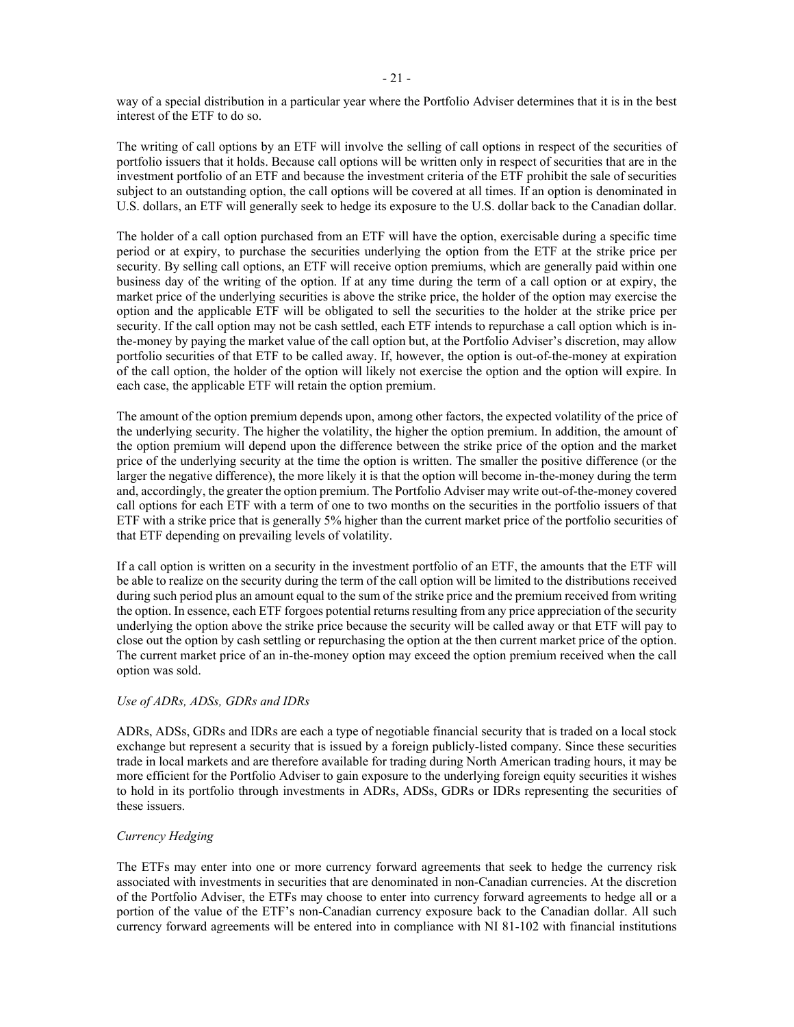way of a special distribution in a particular year where the Portfolio Adviser determines that it is in the best interest of the ETF to do so.

The writing of call options by an ETF will involve the selling of call options in respect of the securities of portfolio issuers that it holds. Because call options will be written only in respect of securities that are in the investment portfolio of an ETF and because the investment criteria of the ETF prohibit the sale of securities subject to an outstanding option, the call options will be covered at all times. If an option is denominated in U.S. dollars, an ETF will generally seek to hedge its exposure to the U.S. dollar back to the Canadian dollar.

The holder of a call option purchased from an ETF will have the option, exercisable during a specific time period or at expiry, to purchase the securities underlying the option from the ETF at the strike price per security. By selling call options, an ETF will receive option premiums, which are generally paid within one business day of the writing of the option. If at any time during the term of a call option or at expiry, the market price of the underlying securities is above the strike price, the holder of the option may exercise the option and the applicable ETF will be obligated to sell the securities to the holder at the strike price per security. If the call option may not be cash settled, each ETF intends to repurchase a call option which is in-the-money by paying the market value of the call option but, at the Portfolio Adviser's discretion, may allow portfolio securities of that ETF to be called away. If, however, the option is out-of-the-money at expiration of the call option, the holder of the option will likely not exercise the option and the option will expire. In each case, the applicable ETF will retain the option premium.

The amount of the option premium depends upon, among other factors, the expected volatility of the price of the underlying security. The higher the volatility, the higher the option premium. In addition, the amount of the option premium will depend upon the difference between the strike price of the option and the market price of the underlying security at the time the option is written. The smaller the positive difference (or the larger the negative difference), the more likely it is that the option will become in-the-money during the term and, accordingly, the greater the option premium. The Portfolio Adviser may write out-of-the-money covered call options for each ETF with a term of one to two months on the securities in the portfolio issuers of that ETF with a strike price that is generally 5% higher than the current market price of the portfolio securities of that ETF depending on prevailing levels of volatility.

If a call option is written on a security in the investment portfolio of an ETF, the amounts that the ETF will be able to realize on the security during the term of the call option will be limited to the distributions received during such period plus an amount equal to the sum of the strike price and the premium received from writing the option. In essence, each ETF forgoes potential returns resulting from any price appreciation of the security underlying the option above the strike price because the security will be called away or that ETF will pay to close out the option by cash settling or repurchasing the option at the then current market price of the option. The current market price of an in-the-money option may exceed the option premium received when the call option was sold.

*Use of ADRs, ADSs, GDRs and IDRs*

ADRs, ADSs, GDRs and IDRs are each a type of negotiable financial security that is traded on a local stock exchange but represent a security that is issued by a foreign publicly-listed company. Since these securities trade in local markets and are therefore available for trading during North American trading hours, it may be more efficient for the Portfolio Adviser to gain exposure to the underlying foreign equity securities it wishes to hold in its portfolio through investments in ADRs, ADSs, GDRs or IDRs representing the securities of these issuers.

*Currency Hedging*

The ETFs may enter into one or more currency forward agreements that seek to hedge the currency risk associated with investments in securities that are denominated in non-Canadian currencies. At the discretion of the Portfolio Adviser, the ETFs may choose to enter into currency forward agreements to hedge all or a portion of the value of the ETF's non-Canadian currency exposure back to the Canadian dollar. All such currency forward agreements will be entered into in compliance with NI 81-102 with financial institutions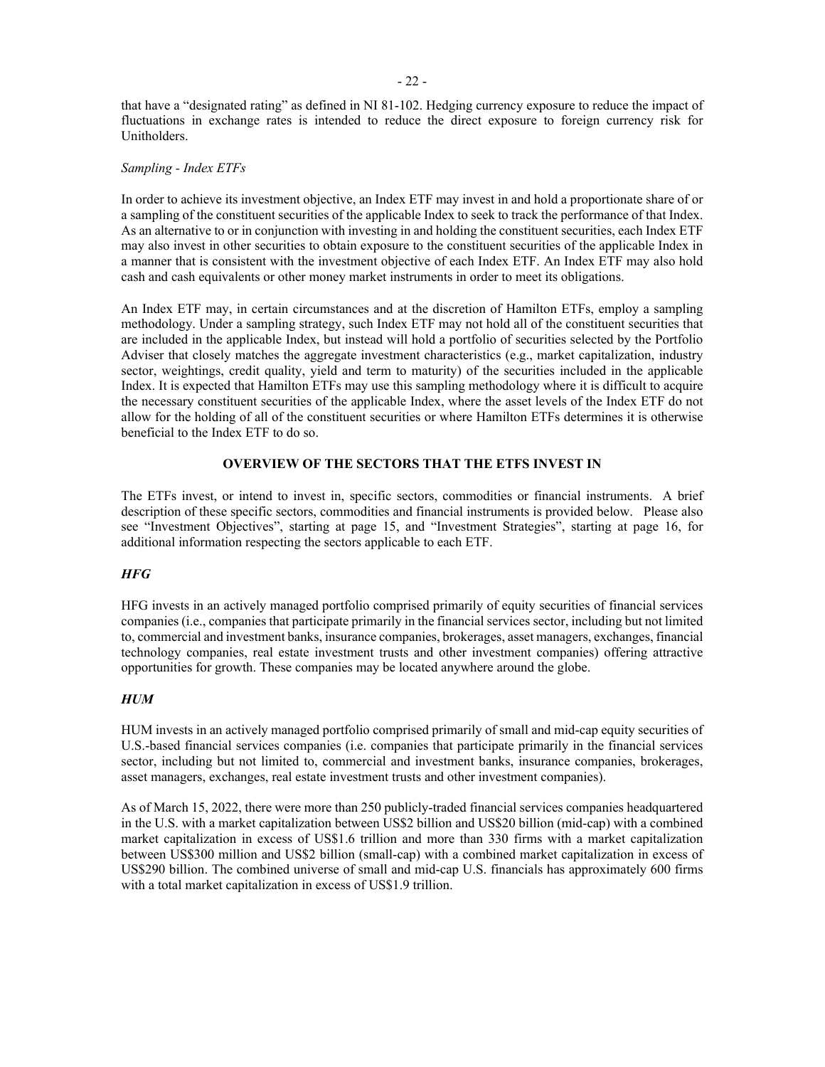that have a "designated rating" as defined in NI 81-102. Hedging currency exposure to reduce the impact of fluctuations in exchange rates is intended to reduce the direct exposure to foreign currency risk for Unitholders.

*Sampling - Index ETFs*

In order to achieve its investment objective, an Index ETF may invest in and hold a proportionate share of or a sampling of the constituent securities of the applicable Index to seek to track the performance of that Index. As an alternative to or in conjunction with investing in and holding the constituent securities, each Index ETF may also invest in other securities to obtain exposure to the constituent securities of the applicable Index in a manner that is consistent with the investment objective of each Index ETF. An Index ETF may also hold cash and cash equivalents or other money market instruments in order to meet its obligations.

An Index ETF may, in certain circumstances and at the discretion of Hamilton ETFs, employ a sampling methodology. Under a sampling strategy, such Index ETF may not hold all of the constituent securities that are included in the applicable Index, but instead will hold a portfolio of securities selected by the Portfolio Adviser that closely matches the aggregate investment characteristics (e.g., market capitalization, industry sector, weightings, credit quality, yield and term to maturity) of the securities included in the applicable Index. It is expected that Hamilton ETFs may use this sampling methodology where it is difficult to acquire the necessary constituent securities of the applicable Index, where the asset levels of the Index ETF do not allow for the holding of all of the constituent securities or where Hamilton ETFs determines it is otherwise beneficial to the Index ETF to do so.

## OVERVIEW OF THE SECTORS THAT THE ETFS INVEST IN

The ETFs invest, or intend to invest in, specific sectors, commodities or financial instruments. A brief description of these specific sectors, commodities and financial instruments is provided below. Please also see "Investment Objectives", starting at page 15, and "Investment Strategies", starting at page 16, for additional information respecting the sectors applicable to each ETF.

### *HFG*

HFG invests in an actively managed portfolio comprised primarily of equity securities of financial services companies (i.e., companies that participate primarily in the financial services sector, including but not limited to, commercial and investment banks, insurance companies, brokerages, asset managers, exchanges, financial technology companies, real estate investment trusts and other investment companies) offering attractive opportunities for growth. These companies may be located anywhere around the globe.

### *HUM*

HUM invests in an actively managed portfolio comprised primarily of small and mid-cap equity securities of U.S.-based financial services companies (i.e. companies that participate primarily in the financial services sector, including but not limited to, commercial and investment banks, insurance companies, brokerages, asset managers, exchanges, real estate investment trusts and other investment companies).

As of March 15, 2022, there were more than 250 publicly-traded financial services companies headquartered in the U.S. with a market capitalization between US$2 billion and US$20 billion (mid-cap) with a combined market capitalization in excess of US$1.6 trillion and more than 330 firms with a market capitalization between US$300 million and US$2 billion (small-cap) with a combined market capitalization in excess of US$290 billion. The combined universe of small and mid-cap U.S. financials has approximately 600 firms with a total market capitalization in excess of US$1.9 trillion.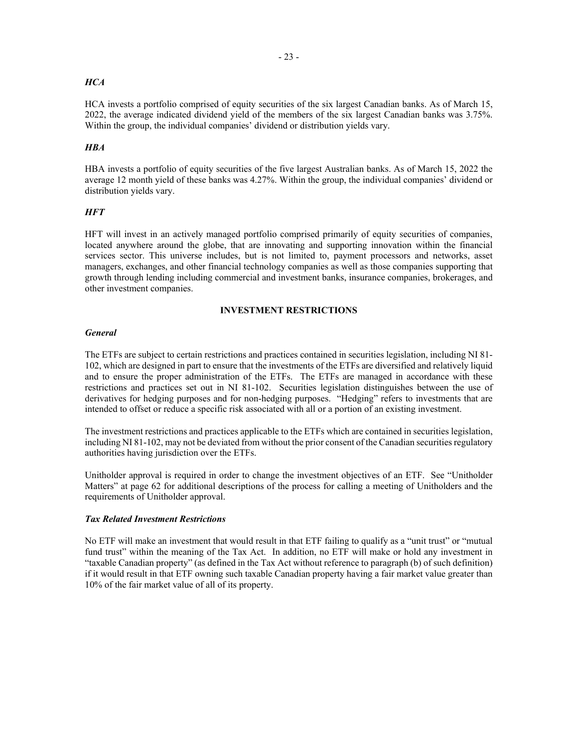### *HCA*

HCA invests a portfolio comprised of equity securities of the six largest Canadian banks. As of March 15, 2022, the average indicated dividend yield of the members of the six largest Canadian banks was 3.75%. Within the group, the individual companies' dividend or distribution yields vary.

### *HBA*

HBA invests a portfolio of equity securities of the five largest Australian banks. As of March 15, 2022 the average 12 month yield of these banks was 4.27%. Within the group, the individual companies' dividend or distribution yields vary.

### *HFT*

HFT will invest in an actively managed portfolio comprised primarily of equity securities of companies, located anywhere around the globe, that are innovating and supporting innovation within the financial services sector. This universe includes, but is not limited to, payment processors and networks, asset managers, exchanges, and other financial technology companies as well as those companies supporting that growth through lending including commercial and investment banks, insurance companies, brokerages, and other investment companies.

## INVESTMENT RESTRICTIONS

### *General*

The ETFs are subject to certain restrictions and practices contained in securities legislation, including NI 81-102, which are designed in part to ensure that the investments of the ETFs are diversified and relatively liquid and to ensure the proper administration of the ETFs. The ETFs are managed in accordance with these restrictions and practices set out in NI 81-102. Securities legislation distinguishes between the use of derivatives for hedging purposes and for non-hedging purposes. "Hedging" refers to investments that are intended to offset or reduce a specific risk associated with all or a portion of an existing investment.

The investment restrictions and practices applicable to the ETFs which are contained in securities legislation, including NI 81-102, may not be deviated from without the prior consent of the Canadian securities regulatory authorities having jurisdiction over the ETFs.

Unitholder approval is required in order to change the investment objectives of an ETF. See "Unitholder Matters" at page 62 for additional descriptions of the process for calling a meeting of Unitholders and the requirements of Unitholder approval.

### *Tax Related Investment Restrictions*

No ETF will make an investment that would result in that ETF failing to qualify as a "unit trust" or "mutual fund trust" within the meaning of the Tax Act. In addition, no ETF will make or hold any investment in "taxable Canadian property" (as defined in the Tax Act without reference to paragraph (b) of such definition) if it would result in that ETF owning such taxable Canadian property having a fair market value greater than 10% of the fair market value of all of its property.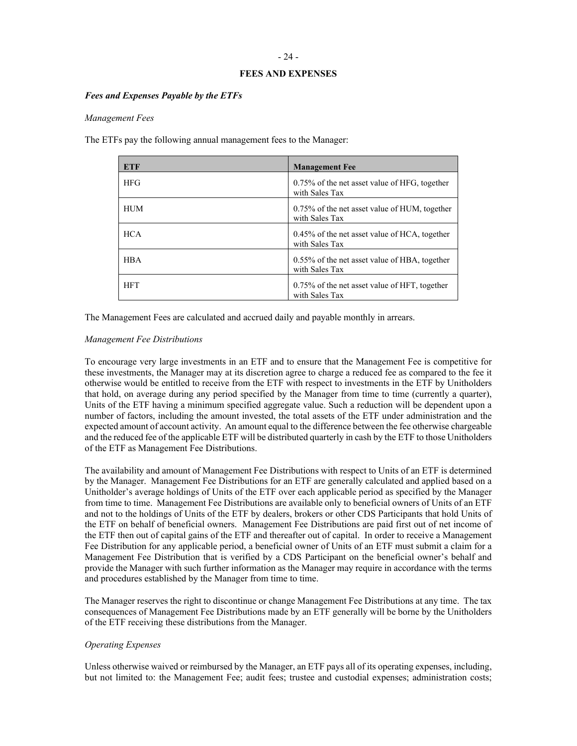## FEES AND EXPENSES

### *Fees and Expenses Payable by the ETFs*

*Management Fees*

The ETFs pay the following annual management fees to the Manager:

| ETF | Management Fee |
|---|---|
| HFG | 0.75% of the net asset value of HFG, together with Sales Tax |
| HUM | 0.75% of the net asset value of HUM, together with Sales Tax |
| HCA | 0.45% of the net asset value of HCA, together with Sales Tax |
| HBA | 0.55% of the net asset value of HBA, together with Sales Tax |
| HFT | 0.75% of the net asset value of HFT, together with Sales Tax |

The Management Fees are calculated and accrued daily and payable monthly in arrears.

*Management Fee Distributions*

To encourage very large investments in an ETF and to ensure that the Management Fee is competitive for these investments, the Manager may at its discretion agree to charge a reduced fee as compared to the fee it otherwise would be entitled to receive from the ETF with respect to investments in the ETF by Unitholders that hold, on average during any period specified by the Manager from time to time (currently a quarter), Units of the ETF having a minimum specified aggregate value. Such a reduction will be dependent upon a number of factors, including the amount invested, the total assets of the ETF under administration and the expected amount of account activity. An amount equal to the difference between the fee otherwise chargeable and the reduced fee of the applicable ETF will be distributed quarterly in cash by the ETF to those Unitholders of the ETF as Management Fee Distributions.

The availability and amount of Management Fee Distributions with respect to Units of an ETF is determined by the Manager. Management Fee Distributions for an ETF are generally calculated and applied based on a Unitholder's average holdings of Units of the ETF over each applicable period as specified by the Manager from time to time. Management Fee Distributions are available only to beneficial owners of Units of an ETF and not to the holdings of Units of the ETF by dealers, brokers or other CDS Participants that hold Units of the ETF on behalf of beneficial owners. Management Fee Distributions are paid first out of net income of the ETF then out of capital gains of the ETF and thereafter out of capital. In order to receive a Management Fee Distribution for any applicable period, a beneficial owner of Units of an ETF must submit a claim for a Management Fee Distribution that is verified by a CDS Participant on the beneficial owner's behalf and provide the Manager with such further information as the Manager may require in accordance with the terms and procedures established by the Manager from time to time.

The Manager reserves the right to discontinue or change Management Fee Distributions at any time. The tax consequences of Management Fee Distributions made by an ETF generally will be borne by the Unitholders of the ETF receiving these distributions from the Manager.

*Operating Expenses*

Unless otherwise waived or reimbursed by the Manager, an ETF pays all of its operating expenses, including, but not limited to: the Management Fee; audit fees; trustee and custodial expenses; administration costs;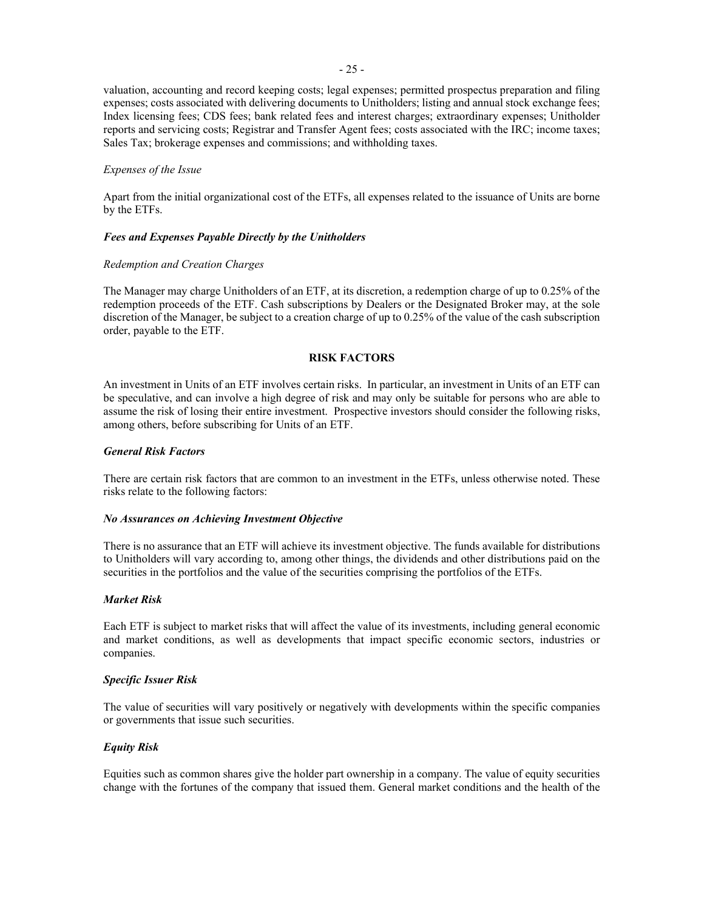valuation, accounting and record keeping costs; legal expenses; permitted prospectus preparation and filing expenses; costs associated with delivering documents to Unitholders; listing and annual stock exchange fees; Index licensing fees; CDS fees; bank related fees and interest charges; extraordinary expenses; Unitholder reports and servicing costs; Registrar and Transfer Agent fees; costs associated with the IRC; income taxes; Sales Tax; brokerage expenses and commissions; and withholding taxes.

*Expenses of the Issue*

Apart from the initial organizational cost of the ETFs, all expenses related to the issuance of Units are borne by the ETFs.

***Fees and Expenses Payable Directly by the Unitholders***

*Redemption and Creation Charges*

The Manager may charge Unitholders of an ETF, at its discretion, a redemption charge of up to 0.25% of the redemption proceeds of the ETF. Cash subscriptions by Dealers or the Designated Broker may, at the sole discretion of the Manager, be subject to a creation charge of up to 0.25% of the value of the cash subscription order, payable to the ETF.

## RISK FACTORS

An investment in Units of an ETF involves certain risks. In particular, an investment in Units of an ETF can be speculative, and can involve a high degree of risk and may only be suitable for persons who are able to assume the risk of losing their entire investment. Prospective investors should consider the following risks, among others, before subscribing for Units of an ETF.

***General Risk Factors***

There are certain risk factors that are common to an investment in the ETFs, unless otherwise noted. These risks relate to the following factors:

***No Assurances on Achieving Investment Objective***

There is no assurance that an ETF will achieve its investment objective. The funds available for distributions to Unitholders will vary according to, among other things, the dividends and other distributions paid on the securities in the portfolios and the value of the securities comprising the portfolios of the ETFs.

***Market Risk***

Each ETF is subject to market risks that will affect the value of its investments, including general economic and market conditions, as well as developments that impact specific economic sectors, industries or companies.

***Specific Issuer Risk***

The value of securities will vary positively or negatively with developments within the specific companies or governments that issue such securities.

***Equity Risk***

Equities such as common shares give the holder part ownership in a company. The value of equity securities change with the fortunes of the company that issued them. General market conditions and the health of the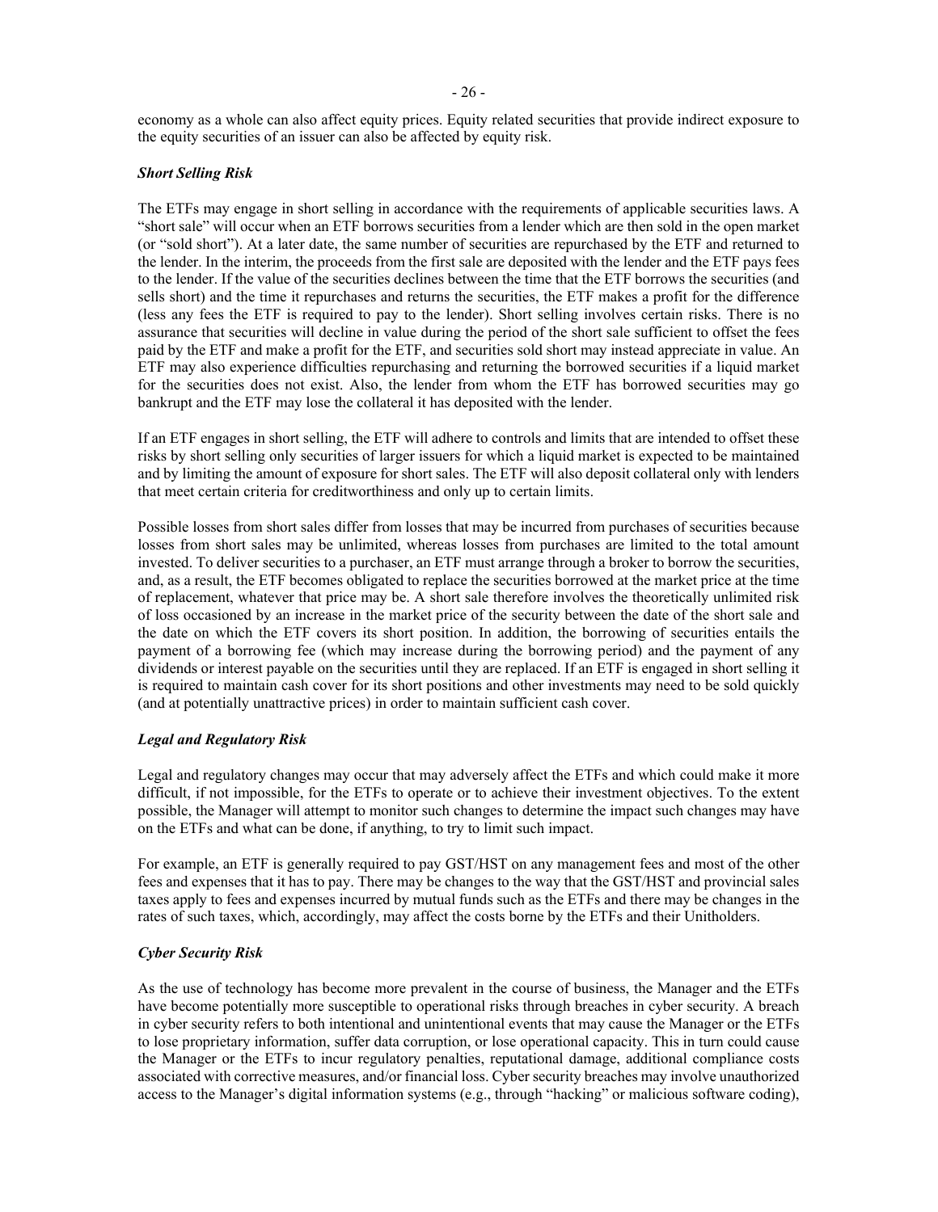economy as a whole can also affect equity prices. Equity related securities that provide indirect exposure to the equity securities of an issuer can also be affected by equity risk.

***Short Selling Risk***

The ETFs may engage in short selling in accordance with the requirements of applicable securities laws. A "short sale" will occur when an ETF borrows securities from a lender which are then sold in the open market (or "sold short"). At a later date, the same number of securities are repurchased by the ETF and returned to the lender. In the interim, the proceeds from the first sale are deposited with the lender and the ETF pays fees to the lender. If the value of the securities declines between the time that the ETF borrows the securities (and sells short) and the time it repurchases and returns the securities, the ETF makes a profit for the difference (less any fees the ETF is required to pay to the lender). Short selling involves certain risks. There is no assurance that securities will decline in value during the period of the short sale sufficient to offset the fees paid by the ETF and make a profit for the ETF, and securities sold short may instead appreciate in value. An ETF may also experience difficulties repurchasing and returning the borrowed securities if a liquid market for the securities does not exist. Also, the lender from whom the ETF has borrowed securities may go bankrupt and the ETF may lose the collateral it has deposited with the lender.

If an ETF engages in short selling, the ETF will adhere to controls and limits that are intended to offset these risks by short selling only securities of larger issuers for which a liquid market is expected to be maintained and by limiting the amount of exposure for short sales. The ETF will also deposit collateral only with lenders that meet certain criteria for creditworthiness and only up to certain limits.

Possible losses from short sales differ from losses that may be incurred from purchases of securities because losses from short sales may be unlimited, whereas losses from purchases are limited to the total amount invested. To deliver securities to a purchaser, an ETF must arrange through a broker to borrow the securities, and, as a result, the ETF becomes obligated to replace the securities borrowed at the market price at the time of replacement, whatever that price may be. A short sale therefore involves the theoretically unlimited risk of loss occasioned by an increase in the market price of the security between the date of the short sale and the date on which the ETF covers its short position. In addition, the borrowing of securities entails the payment of a borrowing fee (which may increase during the borrowing period) and the payment of any dividends or interest payable on the securities until they are replaced. If an ETF is engaged in short selling it is required to maintain cash cover for its short positions and other investments may need to be sold quickly (and at potentially unattractive prices) in order to maintain sufficient cash cover.

***Legal and Regulatory Risk***

Legal and regulatory changes may occur that may adversely affect the ETFs and which could make it more difficult, if not impossible, for the ETFs to operate or to achieve their investment objectives. To the extent possible, the Manager will attempt to monitor such changes to determine the impact such changes may have on the ETFs and what can be done, if anything, to try to limit such impact.

For example, an ETF is generally required to pay GST/HST on any management fees and most of the other fees and expenses that it has to pay. There may be changes to the way that the GST/HST and provincial sales taxes apply to fees and expenses incurred by mutual funds such as the ETFs and there may be changes in the rates of such taxes, which, accordingly, may affect the costs borne by the ETFs and their Unitholders.

***Cyber Security Risk***

As the use of technology has become more prevalent in the course of business, the Manager and the ETFs have become potentially more susceptible to operational risks through breaches in cyber security. A breach in cyber security refers to both intentional and unintentional events that may cause the Manager or the ETFs to lose proprietary information, suffer data corruption, or lose operational capacity. This in turn could cause the Manager or the ETFs to incur regulatory penalties, reputational damage, additional compliance costs associated with corrective measures, and/or financial loss. Cyber security breaches may involve unauthorized access to the Manager's digital information systems (e.g., through "hacking" or malicious software coding),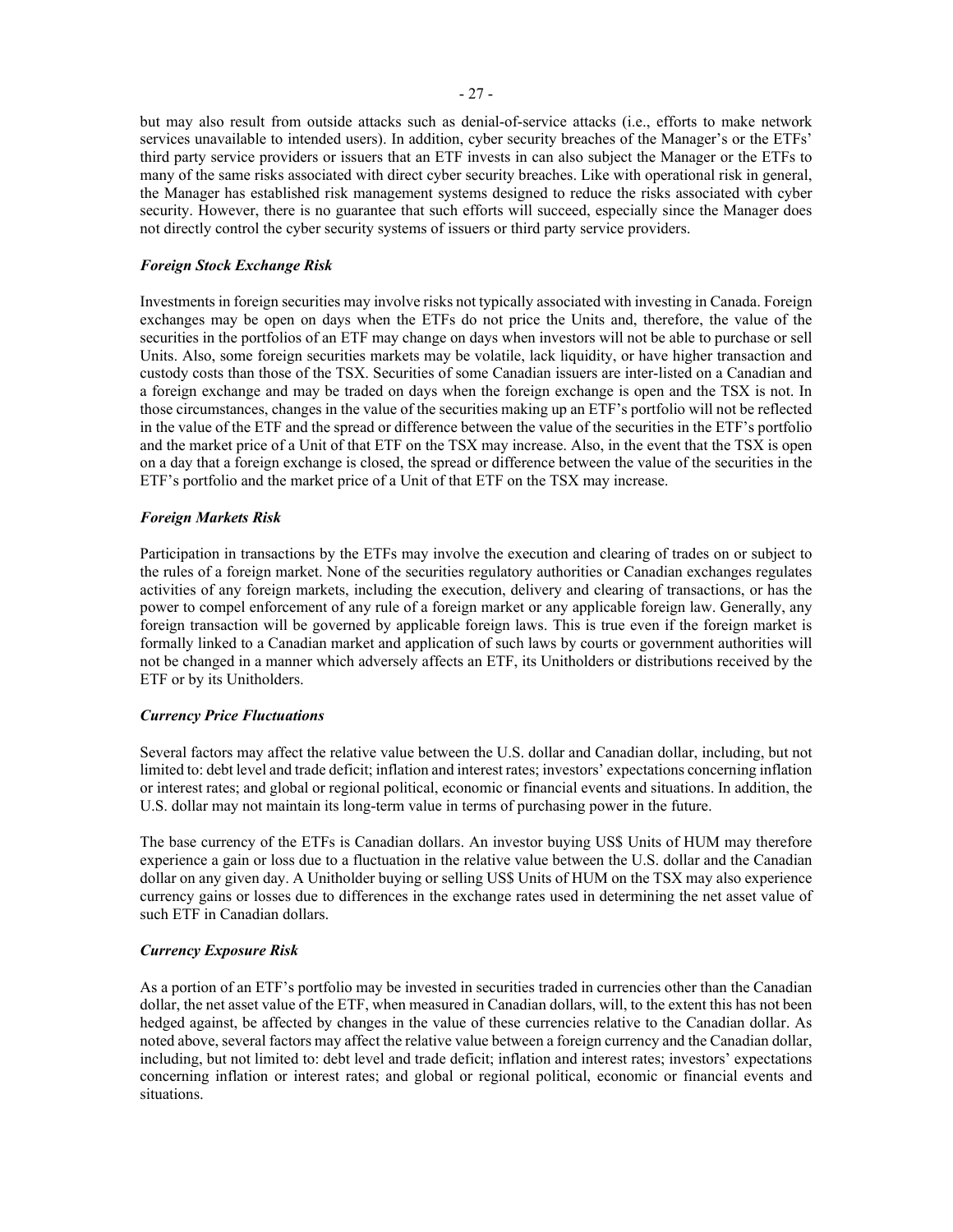but may also result from outside attacks such as denial-of-service attacks (i.e., efforts to make network services unavailable to intended users). In addition, cyber security breaches of the Manager's or the ETFs' third party service providers or issuers that an ETF invests in can also subject the Manager or the ETFs to many of the same risks associated with direct cyber security breaches. Like with operational risk in general, the Manager has established risk management systems designed to reduce the risks associated with cyber security. However, there is no guarantee that such efforts will succeed, especially since the Manager does not directly control the cyber security systems of issuers or third party service providers.

### *Foreign Stock Exchange Risk*

Investments in foreign securities may involve risks not typically associated with investing in Canada. Foreign exchanges may be open on days when the ETFs do not price the Units and, therefore, the value of the securities in the portfolios of an ETF may change on days when investors will not be able to purchase or sell Units. Also, some foreign securities markets may be volatile, lack liquidity, or have higher transaction and custody costs than those of the TSX. Securities of some Canadian issuers are inter-listed on a Canadian and a foreign exchange and may be traded on days when the foreign exchange is open and the TSX is not. In those circumstances, changes in the value of the securities making up an ETF's portfolio will not be reflected in the value of the ETF and the spread or difference between the value of the securities in the ETF's portfolio and the market price of a Unit of that ETF on the TSX may increase. Also, in the event that the TSX is open on a day that a foreign exchange is closed, the spread or difference between the value of the securities in the ETF's portfolio and the market price of a Unit of that ETF on the TSX may increase.

### *Foreign Markets Risk*

Participation in transactions by the ETFs may involve the execution and clearing of trades on or subject to the rules of a foreign market. None of the securities regulatory authorities or Canadian exchanges regulates activities of any foreign markets, including the execution, delivery and clearing of transactions, or has the power to compel enforcement of any rule of a foreign market or any applicable foreign law. Generally, any foreign transaction will be governed by applicable foreign laws. This is true even if the foreign market is formally linked to a Canadian market and application of such laws by courts or government authorities will not be changed in a manner which adversely affects an ETF, its Unitholders or distributions received by the ETF or by its Unitholders.

### *Currency Price Fluctuations*

Several factors may affect the relative value between the U.S. dollar and Canadian dollar, including, but not limited to: debt level and trade deficit; inflation and interest rates; investors' expectations concerning inflation or interest rates; and global or regional political, economic or financial events and situations. In addition, the U.S. dollar may not maintain its long-term value in terms of purchasing power in the future.

The base currency of the ETFs is Canadian dollars. An investor buying US$ Units of HUM may therefore experience a gain or loss due to a fluctuation in the relative value between the U.S. dollar and the Canadian dollar on any given day. A Unitholder buying or selling US$ Units of HUM on the TSX may also experience currency gains or losses due to differences in the exchange rates used in determining the net asset value of such ETF in Canadian dollars.

### *Currency Exposure Risk*

As a portion of an ETF's portfolio may be invested in securities traded in currencies other than the Canadian dollar, the net asset value of the ETF, when measured in Canadian dollars, will, to the extent this has not been hedged against, be affected by changes in the value of these currencies relative to the Canadian dollar. As noted above, several factors may affect the relative value between a foreign currency and the Canadian dollar, including, but not limited to: debt level and trade deficit; inflation and interest rates; investors' expectations concerning inflation or interest rates; and global or regional political, economic or financial events and situations.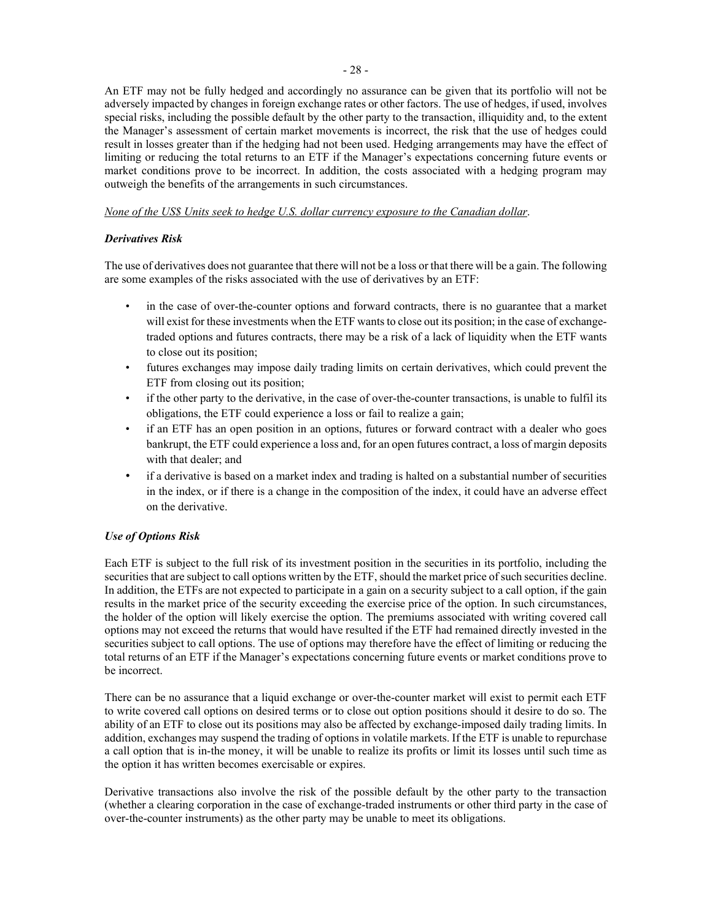An ETF may not be fully hedged and accordingly no assurance can be given that its portfolio will not be adversely impacted by changes in foreign exchange rates or other factors. The use of hedges, if used, involves special risks, including the possible default by the other party to the transaction, illiquidity and, to the extent the Manager's assessment of certain market movements is incorrect, the risk that the use of hedges could result in losses greater than if the hedging had not been used. Hedging arrangements may have the effect of limiting or reducing the total returns to an ETF if the Manager's expectations concerning future events or market conditions prove to be incorrect. In addition, the costs associated with a hedging program may outweigh the benefits of the arrangements in such circumstances.

_None of the US$ Units seek to hedge U.S. dollar currency exposure to the Canadian dollar_.

***Derivatives Risk***

The use of derivatives does not guarantee that there will not be a loss or that there will be a gain. The following are some examples of the risks associated with the use of derivatives by an ETF:

- in the case of over-the-counter options and forward contracts, there is no guarantee that a market will exist for these investments when the ETF wants to close out its position; in the case of exchange-traded options and futures contracts, there may be a risk of a lack of liquidity when the ETF wants to close out its position;
- futures exchanges may impose daily trading limits on certain derivatives, which could prevent the ETF from closing out its position;
- if the other party to the derivative, in the case of over-the-counter transactions, is unable to fulfil its obligations, the ETF could experience a loss or fail to realize a gain;
- if an ETF has an open position in an options, futures or forward contract with a dealer who goes bankrupt, the ETF could experience a loss and, for an open futures contract, a loss of margin deposits with that dealer; and
- if a derivative is based on a market index and trading is halted on a substantial number of securities in the index, or if there is a change in the composition of the index, it could have an adverse effect on the derivative.

***Use of Options Risk***

Each ETF is subject to the full risk of its investment position in the securities in its portfolio, including the securities that are subject to call options written by the ETF, should the market price of such securities decline. In addition, the ETFs are not expected to participate in a gain on a security subject to a call option, if the gain results in the market price of the security exceeding the exercise price of the option. In such circumstances, the holder of the option will likely exercise the option. The premiums associated with writing covered call options may not exceed the returns that would have resulted if the ETF had remained directly invested in the securities subject to call options. The use of options may therefore have the effect of limiting or reducing the total returns of an ETF if the Manager's expectations concerning future events or market conditions prove to be incorrect.

There can be no assurance that a liquid exchange or over-the-counter market will exist to permit each ETF to write covered call options on desired terms or to close out option positions should it desire to do so. The ability of an ETF to close out its positions may also be affected by exchange-imposed daily trading limits. In addition, exchanges may suspend the trading of options in volatile markets. If the ETF is unable to repurchase a call option that is in-the money, it will be unable to realize its profits or limit its losses until such time as the option it has written becomes exercisable or expires.

Derivative transactions also involve the risk of the possible default by the other party to the transaction (whether a clearing corporation in the case of exchange-traded instruments or other third party in the case of over-the-counter instruments) as the other party may be unable to meet its obligations.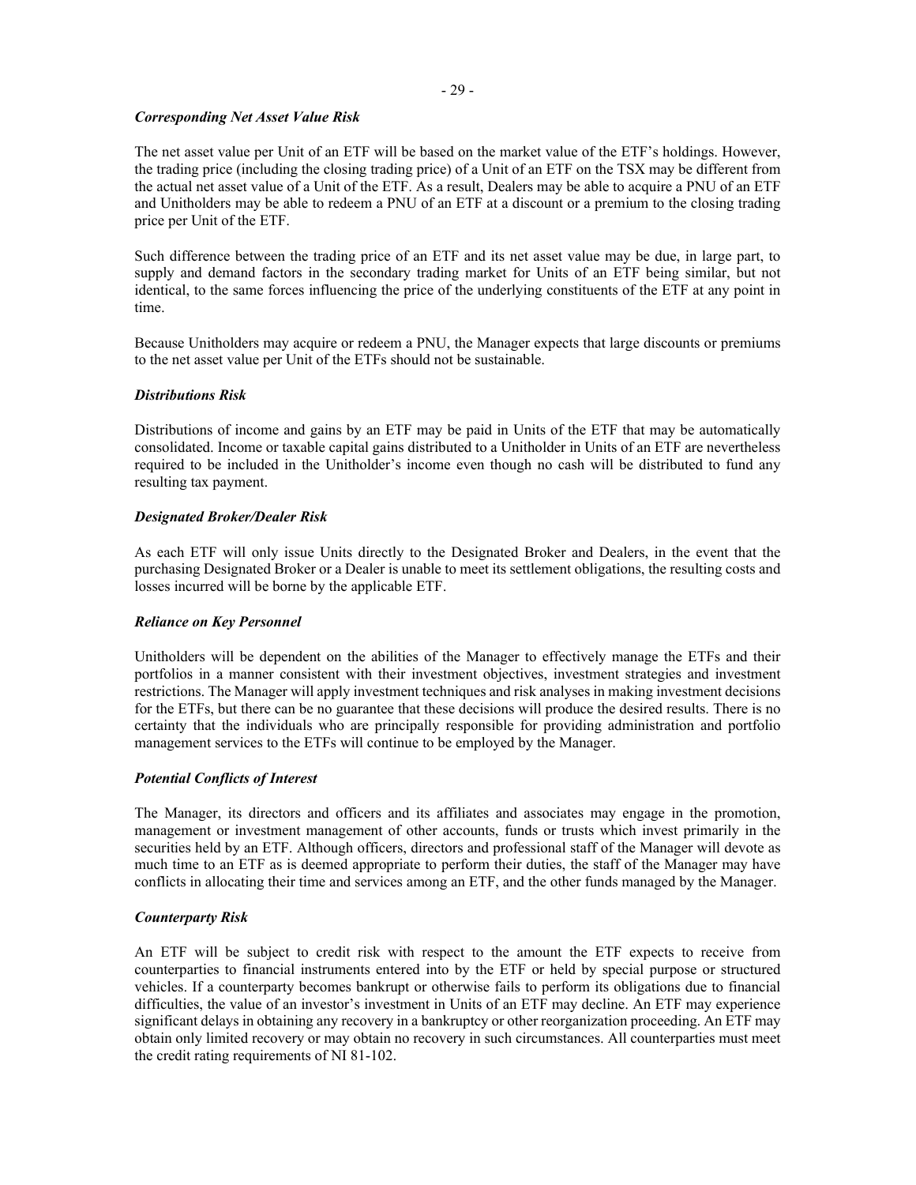### *Corresponding Net Asset Value Risk*

The net asset value per Unit of an ETF will be based on the market value of the ETF's holdings. However, the trading price (including the closing trading price) of a Unit of an ETF on the TSX may be different from the actual net asset value of a Unit of the ETF. As a result, Dealers may be able to acquire a PNU of an ETF and Unitholders may be able to redeem a PNU of an ETF at a discount or a premium to the closing trading price per Unit of the ETF.

Such difference between the trading price of an ETF and its net asset value may be due, in large part, to supply and demand factors in the secondary trading market for Units of an ETF being similar, but not identical, to the same forces influencing the price of the underlying constituents of the ETF at any point in time.

Because Unitholders may acquire or redeem a PNU, the Manager expects that large discounts or premiums to the net asset value per Unit of the ETFs should not be sustainable.

### *Distributions Risk*

Distributions of income and gains by an ETF may be paid in Units of the ETF that may be automatically consolidated. Income or taxable capital gains distributed to a Unitholder in Units of an ETF are nevertheless required to be included in the Unitholder's income even though no cash will be distributed to fund any resulting tax payment.

### *Designated Broker/Dealer Risk*

As each ETF will only issue Units directly to the Designated Broker and Dealers, in the event that the purchasing Designated Broker or a Dealer is unable to meet its settlement obligations, the resulting costs and losses incurred will be borne by the applicable ETF.

### *Reliance on Key Personnel*

Unitholders will be dependent on the abilities of the Manager to effectively manage the ETFs and their portfolios in a manner consistent with their investment objectives, investment strategies and investment restrictions. The Manager will apply investment techniques and risk analyses in making investment decisions for the ETFs, but there can be no guarantee that these decisions will produce the desired results. There is no certainty that the individuals who are principally responsible for providing administration and portfolio management services to the ETFs will continue to be employed by the Manager.

### *Potential Conflicts of Interest*

The Manager, its directors and officers and its affiliates and associates may engage in the promotion, management or investment management of other accounts, funds or trusts which invest primarily in the securities held by an ETF. Although officers, directors and professional staff of the Manager will devote as much time to an ETF as is deemed appropriate to perform their duties, the staff of the Manager may have conflicts in allocating their time and services among an ETF, and the other funds managed by the Manager.

### *Counterparty Risk*

An ETF will be subject to credit risk with respect to the amount the ETF expects to receive from counterparties to financial instruments entered into by the ETF or held by special purpose or structured vehicles. If a counterparty becomes bankrupt or otherwise fails to perform its obligations due to financial difficulties, the value of an investor's investment in Units of an ETF may decline. An ETF may experience significant delays in obtaining any recovery in a bankruptcy or other reorganization proceeding. An ETF may obtain only limited recovery or may obtain no recovery in such circumstances. All counterparties must meet the credit rating requirements of NI 81-102.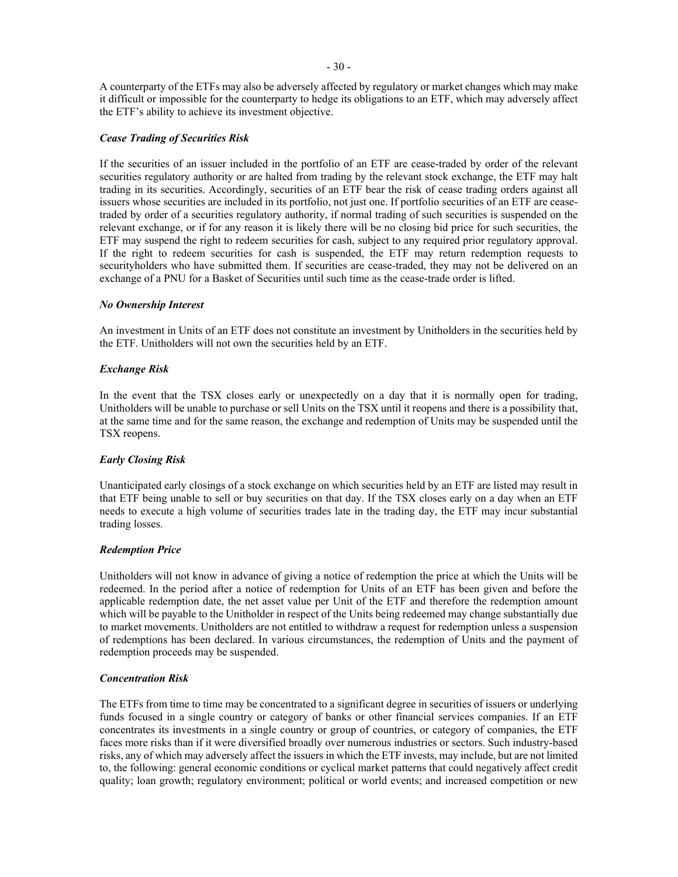A counterparty of the ETFs may also be adversely affected by regulatory or market changes which may make it difficult or impossible for the counterparty to hedge its obligations to an ETF, which may adversely affect the ETF's ability to achieve its investment objective.

***Cease Trading of Securities Risk***

If the securities of an issuer included in the portfolio of an ETF are cease-traded by order of the relevant securities regulatory authority or are halted from trading by the relevant stock exchange, the ETF may halt trading in its securities. Accordingly, securities of an ETF bear the risk of cease trading orders against all issuers whose securities are included in its portfolio, not just one. If portfolio securities of an ETF are cease-traded by order of a securities regulatory authority, if normal trading of such securities is suspended on the relevant exchange, or if for any reason it is likely there will be no closing bid price for such securities, the ETF may suspend the right to redeem securities for cash, subject to any required prior regulatory approval. If the right to redeem securities for cash is suspended, the ETF may return redemption requests to securityholders who have submitted them. If securities are cease-traded, they may not be delivered on an exchange of a PNU for a Basket of Securities until such time as the cease-trade order is lifted.

***No Ownership Interest***

An investment in Units of an ETF does not constitute an investment by Unitholders in the securities held by the ETF. Unitholders will not own the securities held by an ETF.

***Exchange Risk***

In the event that the TSX closes early or unexpectedly on a day that it is normally open for trading, Unitholders will be unable to purchase or sell Units on the TSX until it reopens and there is a possibility that, at the same time and for the same reason, the exchange and redemption of Units may be suspended until the TSX reopens.

***Early Closing Risk***

Unanticipated early closings of a stock exchange on which securities held by an ETF are listed may result in that ETF being unable to sell or buy securities on that day. If the TSX closes early on a day when an ETF needs to execute a high volume of securities trades late in the trading day, the ETF may incur substantial trading losses.

***Redemption Price***

Unitholders will not know in advance of giving a notice of redemption the price at which the Units will be redeemed. In the period after a notice of redemption for Units of an ETF has been given and before the applicable redemption date, the net asset value per Unit of the ETF and therefore the redemption amount which will be payable to the Unitholder in respect of the Units being redeemed may change substantially due to market movements. Unitholders are not entitled to withdraw a request for redemption unless a suspension of redemptions has been declared. In various circumstances, the redemption of Units and the payment of redemption proceeds may be suspended.

***Concentration Risk***

The ETFs from time to time may be concentrated to a significant degree in securities of issuers or underlying funds focused in a single country or category of banks or other financial services companies. If an ETF concentrates its investments in a single country or group of countries, or category of companies, the ETF faces more risks than if it were diversified broadly over numerous industries or sectors. Such industry-based risks, any of which may adversely affect the issuers in which the ETF invests, may include, but are not limited to, the following: general economic conditions or cyclical market patterns that could negatively affect credit quality; loan growth; regulatory environment; political or world events; and increased competition or new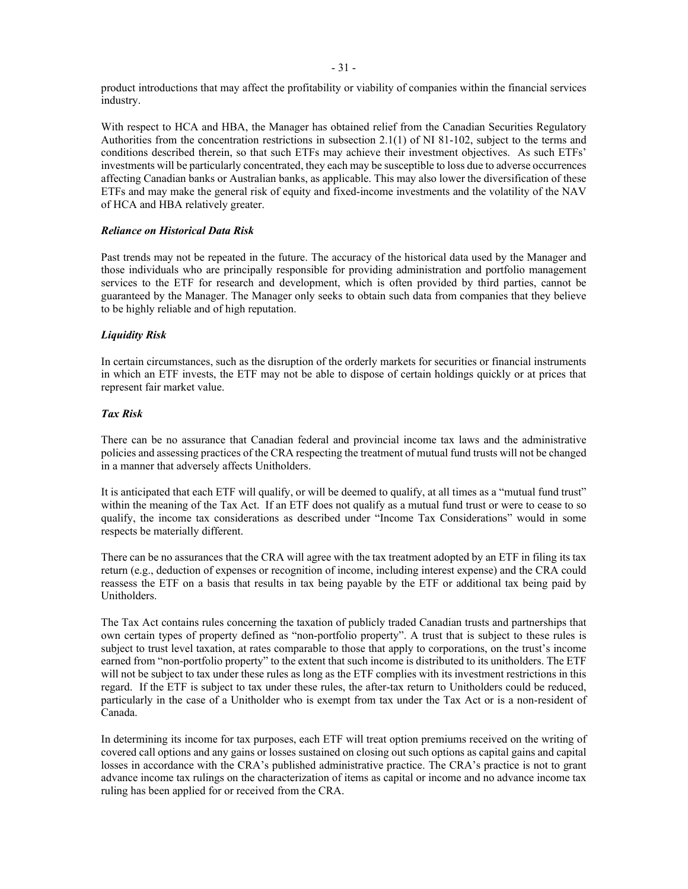product introductions that may affect the profitability or viability of companies within the financial services industry.

With respect to HCA and HBA, the Manager has obtained relief from the Canadian Securities Regulatory Authorities from the concentration restrictions in subsection 2.1(1) of NI 81-102, subject to the terms and conditions described therein, so that such ETFs may achieve their investment objectives. As such ETFs' investments will be particularly concentrated, they each may be susceptible to loss due to adverse occurrences affecting Canadian banks or Australian banks, as applicable. This may also lower the diversification of these ETFs and may make the general risk of equity and fixed-income investments and the volatility of the NAV of HCA and HBA relatively greater.

***Reliance on Historical Data Risk***

Past trends may not be repeated in the future. The accuracy of the historical data used by the Manager and those individuals who are principally responsible for providing administration and portfolio management services to the ETF for research and development, which is often provided by third parties, cannot be guaranteed by the Manager. The Manager only seeks to obtain such data from companies that they believe to be highly reliable and of high reputation.

***Liquidity Risk***

In certain circumstances, such as the disruption of the orderly markets for securities or financial instruments in which an ETF invests, the ETF may not be able to dispose of certain holdings quickly or at prices that represent fair market value.

***Tax Risk***

There can be no assurance that Canadian federal and provincial income tax laws and the administrative policies and assessing practices of the CRA respecting the treatment of mutual fund trusts will not be changed in a manner that adversely affects Unitholders.

It is anticipated that each ETF will qualify, or will be deemed to qualify, at all times as a "mutual fund trust" within the meaning of the Tax Act. If an ETF does not qualify as a mutual fund trust or were to cease to so qualify, the income tax considerations as described under "Income Tax Considerations" would in some respects be materially different.

There can be no assurances that the CRA will agree with the tax treatment adopted by an ETF in filing its tax return (e.g., deduction of expenses or recognition of income, including interest expense) and the CRA could reassess the ETF on a basis that results in tax being payable by the ETF or additional tax being paid by Unitholders.

The Tax Act contains rules concerning the taxation of publicly traded Canadian trusts and partnerships that own certain types of property defined as "non-portfolio property". A trust that is subject to these rules is subject to trust level taxation, at rates comparable to those that apply to corporations, on the trust's income earned from "non-portfolio property" to the extent that such income is distributed to its unitholders. The ETF will not be subject to tax under these rules as long as the ETF complies with its investment restrictions in this regard. If the ETF is subject to tax under these rules, the after-tax return to Unitholders could be reduced, particularly in the case of a Unitholder who is exempt from tax under the Tax Act or is a non-resident of Canada.

In determining its income for tax purposes, each ETF will treat option premiums received on the writing of covered call options and any gains or losses sustained on closing out such options as capital gains and capital losses in accordance with the CRA's published administrative practice. The CRA's practice is not to grant advance income tax rulings on the characterization of items as capital or income and no advance income tax ruling has been applied for or received from the CRA.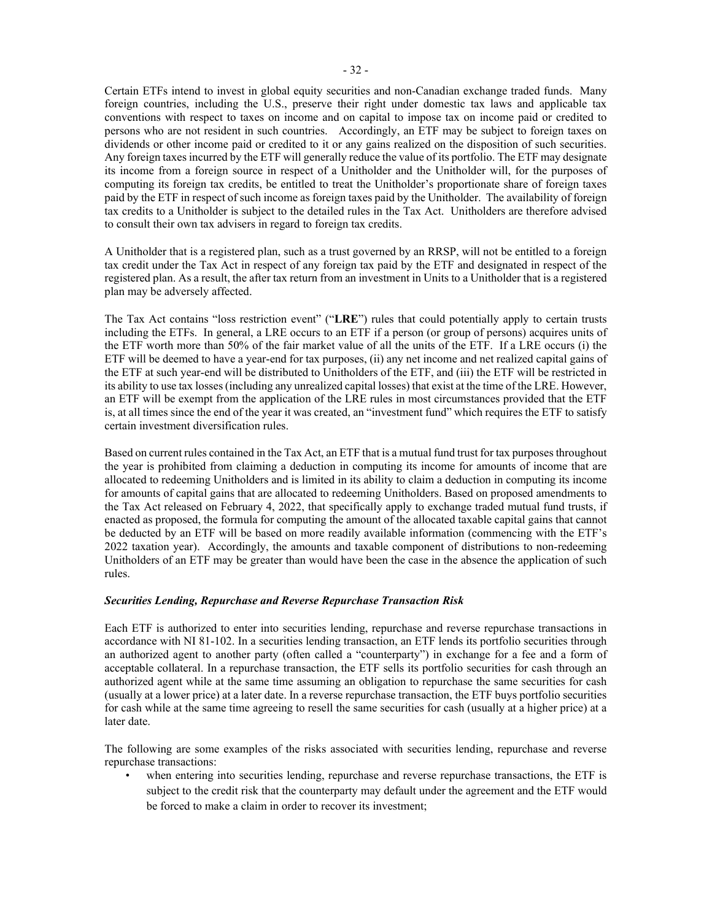Certain ETFs intend to invest in global equity securities and non-Canadian exchange traded funds. Many foreign countries, including the U.S., preserve their right under domestic tax laws and applicable tax conventions with respect to taxes on income and on capital to impose tax on income paid or credited to persons who are not resident in such countries. Accordingly, an ETF may be subject to foreign taxes on dividends or other income paid or credited to it or any gains realized on the disposition of such securities. Any foreign taxes incurred by the ETF will generally reduce the value of its portfolio. The ETF may designate its income from a foreign source in respect of a Unitholder and the Unitholder will, for the purposes of computing its foreign tax credits, be entitled to treat the Unitholder's proportionate share of foreign taxes paid by the ETF in respect of such income as foreign taxes paid by the Unitholder. The availability of foreign tax credits to a Unitholder is subject to the detailed rules in the Tax Act. Unitholders are therefore advised to consult their own tax advisers in regard to foreign tax credits.

A Unitholder that is a registered plan, such as a trust governed by an RRSP, will not be entitled to a foreign tax credit under the Tax Act in respect of any foreign tax paid by the ETF and designated in respect of the registered plan. As a result, the after tax return from an investment in Units to a Unitholder that is a registered plan may be adversely affected.

The Tax Act contains "loss restriction event" ("**LRE**") rules that could potentially apply to certain trusts including the ETFs. In general, a LRE occurs to an ETF if a person (or group of persons) acquires units of the ETF worth more than 50% of the fair market value of all the units of the ETF. If a LRE occurs (i) the ETF will be deemed to have a year-end for tax purposes, (ii) any net income and net realized capital gains of the ETF at such year-end will be distributed to Unitholders of the ETF, and (iii) the ETF will be restricted in its ability to use tax losses (including any unrealized capital losses) that exist at the time of the LRE. However, an ETF will be exempt from the application of the LRE rules in most circumstances provided that the ETF is, at all times since the end of the year it was created, an "investment fund" which requires the ETF to satisfy certain investment diversification rules.

Based on current rules contained in the Tax Act, an ETF that is a mutual fund trust for tax purposes throughout the year is prohibited from claiming a deduction in computing its income for amounts of income that are allocated to redeeming Unitholders and is limited in its ability to claim a deduction in computing its income for amounts of capital gains that are allocated to redeeming Unitholders. Based on proposed amendments to the Tax Act released on February 4, 2022, that specifically apply to exchange traded mutual fund trusts, if enacted as proposed, the formula for computing the amount of the allocated taxable capital gains that cannot be deducted by an ETF will be based on more readily available information (commencing with the ETF's 2022 taxation year). Accordingly, the amounts and taxable component of distributions to non-redeeming Unitholders of an ETF may be greater than would have been the case in the absence the application of such rules.

### *Securities Lending, Repurchase and Reverse Repurchase Transaction Risk*

Each ETF is authorized to enter into securities lending, repurchase and reverse repurchase transactions in accordance with NI 81-102. In a securities lending transaction, an ETF lends its portfolio securities through an authorized agent to another party (often called a "counterparty") in exchange for a fee and a form of acceptable collateral. In a repurchase transaction, the ETF sells its portfolio securities for cash through an authorized agent while at the same time assuming an obligation to repurchase the same securities for cash (usually at a lower price) at a later date. In a reverse repurchase transaction, the ETF buys portfolio securities for cash while at the same time agreeing to resell the same securities for cash (usually at a higher price) at a later date.

The following are some examples of the risks associated with securities lending, repurchase and reverse repurchase transactions:

- when entering into securities lending, repurchase and reverse repurchase transactions, the ETF is subject to the credit risk that the counterparty may default under the agreement and the ETF would be forced to make a claim in order to recover its investment;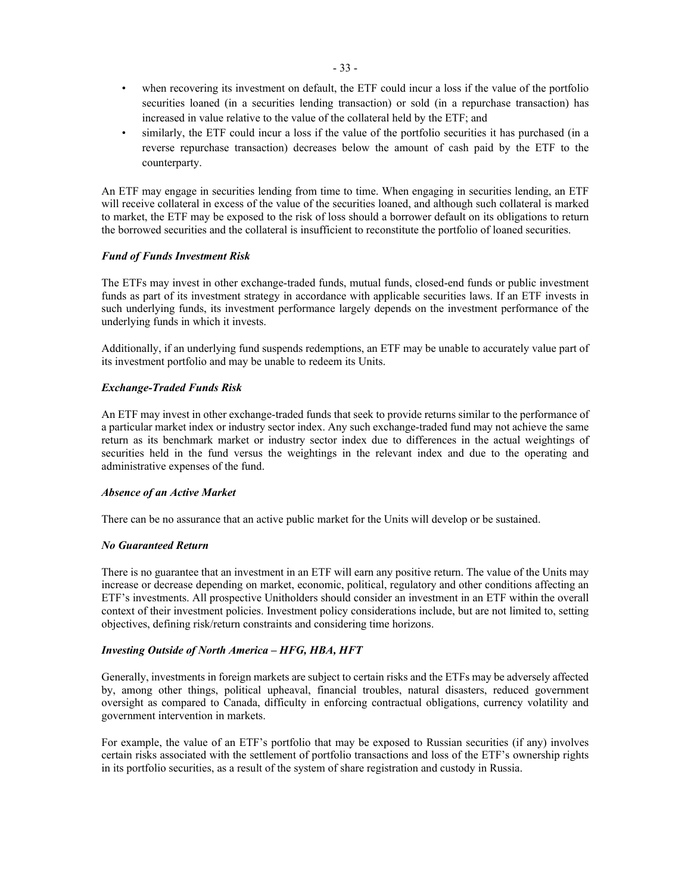- when recovering its investment on default, the ETF could incur a loss if the value of the portfolio securities loaned (in a securities lending transaction) or sold (in a repurchase transaction) has increased in value relative to the value of the collateral held by the ETF; and
- similarly, the ETF could incur a loss if the value of the portfolio securities it has purchased (in a reverse repurchase transaction) decreases below the amount of cash paid by the ETF to the counterparty.

An ETF may engage in securities lending from time to time. When engaging in securities lending, an ETF will receive collateral in excess of the value of the securities loaned, and although such collateral is marked to market, the ETF may be exposed to the risk of loss should a borrower default on its obligations to return the borrowed securities and the collateral is insufficient to reconstitute the portfolio of loaned securities.

***Fund of Funds Investment Risk***

The ETFs may invest in other exchange-traded funds, mutual funds, closed-end funds or public investment funds as part of its investment strategy in accordance with applicable securities laws. If an ETF invests in such underlying funds, its investment performance largely depends on the investment performance of the underlying funds in which it invests.

Additionally, if an underlying fund suspends redemptions, an ETF may be unable to accurately value part of its investment portfolio and may be unable to redeem its Units.

***Exchange-Traded Funds Risk***

An ETF may invest in other exchange-traded funds that seek to provide returns similar to the performance of a particular market index or industry sector index. Any such exchange-traded fund may not achieve the same return as its benchmark market or industry sector index due to differences in the actual weightings of securities held in the fund versus the weightings in the relevant index and due to the operating and administrative expenses of the fund.

***Absence of an Active Market***

There can be no assurance that an active public market for the Units will develop or be sustained.

***No Guaranteed Return***

There is no guarantee that an investment in an ETF will earn any positive return. The value of the Units may increase or decrease depending on market, economic, political, regulatory and other conditions affecting an ETF's investments. All prospective Unitholders should consider an investment in an ETF within the overall context of their investment policies. Investment policy considerations include, but are not limited to, setting objectives, defining risk/return constraints and considering time horizons.

***Investing Outside of North America – HFG, HBA, HFT***

Generally, investments in foreign markets are subject to certain risks and the ETFs may be adversely affected by, among other things, political upheaval, financial troubles, natural disasters, reduced government oversight as compared to Canada, difficulty in enforcing contractual obligations, currency volatility and government intervention in markets.

For example, the value of an ETF's portfolio that may be exposed to Russian securities (if any) involves certain risks associated with the settlement of portfolio transactions and loss of the ETF's ownership rights in its portfolio securities, as a result of the system of share registration and custody in Russia.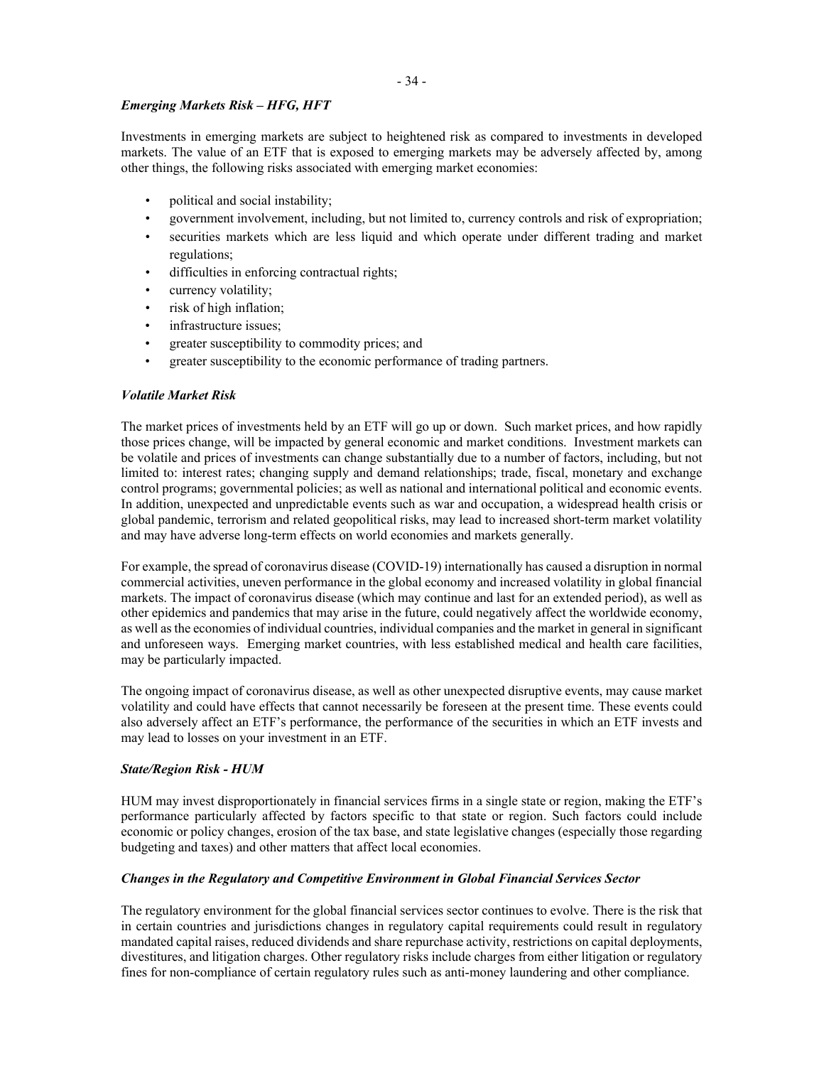*Emerging Markets Risk – HFG, HFT*

Investments in emerging markets are subject to heightened risk as compared to investments in developed markets. The value of an ETF that is exposed to emerging markets may be adversely affected by, among other things, the following risks associated with emerging market economies:

- political and social instability;
- government involvement, including, but not limited to, currency controls and risk of expropriation;
- securities markets which are less liquid and which operate under different trading and market regulations;
- difficulties in enforcing contractual rights;
- currency volatility;
- risk of high inflation;
- infrastructure issues;
- greater susceptibility to commodity prices; and
- greater susceptibility to the economic performance of trading partners.

*Volatile Market Risk*

The market prices of investments held by an ETF will go up or down. Such market prices, and how rapidly those prices change, will be impacted by general economic and market conditions. Investment markets can be volatile and prices of investments can change substantially due to a number of factors, including, but not limited to: interest rates; changing supply and demand relationships; trade, fiscal, monetary and exchange control programs; governmental policies; as well as national and international political and economic events. In addition, unexpected and unpredictable events such as war and occupation, a widespread health crisis or global pandemic, terrorism and related geopolitical risks, may lead to increased short-term market volatility and may have adverse long-term effects on world economies and markets generally.

For example, the spread of coronavirus disease (COVID-19) internationally has caused a disruption in normal commercial activities, uneven performance in the global economy and increased volatility in global financial markets. The impact of coronavirus disease (which may continue and last for an extended period), as well as other epidemics and pandemics that may arise in the future, could negatively affect the worldwide economy, as well as the economies of individual countries, individual companies and the market in general in significant and unforeseen ways. Emerging market countries, with less established medical and health care facilities, may be particularly impacted.

The ongoing impact of coronavirus disease, as well as other unexpected disruptive events, may cause market volatility and could have effects that cannot necessarily be foreseen at the present time. These events could also adversely affect an ETF's performance, the performance of the securities in which an ETF invests and may lead to losses on your investment in an ETF.

*State/Region Risk - HUM*

HUM may invest disproportionately in financial services firms in a single state or region, making the ETF's performance particularly affected by factors specific to that state or region. Such factors could include economic or policy changes, erosion of the tax base, and state legislative changes (especially those regarding budgeting and taxes) and other matters that affect local economies.

*Changes in the Regulatory and Competitive Environment in Global Financial Services Sector*

The regulatory environment for the global financial services sector continues to evolve. There is the risk that in certain countries and jurisdictions changes in regulatory capital requirements could result in regulatory mandated capital raises, reduced dividends and share repurchase activity, restrictions on capital deployments, divestitures, and litigation charges. Other regulatory risks include charges from either litigation or regulatory fines for non-compliance of certain regulatory rules such as anti-money laundering and other compliance.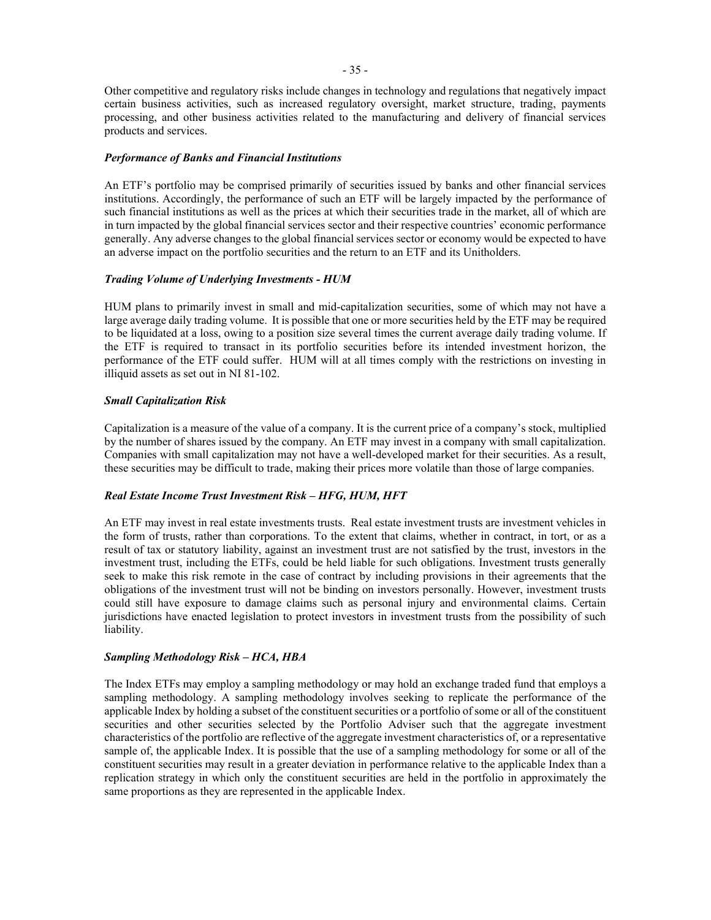Other competitive and regulatory risks include changes in technology and regulations that negatively impact certain business activities, such as increased regulatory oversight, market structure, trading, payments processing, and other business activities related to the manufacturing and delivery of financial services products and services.

***Performance of Banks and Financial Institutions***

An ETF's portfolio may be comprised primarily of securities issued by banks and other financial services institutions. Accordingly, the performance of such an ETF will be largely impacted by the performance of such financial institutions as well as the prices at which their securities trade in the market, all of which are in turn impacted by the global financial services sector and their respective countries' economic performance generally. Any adverse changes to the global financial services sector or economy would be expected to have an adverse impact on the portfolio securities and the return to an ETF and its Unitholders.

***Trading Volume of Underlying Investments - HUM***

HUM plans to primarily invest in small and mid-capitalization securities, some of which may not have a large average daily trading volume. It is possible that one or more securities held by the ETF may be required to be liquidated at a loss, owing to a position size several times the current average daily trading volume. If the ETF is required to transact in its portfolio securities before its intended investment horizon, the performance of the ETF could suffer. HUM will at all times comply with the restrictions on investing in illiquid assets as set out in NI 81-102.

***Small Capitalization Risk***

Capitalization is a measure of the value of a company. It is the current price of a company's stock, multiplied by the number of shares issued by the company. An ETF may invest in a company with small capitalization. Companies with small capitalization may not have a well-developed market for their securities. As a result, these securities may be difficult to trade, making their prices more volatile than those of large companies.

***Real Estate Income Trust Investment Risk – HFG, HUM, HFT***

An ETF may invest in real estate investments trusts. Real estate investment trusts are investment vehicles in the form of trusts, rather than corporations. To the extent that claims, whether in contract, in tort, or as a result of tax or statutory liability, against an investment trust are not satisfied by the trust, investors in the investment trust, including the ETFs, could be held liable for such obligations. Investment trusts generally seek to make this risk remote in the case of contract by including provisions in their agreements that the obligations of the investment trust will not be binding on investors personally. However, investment trusts could still have exposure to damage claims such as personal injury and environmental claims. Certain jurisdictions have enacted legislation to protect investors in investment trusts from the possibility of such liability.

***Sampling Methodology Risk – HCA, HBA***

The Index ETFs may employ a sampling methodology or may hold an exchange traded fund that employs a sampling methodology. A sampling methodology involves seeking to replicate the performance of the applicable Index by holding a subset of the constituent securities or a portfolio of some or all of the constituent securities and other securities selected by the Portfolio Adviser such that the aggregate investment characteristics of the portfolio are reflective of the aggregate investment characteristics of, or a representative sample of, the applicable Index. It is possible that the use of a sampling methodology for some or all of the constituent securities may result in a greater deviation in performance relative to the applicable Index than a replication strategy in which only the constituent securities are held in the portfolio in approximately the same proportions as they are represented in the applicable Index.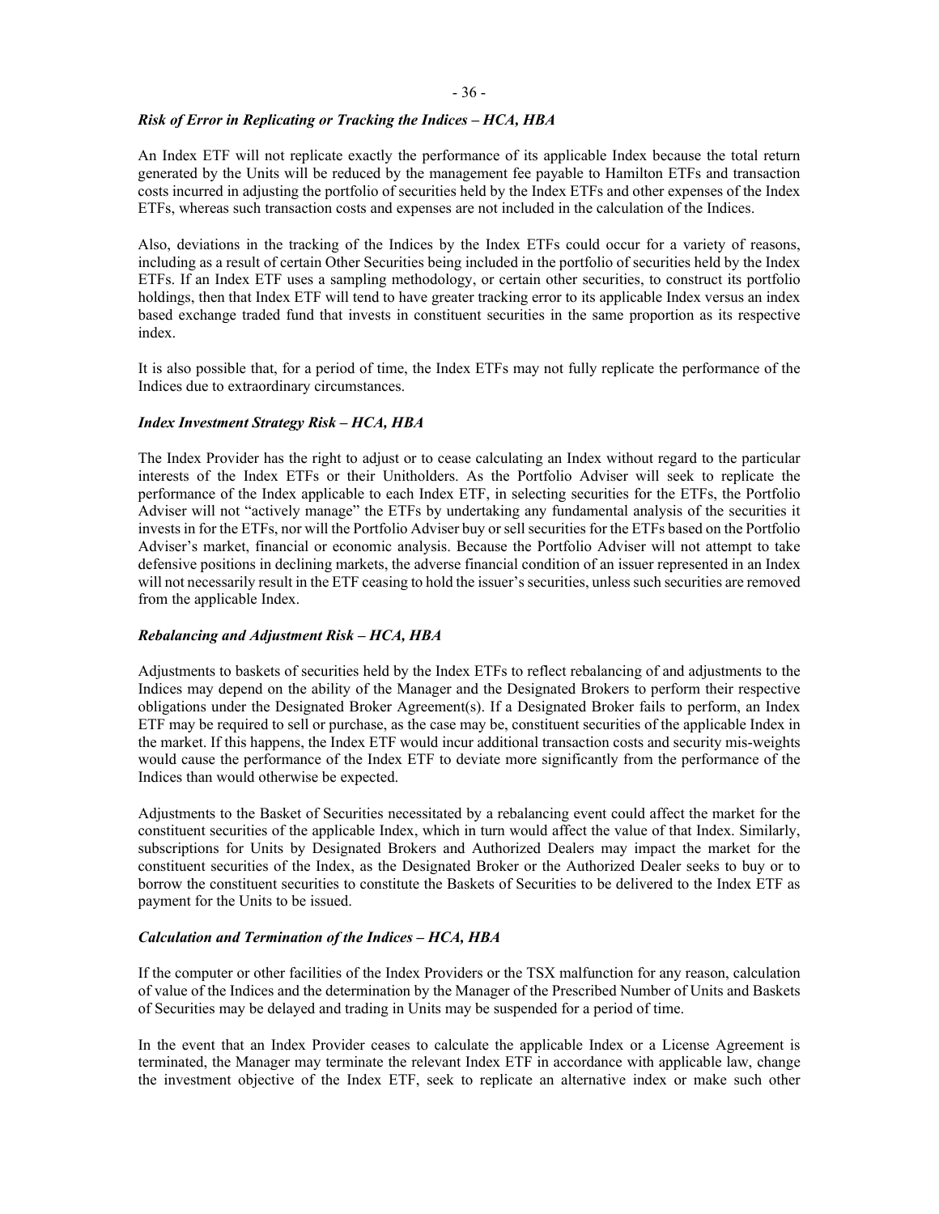***Risk of Error in Replicating or Tracking the Indices – HCA, HBA***

An Index ETF will not replicate exactly the performance of its applicable Index because the total return generated by the Units will be reduced by the management fee payable to Hamilton ETFs and transaction costs incurred in adjusting the portfolio of securities held by the Index ETFs and other expenses of the Index ETFs, whereas such transaction costs and expenses are not included in the calculation of the Indices.

Also, deviations in the tracking of the Indices by the Index ETFs could occur for a variety of reasons, including as a result of certain Other Securities being included in the portfolio of securities held by the Index ETFs. If an Index ETF uses a sampling methodology, or certain other securities, to construct its portfolio holdings, then that Index ETF will tend to have greater tracking error to its applicable Index versus an index based exchange traded fund that invests in constituent securities in the same proportion as its respective index.

It is also possible that, for a period of time, the Index ETFs may not fully replicate the performance of the Indices due to extraordinary circumstances.

***Index Investment Strategy Risk – HCA, HBA***

The Index Provider has the right to adjust or to cease calculating an Index without regard to the particular interests of the Index ETFs or their Unitholders. As the Portfolio Adviser will seek to replicate the performance of the Index applicable to each Index ETF, in selecting securities for the ETFs, the Portfolio Adviser will not "actively manage" the ETFs by undertaking any fundamental analysis of the securities it invests in for the ETFs, nor will the Portfolio Adviser buy or sell securities for the ETFs based on the Portfolio Adviser's market, financial or economic analysis. Because the Portfolio Adviser will not attempt to take defensive positions in declining markets, the adverse financial condition of an issuer represented in an Index will not necessarily result in the ETF ceasing to hold the issuer's securities, unless such securities are removed from the applicable Index.

***Rebalancing and Adjustment Risk – HCA, HBA***

Adjustments to baskets of securities held by the Index ETFs to reflect rebalancing of and adjustments to the Indices may depend on the ability of the Manager and the Designated Brokers to perform their respective obligations under the Designated Broker Agreement(s). If a Designated Broker fails to perform, an Index ETF may be required to sell or purchase, as the case may be, constituent securities of the applicable Index in the market. If this happens, the Index ETF would incur additional transaction costs and security mis-weights would cause the performance of the Index ETF to deviate more significantly from the performance of the Indices than would otherwise be expected.

Adjustments to the Basket of Securities necessitated by a rebalancing event could affect the market for the constituent securities of the applicable Index, which in turn would affect the value of that Index. Similarly, subscriptions for Units by Designated Brokers and Authorized Dealers may impact the market for the constituent securities of the Index, as the Designated Broker or the Authorized Dealer seeks to buy or to borrow the constituent securities to constitute the Baskets of Securities to be delivered to the Index ETF as payment for the Units to be issued.

***Calculation and Termination of the Indices – HCA, HBA***

If the computer or other facilities of the Index Providers or the TSX malfunction for any reason, calculation of value of the Indices and the determination by the Manager of the Prescribed Number of Units and Baskets of Securities may be delayed and trading in Units may be suspended for a period of time.

In the event that an Index Provider ceases to calculate the applicable Index or a License Agreement is terminated, the Manager may terminate the relevant Index ETF in accordance with applicable law, change the investment objective of the Index ETF, seek to replicate an alternative index or make such other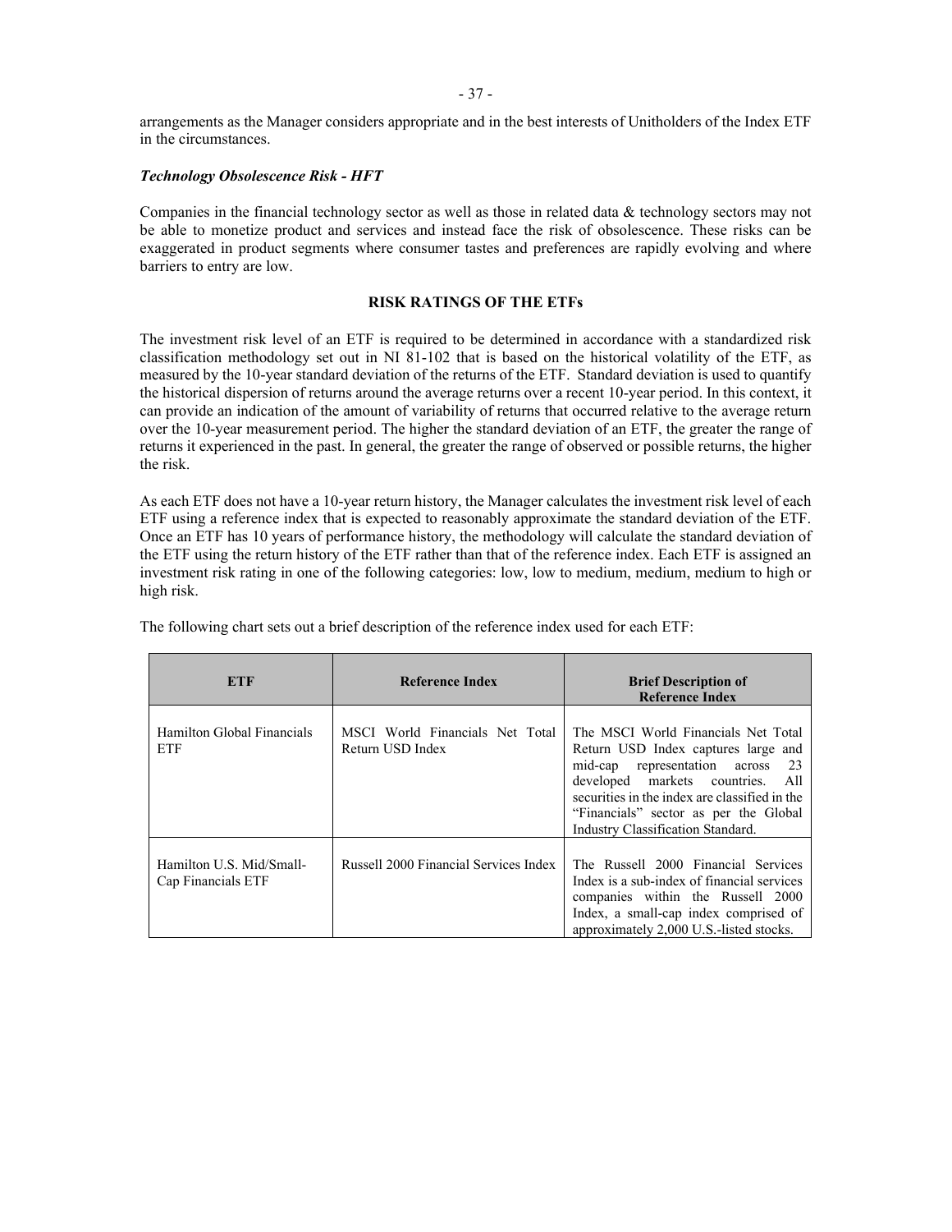arrangements as the Manager considers appropriate and in the best interests of Unitholders of the Index ETF in the circumstances.

***Technology Obsolescence Risk - HFT***

Companies in the financial technology sector as well as those in related data & technology sectors may not be able to monetize product and services and instead face the risk of obsolescence. These risks can be exaggerated in product segments where consumer tastes and preferences are rapidly evolving and where barriers to entry are low.

## RISK RATINGS OF THE ETFs

The investment risk level of an ETF is required to be determined in accordance with a standardized risk classification methodology set out in NI 81-102 that is based on the historical volatility of the ETF, as measured by the 10-year standard deviation of the returns of the ETF. Standard deviation is used to quantify the historical dispersion of returns around the average returns over a recent 10-year period. In this context, it can provide an indication of the amount of variability of returns that occurred relative to the average return over the 10-year measurement period. The higher the standard deviation of an ETF, the greater the range of returns it experienced in the past. In general, the greater the range of observed or possible returns, the higher the risk.

As each ETF does not have a 10-year return history, the Manager calculates the investment risk level of each ETF using a reference index that is expected to reasonably approximate the standard deviation of the ETF. Once an ETF has 10 years of performance history, the methodology will calculate the standard deviation of the ETF using the return history of the ETF rather than that of the reference index. Each ETF is assigned an investment risk rating in one of the following categories: low, low to medium, medium, medium to high or high risk.

The following chart sets out a brief description of the reference index used for each ETF:

| ETF | Reference Index | Brief Description of Reference Index |
|---|---|---|
| Hamilton Global Financials ETF | MSCI World Financials Net Total Return USD Index | The MSCI World Financials Net Total Return USD Index captures large and mid-cap representation across 23 developed markets countries. All securities in the index are classified in the "Financials" sector as per the Global Industry Classification Standard. |
| Hamilton U.S. Mid/Small-Cap Financials ETF | Russell 2000 Financial Services Index | The Russell 2000 Financial Services Index is a sub-index of financial services companies within the Russell 2000 Index, a small-cap index comprised of approximately 2,000 U.S.-listed stocks. |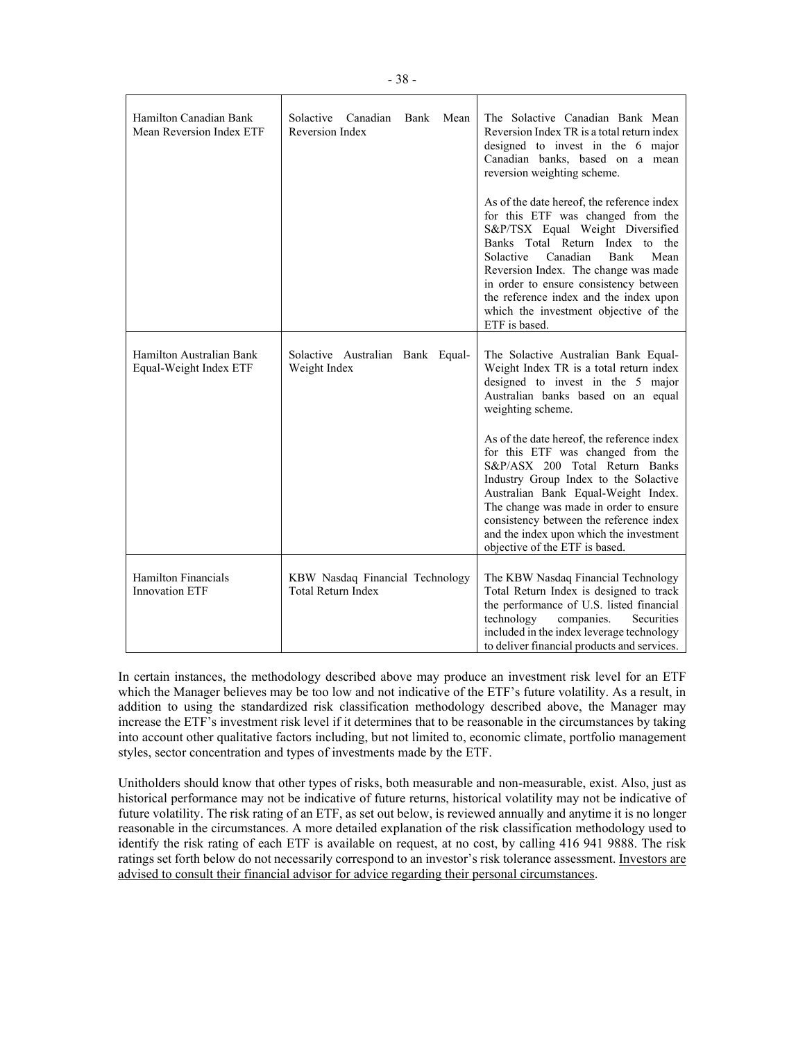| Hamilton Canadian Bank Mean Reversion Index ETF | Solactive Canadian Bank Mean Reversion Index | The Solactive Canadian Bank Mean Reversion Index TR is a total return index designed to invest in the 6 major Canadian banks, based on a mean reversion weighting scheme.<br><br>As of the date hereof, the reference index for this ETF was changed from the S&P/TSX Equal Weight Diversified Banks Total Return Index to the Solactive Canadian Bank Mean Reversion Index. The change was made in order to ensure consistency between the reference index and the index upon which the investment objective of the ETF is based. |
|---|---|---|
| Hamilton Australian Bank Equal-Weight Index ETF | Solactive Australian Bank Equal-Weight Index | The Solactive Australian Bank Equal-Weight Index TR is a total return index designed to invest in the 5 major Australian banks based on an equal weighting scheme.<br><br>As of the date hereof, the reference index for this ETF was changed from the S&P/ASX 200 Total Return Banks Industry Group Index to the Solactive Australian Bank Equal-Weight Index. The change was made in order to ensure consistency between the reference index and the index upon which the investment objective of the ETF is based. |
| Hamilton Financials Innovation ETF | KBW Nasdaq Financial Technology Total Return Index | The KBW Nasdaq Financial Technology Total Return Index is designed to track the performance of U.S. listed financial technology companies. Securities included in the index leverage technology to deliver financial products and services. |

In certain instances, the methodology described above may produce an investment risk level for an ETF which the Manager believes may be too low and not indicative of the ETF's future volatility. As a result, in addition to using the standardized risk classification methodology described above, the Manager may increase the ETF's investment risk level if it determines that to be reasonable in the circumstances by taking into account other qualitative factors including, but not limited to, economic climate, portfolio management styles, sector concentration and types of investments made by the ETF.

Unitholders should know that other types of risks, both measurable and non-measurable, exist. Also, just as historical performance may not be indicative of future returns, historical volatility may not be indicative of future volatility. The risk rating of an ETF, as set out below, is reviewed annually and anytime it is no longer reasonable in the circumstances. A more detailed explanation of the risk classification methodology used to identify the risk rating of each ETF is available on request, at no cost, by calling 416 941 9888. The risk ratings set forth below do not necessarily correspond to an investor's risk tolerance assessment. Investors are advised to consult their financial advisor for advice regarding their personal circumstances.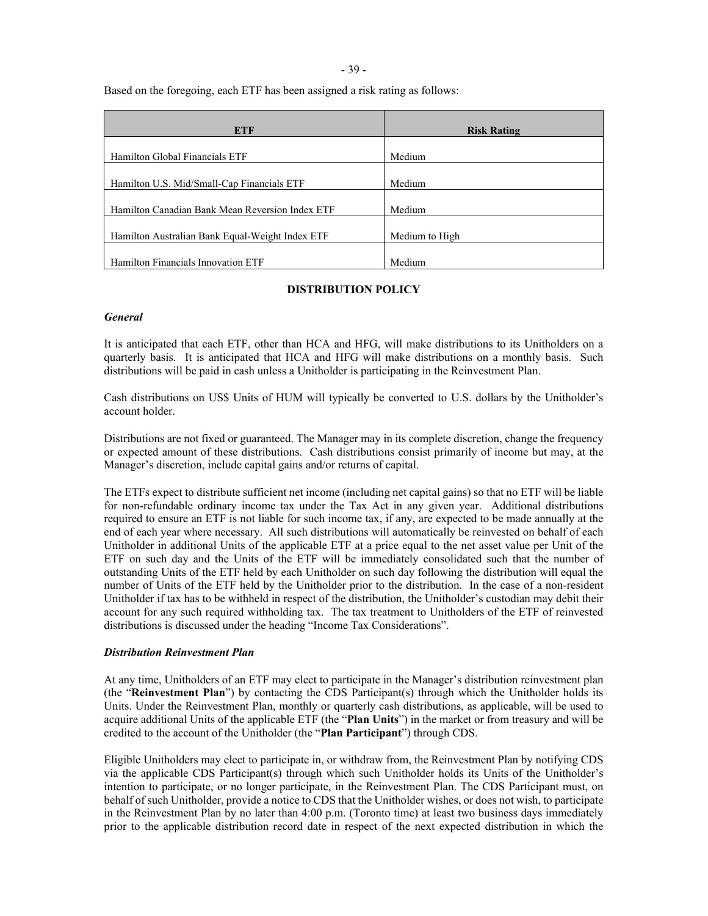Based on the foregoing, each ETF has been assigned a risk rating as follows:

| ETF | Risk Rating |
|---|---|
| Hamilton Global Financials ETF | Medium |
| Hamilton U.S. Mid/Small-Cap Financials ETF | Medium |
| Hamilton Canadian Bank Mean Reversion Index ETF | Medium |
| Hamilton Australian Bank Equal-Weight Index ETF | Medium to High |
| Hamilton Financials Innovation ETF | Medium |

## DISTRIBUTION POLICY

### *General*

It is anticipated that each ETF, other than HCA and HFG, will make distributions to its Unitholders on a quarterly basis. It is anticipated that HCA and HFG will make distributions on a monthly basis. Such distributions will be paid in cash unless a Unitholder is participating in the Reinvestment Plan.

Cash distributions on US$ Units of HUM will typically be converted to U.S. dollars by the Unitholder's account holder.

Distributions are not fixed or guaranteed. The Manager may in its complete discretion, change the frequency or expected amount of these distributions. Cash distributions consist primarily of income but may, at the Manager's discretion, include capital gains and/or returns of capital.

The ETFs expect to distribute sufficient net income (including net capital gains) so that no ETF will be liable for non-refundable ordinary income tax under the Tax Act in any given year. Additional distributions required to ensure an ETF is not liable for such income tax, if any, are expected to be made annually at the end of each year where necessary. All such distributions will automatically be reinvested on behalf of each Unitholder in additional Units of the applicable ETF at a price equal to the net asset value per Unit of the ETF on such day and the Units of the ETF will be immediately consolidated such that the number of outstanding Units of the ETF held by each Unitholder on such day following the distribution will equal the number of Units of the ETF held by the Unitholder prior to the distribution. In the case of a non-resident Unitholder if tax has to be withheld in respect of the distribution, the Unitholder's custodian may debit their account for any such required withholding tax. The tax treatment to Unitholders of the ETF of reinvested distributions is discussed under the heading "Income Tax Considerations".

### *Distribution Reinvestment Plan*

At any time, Unitholders of an ETF may elect to participate in the Manager's distribution reinvestment plan (the "**Reinvestment Plan**") by contacting the CDS Participant(s) through which the Unitholder holds its Units. Under the Reinvestment Plan, monthly or quarterly cash distributions, as applicable, will be used to acquire additional Units of the applicable ETF (the "**Plan Units**") in the market or from treasury and will be credited to the account of the Unitholder (the "**Plan Participant**") through CDS.

Eligible Unitholders may elect to participate in, or withdraw from, the Reinvestment Plan by notifying CDS via the applicable CDS Participant(s) through which such Unitholder holds its Units of the Unitholder's intention to participate, or no longer participate, in the Reinvestment Plan. The CDS Participant must, on behalf of such Unitholder, provide a notice to CDS that the Unitholder wishes, or does not wish, to participate in the Reinvestment Plan by no later than 4:00 p.m. (Toronto time) at least two business days immediately prior to the applicable distribution record date in respect of the next expected distribution in which the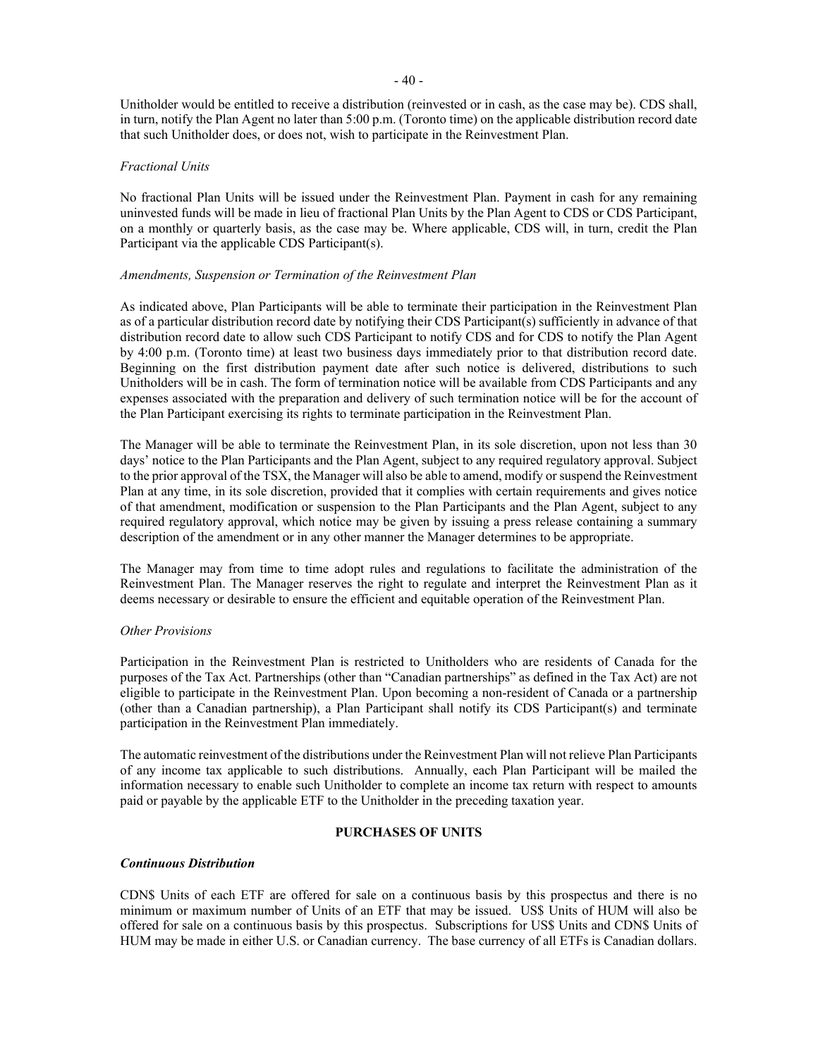Unitholder would be entitled to receive a distribution (reinvested or in cash, as the case may be). CDS shall, in turn, notify the Plan Agent no later than 5:00 p.m. (Toronto time) on the applicable distribution record date that such Unitholder does, or does not, wish to participate in the Reinvestment Plan.

*Fractional Units*

No fractional Plan Units will be issued under the Reinvestment Plan. Payment in cash for any remaining uninvested funds will be made in lieu of fractional Plan Units by the Plan Agent to CDS or CDS Participant, on a monthly or quarterly basis, as the case may be. Where applicable, CDS will, in turn, credit the Plan Participant via the applicable CDS Participant(s).

*Amendments, Suspension or Termination of the Reinvestment Plan*

As indicated above, Plan Participants will be able to terminate their participation in the Reinvestment Plan as of a particular distribution record date by notifying their CDS Participant(s) sufficiently in advance of that distribution record date to allow such CDS Participant to notify CDS and for CDS to notify the Plan Agent by 4:00 p.m. (Toronto time) at least two business days immediately prior to that distribution record date. Beginning on the first distribution payment date after such notice is delivered, distributions to such Unitholders will be in cash. The form of termination notice will be available from CDS Participants and any expenses associated with the preparation and delivery of such termination notice will be for the account of the Plan Participant exercising its rights to terminate participation in the Reinvestment Plan.

The Manager will be able to terminate the Reinvestment Plan, in its sole discretion, upon not less than 30 days' notice to the Plan Participants and the Plan Agent, subject to any required regulatory approval. Subject to the prior approval of the TSX, the Manager will also be able to amend, modify or suspend the Reinvestment Plan at any time, in its sole discretion, provided that it complies with certain requirements and gives notice of that amendment, modification or suspension to the Plan Participants and the Plan Agent, subject to any required regulatory approval, which notice may be given by issuing a press release containing a summary description of the amendment or in any other manner the Manager determines to be appropriate.

The Manager may from time to time adopt rules and regulations to facilitate the administration of the Reinvestment Plan. The Manager reserves the right to regulate and interpret the Reinvestment Plan as it deems necessary or desirable to ensure the efficient and equitable operation of the Reinvestment Plan.

*Other Provisions*

Participation in the Reinvestment Plan is restricted to Unitholders who are residents of Canada for the purposes of the Tax Act. Partnerships (other than "Canadian partnerships" as defined in the Tax Act) are not eligible to participate in the Reinvestment Plan. Upon becoming a non-resident of Canada or a partnership (other than a Canadian partnership), a Plan Participant shall notify its CDS Participant(s) and terminate participation in the Reinvestment Plan immediately.

The automatic reinvestment of the distributions under the Reinvestment Plan will not relieve Plan Participants of any income tax applicable to such distributions. Annually, each Plan Participant will be mailed the information necessary to enable such Unitholder to complete an income tax return with respect to amounts paid or payable by the applicable ETF to the Unitholder in the preceding taxation year.

## PURCHASES OF UNITS

***Continuous Distribution***

CDN$ Units of each ETF are offered for sale on a continuous basis by this prospectus and there is no minimum or maximum number of Units of an ETF that may be issued. US$ Units of HUM will also be offered for sale on a continuous basis by this prospectus. Subscriptions for US$ Units and CDN$ Units of HUM may be made in either U.S. or Canadian currency. The base currency of all ETFs is Canadian dollars.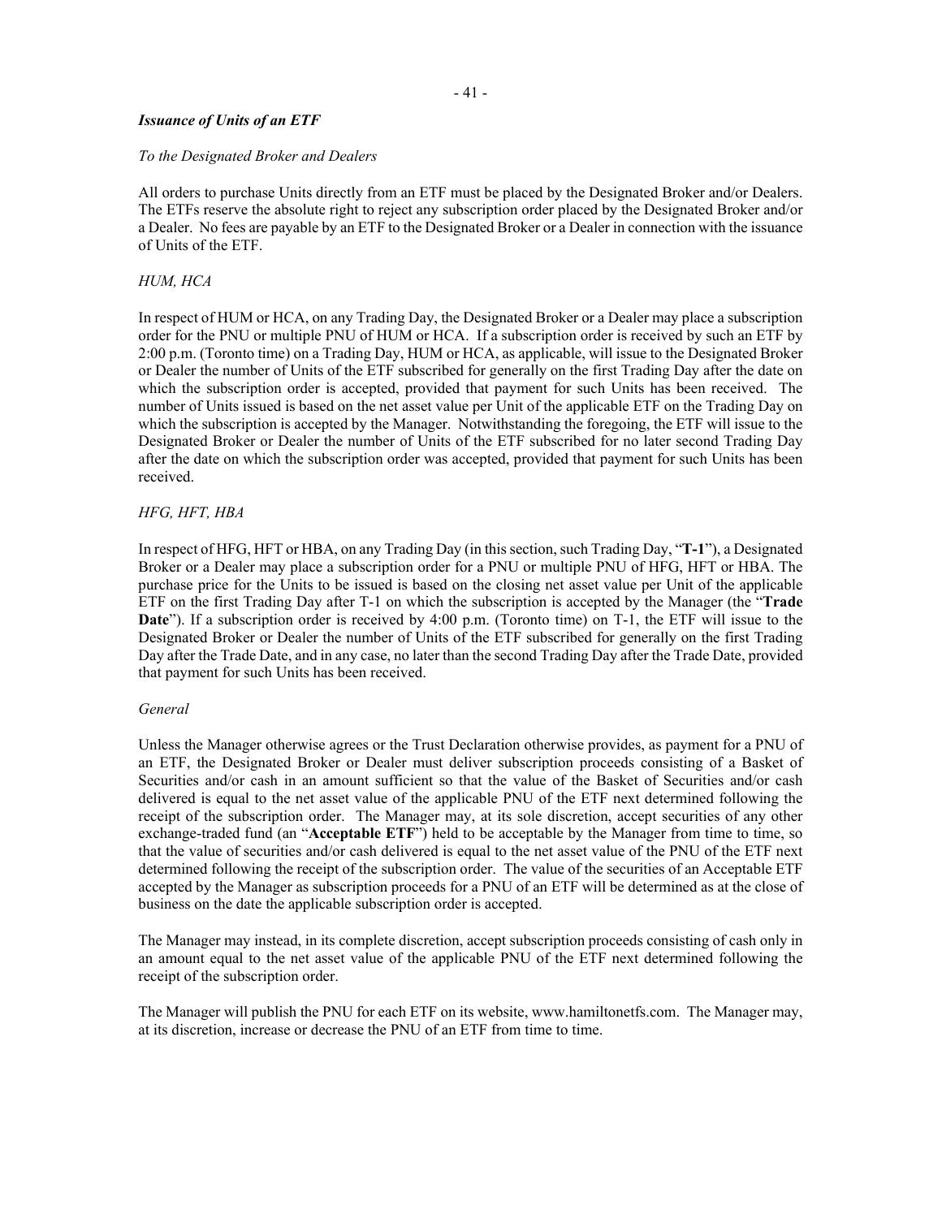### *Issuance of Units of an ETF*

*To the Designated Broker and Dealers*

All orders to purchase Units directly from an ETF must be placed by the Designated Broker and/or Dealers. The ETFs reserve the absolute right to reject any subscription order placed by the Designated Broker and/or a Dealer. No fees are payable by an ETF to the Designated Broker or a Dealer in connection with the issuance of Units of the ETF.

*HUM, HCA*

In respect of HUM or HCA, on any Trading Day, the Designated Broker or a Dealer may place a subscription order for the PNU or multiple PNU of HUM or HCA. If a subscription order is received by such an ETF by 2:00 p.m. (Toronto time) on a Trading Day, HUM or HCA, as applicable, will issue to the Designated Broker or Dealer the number of Units of the ETF subscribed for generally on the first Trading Day after the date on which the subscription order is accepted, provided that payment for such Units has been received. The number of Units issued is based on the net asset value per Unit of the applicable ETF on the Trading Day on which the subscription is accepted by the Manager. Notwithstanding the foregoing, the ETF will issue to the Designated Broker or Dealer the number of Units of the ETF subscribed for no later second Trading Day after the date on which the subscription order was accepted, provided that payment for such Units has been received.

*HFG, HFT, HBA*

In respect of HFG, HFT or HBA, on any Trading Day (in this section, such Trading Day, "**T-1**"), a Designated Broker or a Dealer may place a subscription order for a PNU or multiple PNU of HFG, HFT or HBA. The purchase price for the Units to be issued is based on the closing net asset value per Unit of the applicable ETF on the first Trading Day after T-1 on which the subscription is accepted by the Manager (the "**Trade Date**"). If a subscription order is received by 4:00 p.m. (Toronto time) on T-1, the ETF will issue to the Designated Broker or Dealer the number of Units of the ETF subscribed for generally on the first Trading Day after the Trade Date, and in any case, no later than the second Trading Day after the Trade Date, provided that payment for such Units has been received.

*General*

Unless the Manager otherwise agrees or the Trust Declaration otherwise provides, as payment for a PNU of an ETF, the Designated Broker or Dealer must deliver subscription proceeds consisting of a Basket of Securities and/or cash in an amount sufficient so that the value of the Basket of Securities and/or cash delivered is equal to the net asset value of the applicable PNU of the ETF next determined following the receipt of the subscription order. The Manager may, at its sole discretion, accept securities of any other exchange-traded fund (an "**Acceptable ETF**") held to be acceptable by the Manager from time to time, so that the value of securities and/or cash delivered is equal to the net asset value of the PNU of the ETF next determined following the receipt of the subscription order. The value of the securities of an Acceptable ETF accepted by the Manager as subscription proceeds for a PNU of an ETF will be determined as at the close of business on the date the applicable subscription order is accepted.

The Manager may instead, in its complete discretion, accept subscription proceeds consisting of cash only in an amount equal to the net asset value of the applicable PNU of the ETF next determined following the receipt of the subscription order.

The Manager will publish the PNU for each ETF on its website, www.hamiltonetfs.com. The Manager may, at its discretion, increase or decrease the PNU of an ETF from time to time.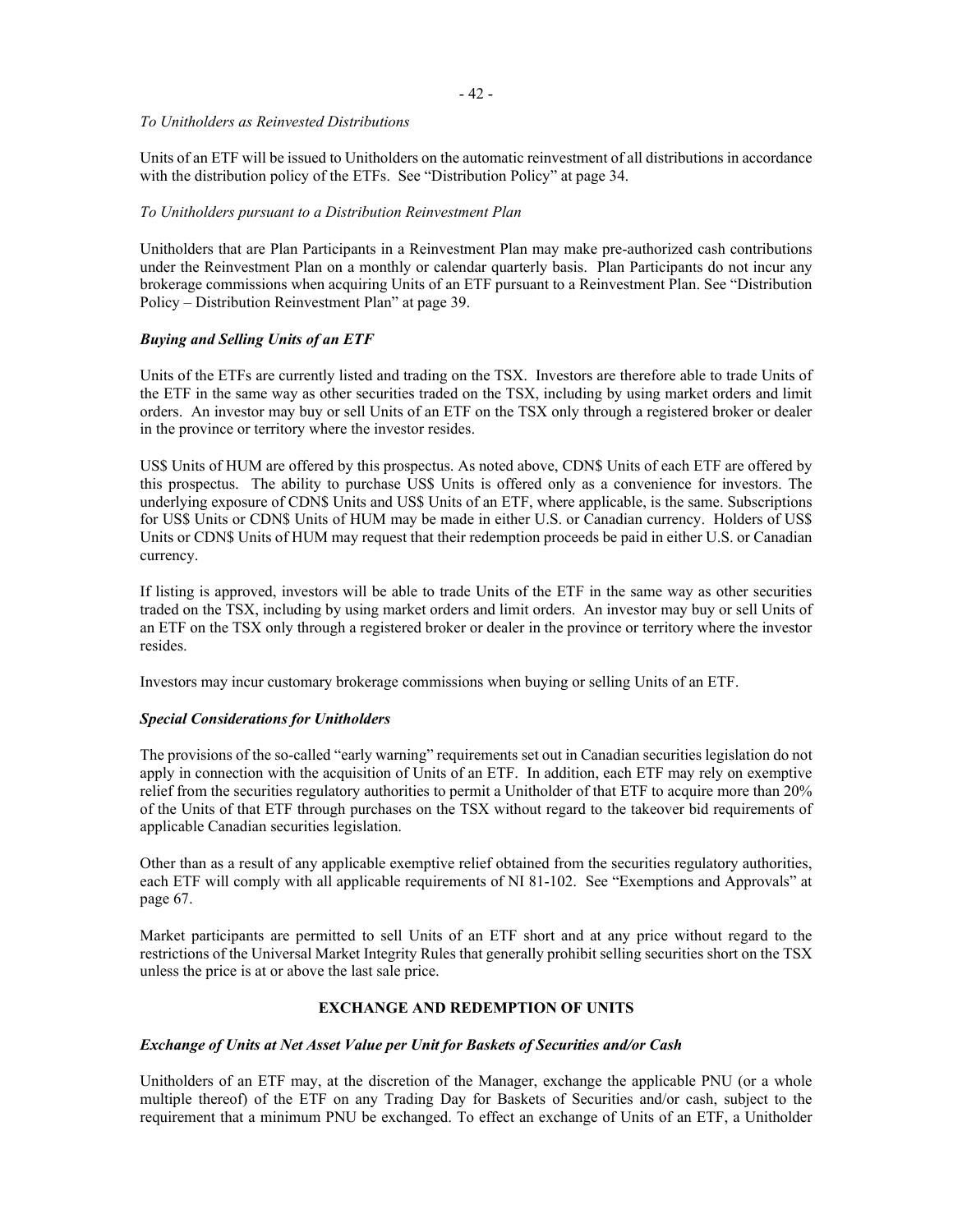*To Unitholders as Reinvested Distributions*

Units of an ETF will be issued to Unitholders on the automatic reinvestment of all distributions in accordance with the distribution policy of the ETFs. See "Distribution Policy" at page 34.

*To Unitholders pursuant to a Distribution Reinvestment Plan*

Unitholders that are Plan Participants in a Reinvestment Plan may make pre-authorized cash contributions under the Reinvestment Plan on a monthly or calendar quarterly basis. Plan Participants do not incur any brokerage commissions when acquiring Units of an ETF pursuant to a Reinvestment Plan. See "Distribution Policy – Distribution Reinvestment Plan" at page 39.

***Buying and Selling Units of an ETF***

Units of the ETFs are currently listed and trading on the TSX. Investors are therefore able to trade Units of the ETF in the same way as other securities traded on the TSX, including by using market orders and limit orders. An investor may buy or sell Units of an ETF on the TSX only through a registered broker or dealer in the province or territory where the investor resides.

US$ Units of HUM are offered by this prospectus. As noted above, CDN$ Units of each ETF are offered by this prospectus. The ability to purchase US$ Units is offered only as a convenience for investors. The underlying exposure of CDN$ Units and US$ Units of an ETF, where applicable, is the same. Subscriptions for US$ Units or CDN$ Units of HUM may be made in either U.S. or Canadian currency. Holders of US$ Units or CDN$ Units of HUM may request that their redemption proceeds be paid in either U.S. or Canadian currency.

If listing is approved, investors will be able to trade Units of the ETF in the same way as other securities traded on the TSX, including by using market orders and limit orders. An investor may buy or sell Units of an ETF on the TSX only through a registered broker or dealer in the province or territory where the investor resides.

Investors may incur customary brokerage commissions when buying or selling Units of an ETF.

***Special Considerations for Unitholders***

The provisions of the so-called "early warning" requirements set out in Canadian securities legislation do not apply in connection with the acquisition of Units of an ETF. In addition, each ETF may rely on exemptive relief from the securities regulatory authorities to permit a Unitholder of that ETF to acquire more than 20% of the Units of that ETF through purchases on the TSX without regard to the takeover bid requirements of applicable Canadian securities legislation.

Other than as a result of any applicable exemptive relief obtained from the securities regulatory authorities, each ETF will comply with all applicable requirements of NI 81-102. See "Exemptions and Approvals" at page 67.

Market participants are permitted to sell Units of an ETF short and at any price without regard to the restrictions of the Universal Market Integrity Rules that generally prohibit selling securities short on the TSX unless the price is at or above the last sale price.

## EXCHANGE AND REDEMPTION OF UNITS

***Exchange of Units at Net Asset Value per Unit for Baskets of Securities and/or Cash***

Unitholders of an ETF may, at the discretion of the Manager, exchange the applicable PNU (or a whole multiple thereof) of the ETF on any Trading Day for Baskets of Securities and/or cash, subject to the requirement that a minimum PNU be exchanged. To effect an exchange of Units of an ETF, a Unitholder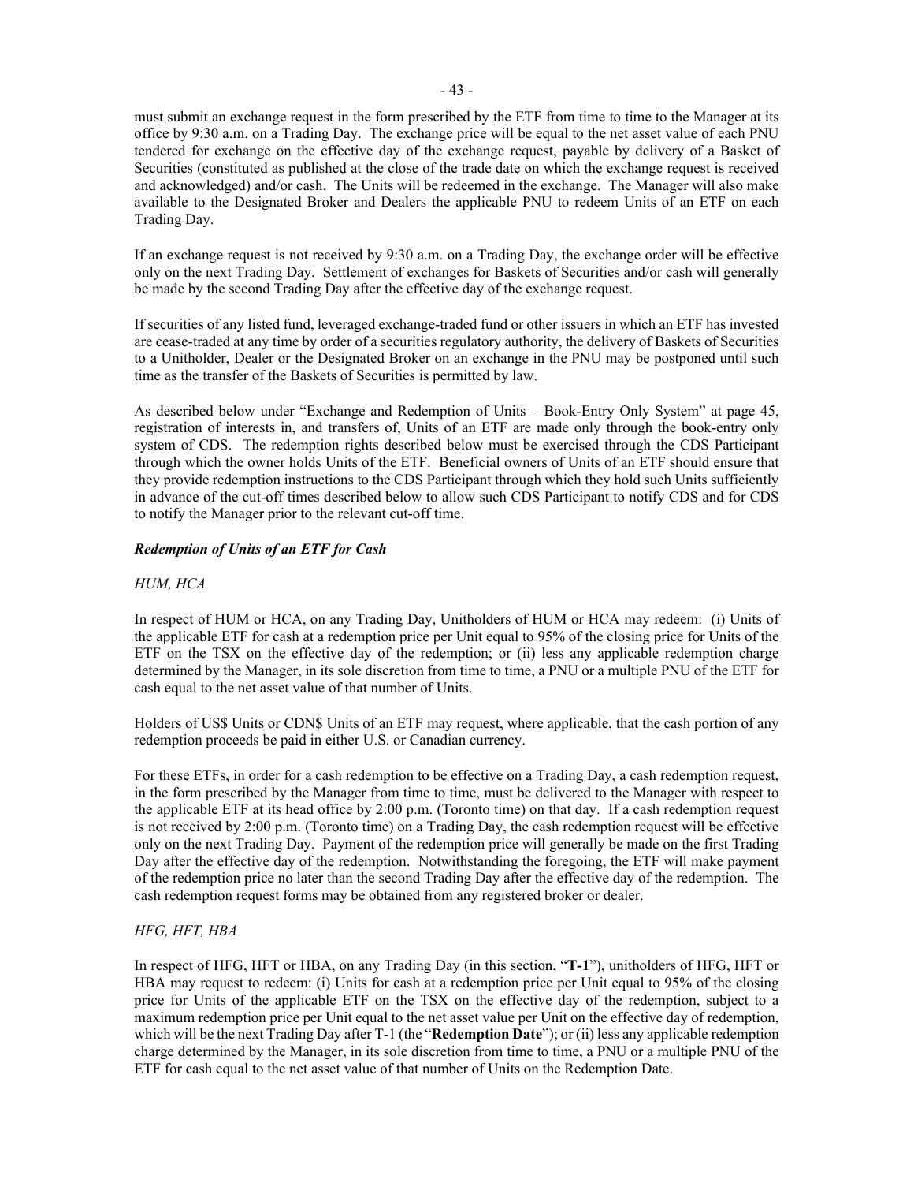must submit an exchange request in the form prescribed by the ETF from time to time to the Manager at its office by 9:30 a.m. on a Trading Day. The exchange price will be equal to the net asset value of each PNU tendered for exchange on the effective day of the exchange request, payable by delivery of a Basket of Securities (constituted as published at the close of the trade date on which the exchange request is received and acknowledged) and/or cash. The Units will be redeemed in the exchange. The Manager will also make available to the Designated Broker and Dealers the applicable PNU to redeem Units of an ETF on each Trading Day.

If an exchange request is not received by 9:30 a.m. on a Trading Day, the exchange order will be effective only on the next Trading Day. Settlement of exchanges for Baskets of Securities and/or cash will generally be made by the second Trading Day after the effective day of the exchange request.

If securities of any listed fund, leveraged exchange-traded fund or other issuers in which an ETF has invested are cease-traded at any time by order of a securities regulatory authority, the delivery of Baskets of Securities to a Unitholder, Dealer or the Designated Broker on an exchange in the PNU may be postponed until such time as the transfer of the Baskets of Securities is permitted by law.

As described below under "Exchange and Redemption of Units – Book-Entry Only System" at page 45, registration of interests in, and transfers of, Units of an ETF are made only through the book-entry only system of CDS. The redemption rights described below must be exercised through the CDS Participant through which the owner holds Units of the ETF. Beneficial owners of Units of an ETF should ensure that they provide redemption instructions to the CDS Participant through which they hold such Units sufficiently in advance of the cut-off times described below to allow such CDS Participant to notify CDS and for CDS to notify the Manager prior to the relevant cut-off time.

***Redemption of Units of an ETF for Cash***

*HUM, HCA*

In respect of HUM or HCA, on any Trading Day, Unitholders of HUM or HCA may redeem: (i) Units of the applicable ETF for cash at a redemption price per Unit equal to 95% of the closing price for Units of the ETF on the TSX on the effective day of the redemption; or (ii) less any applicable redemption charge determined by the Manager, in its sole discretion from time to time, a PNU or a multiple PNU of the ETF for cash equal to the net asset value of that number of Units.

Holders of US$ Units or CDN$ Units of an ETF may request, where applicable, that the cash portion of any redemption proceeds be paid in either U.S. or Canadian currency.

For these ETFs, in order for a cash redemption to be effective on a Trading Day, a cash redemption request, in the form prescribed by the Manager from time to time, must be delivered to the Manager with respect to the applicable ETF at its head office by 2:00 p.m. (Toronto time) on that day. If a cash redemption request is not received by 2:00 p.m. (Toronto time) on a Trading Day, the cash redemption request will be effective only on the next Trading Day. Payment of the redemption price will generally be made on the first Trading Day after the effective day of the redemption. Notwithstanding the foregoing, the ETF will make payment of the redemption price no later than the second Trading Day after the effective day of the redemption. The cash redemption request forms may be obtained from any registered broker or dealer.

*HFG, HFT, HBA*

In respect of HFG, HFT or HBA, on any Trading Day (in this section, "**T-1**"), unitholders of HFG, HFT or HBA may request to redeem: (i) Units for cash at a redemption price per Unit equal to 95% of the closing price for Units of the applicable ETF on the TSX on the effective day of the redemption, subject to a maximum redemption price per Unit equal to the net asset value per Unit on the effective day of redemption, which will be the next Trading Day after T-1 (the "**Redemption Date**"); or (ii) less any applicable redemption charge determined by the Manager, in its sole discretion from time to time, a PNU or a multiple PNU of the ETF for cash equal to the net asset value of that number of Units on the Redemption Date.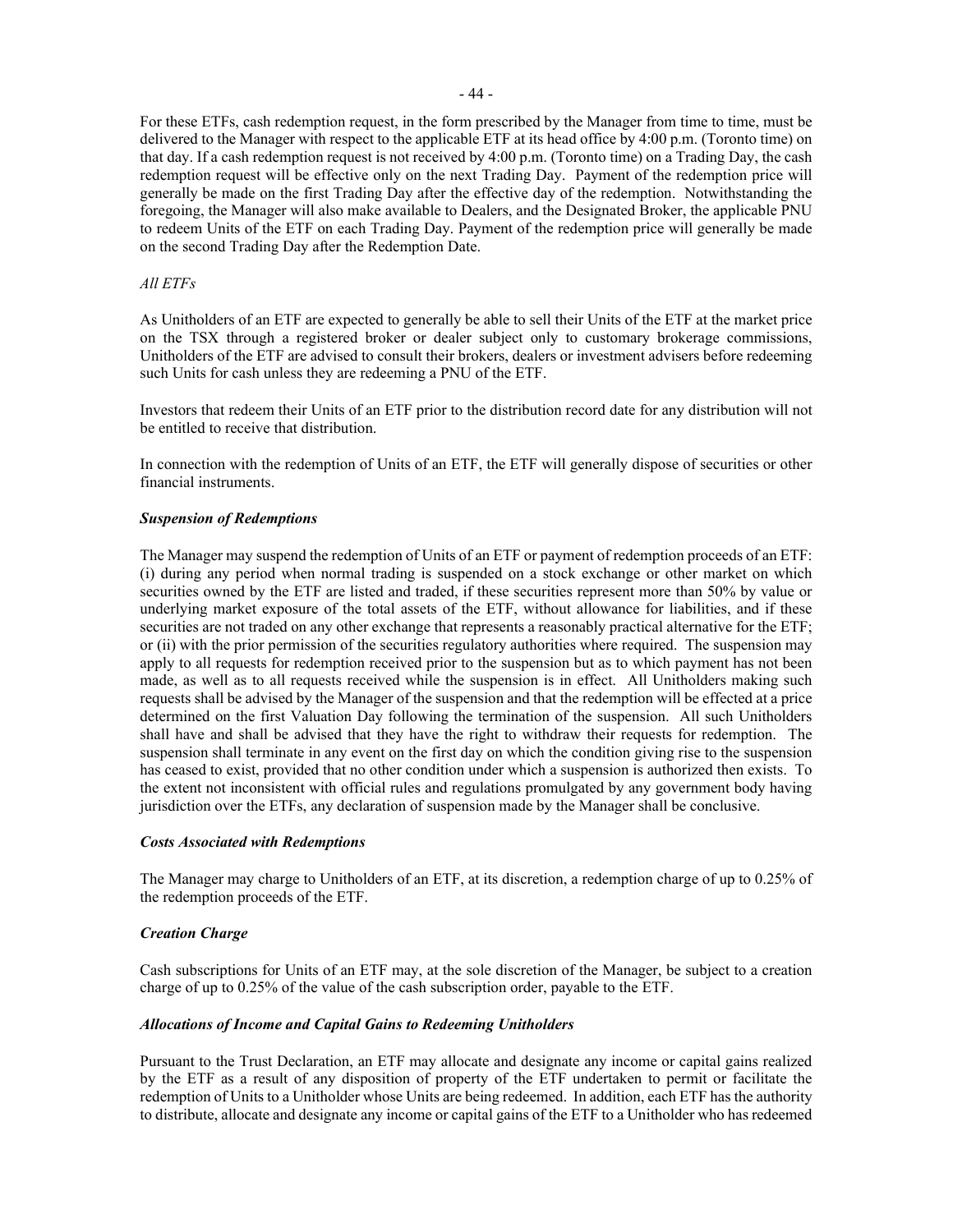For these ETFs, cash redemption request, in the form prescribed by the Manager from time to time, must be delivered to the Manager with respect to the applicable ETF at its head office by 4:00 p.m. (Toronto time) on that day. If a cash redemption request is not received by 4:00 p.m. (Toronto time) on a Trading Day, the cash redemption request will be effective only on the next Trading Day. Payment of the redemption price will generally be made on the first Trading Day after the effective day of the redemption. Notwithstanding the foregoing, the Manager will also make available to Dealers, and the Designated Broker, the applicable PNU to redeem Units of the ETF on each Trading Day. Payment of the redemption price will generally be made on the second Trading Day after the Redemption Date.

*All ETFs*

As Unitholders of an ETF are expected to generally be able to sell their Units of the ETF at the market price on the TSX through a registered broker or dealer subject only to customary brokerage commissions, Unitholders of the ETF are advised to consult their brokers, dealers or investment advisers before redeeming such Units for cash unless they are redeeming a PNU of the ETF.

Investors that redeem their Units of an ETF prior to the distribution record date for any distribution will not be entitled to receive that distribution.

In connection with the redemption of Units of an ETF, the ETF will generally dispose of securities or other financial instruments.

***Suspension of Redemptions***

The Manager may suspend the redemption of Units of an ETF or payment of redemption proceeds of an ETF: (i) during any period when normal trading is suspended on a stock exchange or other market on which securities owned by the ETF are listed and traded, if these securities represent more than 50% by value or underlying market exposure of the total assets of the ETF, without allowance for liabilities, and if these securities are not traded on any other exchange that represents a reasonably practical alternative for the ETF; or (ii) with the prior permission of the securities regulatory authorities where required. The suspension may apply to all requests for redemption received prior to the suspension but as to which payment has not been made, as well as to all requests received while the suspension is in effect. All Unitholders making such requests shall be advised by the Manager of the suspension and that the redemption will be effected at a price determined on the first Valuation Day following the termination of the suspension. All such Unitholders shall have and shall be advised that they have the right to withdraw their requests for redemption. The suspension shall terminate in any event on the first day on which the condition giving rise to the suspension has ceased to exist, provided that no other condition under which a suspension is authorized then exists. To the extent not inconsistent with official rules and regulations promulgated by any government body having jurisdiction over the ETFs, any declaration of suspension made by the Manager shall be conclusive.

***Costs Associated with Redemptions***

The Manager may charge to Unitholders of an ETF, at its discretion, a redemption charge of up to 0.25% of the redemption proceeds of the ETF.

***Creation Charge***

Cash subscriptions for Units of an ETF may, at the sole discretion of the Manager, be subject to a creation charge of up to 0.25% of the value of the cash subscription order, payable to the ETF.

***Allocations of Income and Capital Gains to Redeeming Unitholders***

Pursuant to the Trust Declaration, an ETF may allocate and designate any income or capital gains realized by the ETF as a result of any disposition of property of the ETF undertaken to permit or facilitate the redemption of Units to a Unitholder whose Units are being redeemed. In addition, each ETF has the authority to distribute, allocate and designate any income or capital gains of the ETF to a Unitholder who has redeemed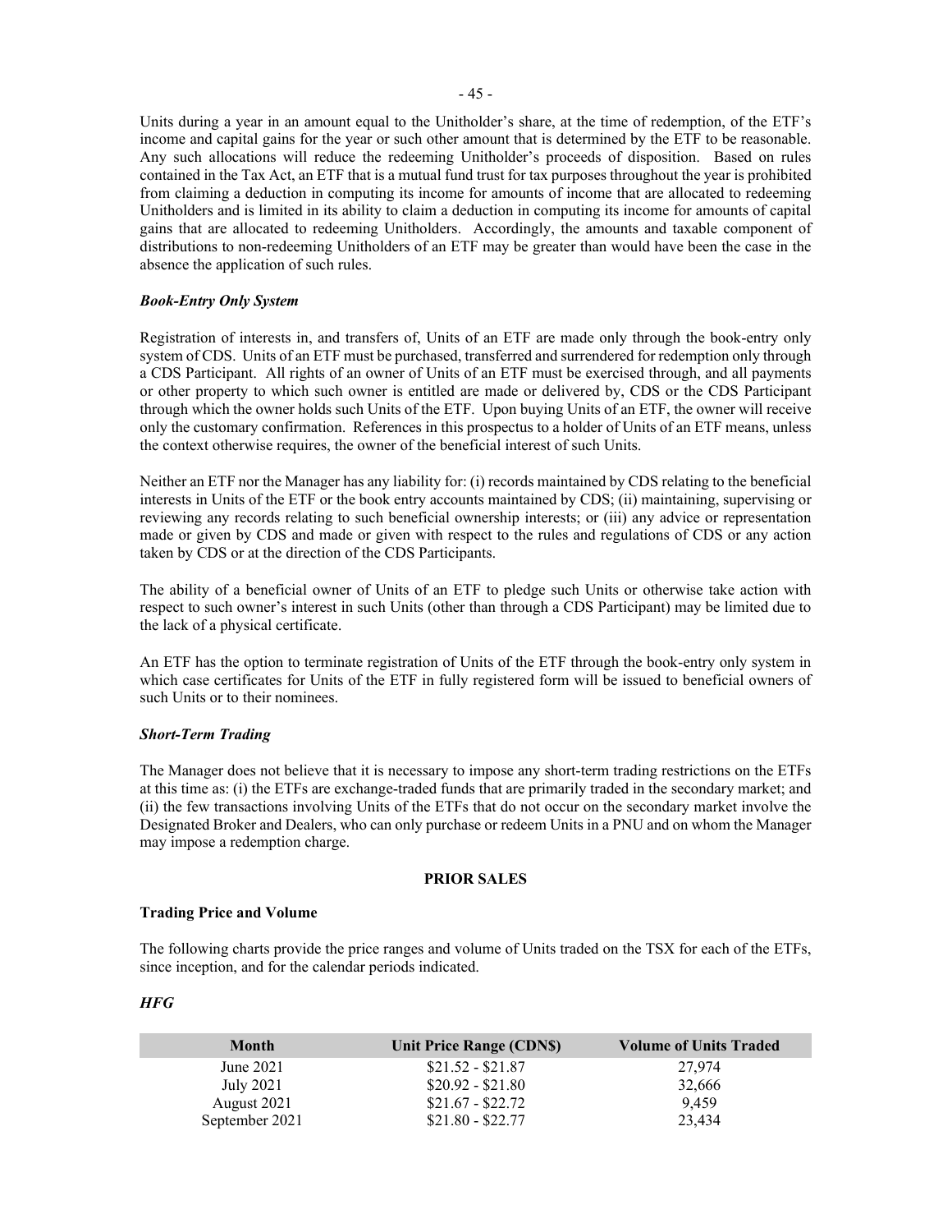Units during a year in an amount equal to the Unitholder's share, at the time of redemption, of the ETF's income and capital gains for the year or such other amount that is determined by the ETF to be reasonable. Any such allocations will reduce the redeeming Unitholder's proceeds of disposition. Based on rules contained in the Tax Act, an ETF that is a mutual fund trust for tax purposes throughout the year is prohibited from claiming a deduction in computing its income for amounts of income that are allocated to redeeming Unitholders and is limited in its ability to claim a deduction in computing its income for amounts of capital gains that are allocated to redeeming Unitholders. Accordingly, the amounts and taxable component of distributions to non-redeeming Unitholders of an ETF may be greater than would have been the case in the absence the application of such rules.

***Book-Entry Only System***

Registration of interests in, and transfers of, Units of an ETF are made only through the book-entry only system of CDS. Units of an ETF must be purchased, transferred and surrendered for redemption only through a CDS Participant. All rights of an owner of Units of an ETF must be exercised through, and all payments or other property to which such owner is entitled are made or delivered by, CDS or the CDS Participant through which the owner holds such Units of the ETF. Upon buying Units of an ETF, the owner will receive only the customary confirmation. References in this prospectus to a holder of Units of an ETF means, unless the context otherwise requires, the owner of the beneficial interest of such Units.

Neither an ETF nor the Manager has any liability for: (i) records maintained by CDS relating to the beneficial interests in Units of the ETF or the book entry accounts maintained by CDS; (ii) maintaining, supervising or reviewing any records relating to such beneficial ownership interests; or (iii) any advice or representation made or given by CDS and made or given with respect to the rules and regulations of CDS or any action taken by CDS or at the direction of the CDS Participants.

The ability of a beneficial owner of Units of an ETF to pledge such Units or otherwise take action with respect to such owner's interest in such Units (other than through a CDS Participant) may be limited due to the lack of a physical certificate.

An ETF has the option to terminate registration of Units of the ETF through the book-entry only system in which case certificates for Units of the ETF in fully registered form will be issued to beneficial owners of such Units or to their nominees.

***Short-Term Trading***

The Manager does not believe that it is necessary to impose any short-term trading restrictions on the ETFs at this time as: (i) the ETFs are exchange-traded funds that are primarily traded in the secondary market; and (ii) the few transactions involving Units of the ETFs that do not occur on the secondary market involve the Designated Broker and Dealers, who can only purchase or redeem Units in a PNU and on whom the Manager may impose a redemption charge.

## PRIOR SALES

### Trading Price and Volume

The following charts provide the price ranges and volume of Units traded on the TSX for each of the ETFs, since inception, and for the calendar periods indicated.

***HFG***

| Month | Unit Price Range (CDN$) | Volume of Units Traded |
| --- | --- | --- |
| June 2021 | $21.52 - $21.87 | 27,974 |
| July 2021 | $20.92 - $21.80 | 32,666 |
| August 2021 | $21.67 - $22.72 | 9,459 |
| September 2021 | $21.80 - $22.77 | 23,434 |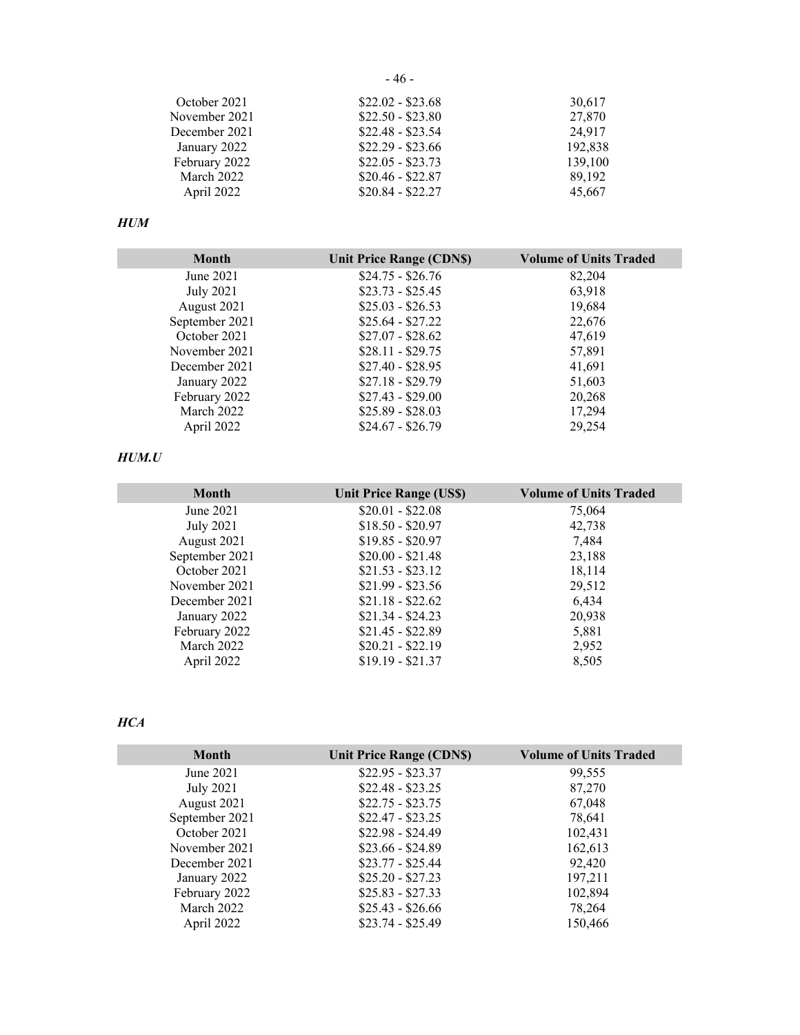| | | |
|---|---|---|
| October 2021 | $22.02 - $23.68 | 30,617 |
| November 2021 | $22.50 - $23.80 | 27,870 |
| December 2021 | $22.48 - $23.54 | 24,917 |
| January 2022 | $22.29 - $23.66 | 192,838 |
| February 2022 | $22.05 - $23.73 | 139,100 |
| March 2022 | $20.46 - $22.87 | 89,192 |
| April 2022 | $20.84 - $22.27 | 45,667 |

***HUM***

| Month | Unit Price Range (CDN$) | Volume of Units Traded |
|---|---|---|
| June 2021 | $24.75 - $26.76 | 82,204 |
| July 2021 | $23.73 - $25.45 | 63,918 |
| August 2021 | $25.03 - $26.53 | 19,684 |
| September 2021 | $25.64 - $27.22 | 22,676 |
| October 2021 | $27.07 - $28.62 | 47,619 |
| November 2021 | $28.11 - $29.75 | 57,891 |
| December 2021 | $27.40 - $28.95 | 41,691 |
| January 2022 | $27.18 - $29.79 | 51,603 |
| February 2022 | $27.43 - $29.00 | 20,268 |
| March 2022 | $25.89 - $28.03 | 17,294 |
| April 2022 | $24.67 - $26.79 | 29,254 |

***HUM.U***

| Month | Unit Price Range (US$) | Volume of Units Traded |
|---|---|---|
| June 2021 | $20.01 - $22.08 | 75,064 |
| July 2021 | $18.50 - $20.97 | 42,738 |
| August 2021 | $19.85 - $20.97 | 7,484 |
| September 2021 | $20.00 - $21.48 | 23,188 |
| October 2021 | $21.53 - $23.12 | 18,114 |
| November 2021 | $21.99 - $23.56 | 29,512 |
| December 2021 | $21.18 - $22.62 | 6,434 |
| January 2022 | $21.34 - $24.23 | 20,938 |
| February 2022 | $21.45 - $22.89 | 5,881 |
| March 2022 | $20.21 - $22.19 | 2,952 |
| April 2022 | $19.19 - $21.37 | 8,505 |

***HCA***

| Month | Unit Price Range (CDN$) | Volume of Units Traded |
|---|---|---|
| June 2021 | $22.95 - $23.37 | 99,555 |
| July 2021 | $22.48 - $23.25 | 87,270 |
| August 2021 | $22.75 - $23.75 | 67,048 |
| September 2021 | $22.47 - $23.25 | 78,641 |
| October 2021 | $22.98 - $24.49 | 102,431 |
| November 2021 | $23.66 - $24.89 | 162,613 |
| December 2021 | $23.77 - $25.44 | 92,420 |
| January 2022 | $25.20 - $27.23 | 197,211 |
| February 2022 | $25.83 - $27.33 | 102,894 |
| March 2022 | $25.43 - $26.66 | 78,264 |
| April 2022 | $23.74 - $25.49 | 150,466 |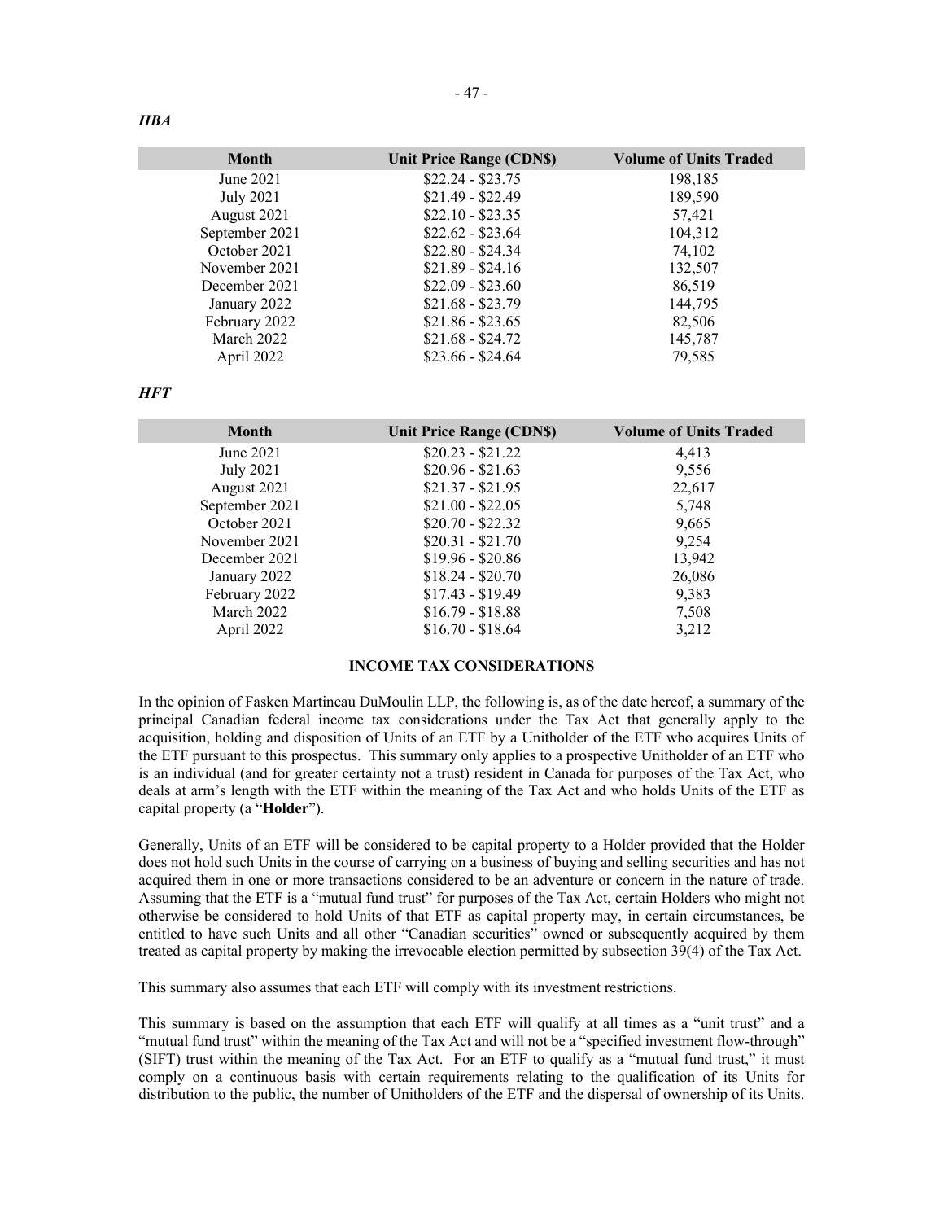*HBA*

| Month | Unit Price Range (CDN$) | Volume of Units Traded |
|---|---|---|
| June 2021 | $22.24 - $23.75 | 198,185 |
| July 2021 | $21.49 - $22.49 | 189,590 |
| August 2021 | $22.10 - $23.35 | 57,421 |
| September 2021 | $22.62 - $23.64 | 104,312 |
| October 2021 | $22.80 - $24.34 | 74,102 |
| November 2021 | $21.89 - $24.16 | 132,507 |
| December 2021 | $22.09 - $23.60 | 86,519 |
| January 2022 | $21.68 - $23.79 | 144,795 |
| February 2022 | $21.86 - $23.65 | 82,506 |
| March 2022 | $21.68 - $24.72 | 145,787 |
| April 2022 | $23.66 - $24.64 | 79,585 |

*HFT*

| Month | Unit Price Range (CDN$) | Volume of Units Traded |
|---|---|---|
| June 2021 | $20.23 - $21.22 | 4,413 |
| July 2021 | $20.96 - $21.63 | 9,556 |
| August 2021 | $21.37 - $21.95 | 22,617 |
| September 2021 | $21.00 - $22.05 | 5,748 |
| October 2021 | $20.70 - $22.32 | 9,665 |
| November 2021 | $20.31 - $21.70 | 9,254 |
| December 2021 | $19.96 - $20.86 | 13,942 |
| January 2022 | $18.24 - $20.70 | 26,086 |
| February 2022 | $17.43 - $19.49 | 9,383 |
| March 2022 | $16.79 - $18.88 | 7,508 |
| April 2022 | $16.70 - $18.64 | 3,212 |

## INCOME TAX CONSIDERATIONS

In the opinion of Fasken Martineau DuMoulin LLP, the following is, as of the date hereof, a summary of the principal Canadian federal income tax considerations under the Tax Act that generally apply to the acquisition, holding and disposition of Units of an ETF by a Unitholder of the ETF who acquires Units of the ETF pursuant to this prospectus. This summary only applies to a prospective Unitholder of an ETF who is an individual (and for greater certainty not a trust) resident in Canada for purposes of the Tax Act, who deals at arm's length with the ETF within the meaning of the Tax Act and who holds Units of the ETF as capital property (a "**Holder**").

Generally, Units of an ETF will be considered to be capital property to a Holder provided that the Holder does not hold such Units in the course of carrying on a business of buying and selling securities and has not acquired them in one or more transactions considered to be an adventure or concern in the nature of trade. Assuming that the ETF is a "mutual fund trust" for purposes of the Tax Act, certain Holders who might not otherwise be considered to hold Units of that ETF as capital property may, in certain circumstances, be entitled to have such Units and all other "Canadian securities" owned or subsequently acquired by them treated as capital property by making the irrevocable election permitted by subsection 39(4) of the Tax Act.

This summary also assumes that each ETF will comply with its investment restrictions.

This summary is based on the assumption that each ETF will qualify at all times as a "unit trust" and a "mutual fund trust" within the meaning of the Tax Act and will not be a "specified investment flow-through" (SIFT) trust within the meaning of the Tax Act. For an ETF to qualify as a "mutual fund trust," it must comply on a continuous basis with certain requirements relating to the qualification of its Units for distribution to the public, the number of Unitholders of the ETF and the dispersal of ownership of its Units.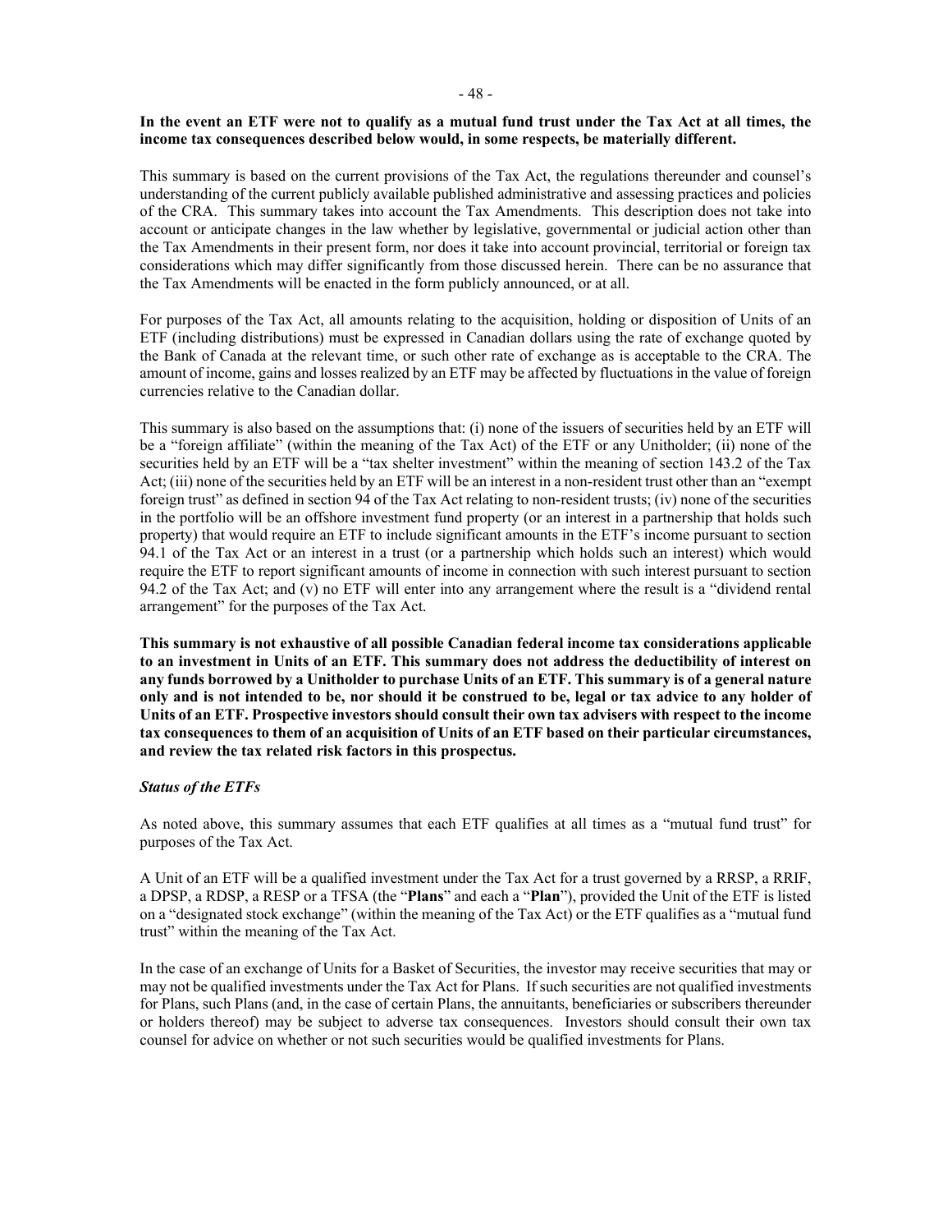**In the event an ETF were not to qualify as a mutual fund trust under the Tax Act at all times, the income tax consequences described below would, in some respects, be materially different.**

This summary is based on the current provisions of the Tax Act, the regulations thereunder and counsel's understanding of the current publicly available published administrative and assessing practices and policies of the CRA. This summary takes into account the Tax Amendments. This description does not take into account or anticipate changes in the law whether by legislative, governmental or judicial action other than the Tax Amendments in their present form, nor does it take into account provincial, territorial or foreign tax considerations which may differ significantly from those discussed herein. There can be no assurance that the Tax Amendments will be enacted in the form publicly announced, or at all.

For purposes of the Tax Act, all amounts relating to the acquisition, holding or disposition of Units of an ETF (including distributions) must be expressed in Canadian dollars using the rate of exchange quoted by the Bank of Canada at the relevant time, or such other rate of exchange as is acceptable to the CRA. The amount of income, gains and losses realized by an ETF may be affected by fluctuations in the value of foreign currencies relative to the Canadian dollar.

This summary is also based on the assumptions that: (i) none of the issuers of securities held by an ETF will be a "foreign affiliate" (within the meaning of the Tax Act) of the ETF or any Unitholder; (ii) none of the securities held by an ETF will be a "tax shelter investment" within the meaning of section 143.2 of the Tax Act; (iii) none of the securities held by an ETF will be an interest in a non-resident trust other than an "exempt foreign trust" as defined in section 94 of the Tax Act relating to non-resident trusts; (iv) none of the securities in the portfolio will be an offshore investment fund property (or an interest in a partnership that holds such property) that would require an ETF to include significant amounts in the ETF's income pursuant to section 94.1 of the Tax Act or an interest in a trust (or a partnership which holds such an interest) which would require the ETF to report significant amounts of income in connection with such interest pursuant to section 94.2 of the Tax Act; and (v) no ETF will enter into any arrangement where the result is a "dividend rental arrangement" for the purposes of the Tax Act.

**This summary is not exhaustive of all possible Canadian federal income tax considerations applicable to an investment in Units of an ETF. This summary does not address the deductibility of interest on any funds borrowed by a Unitholder to purchase Units of an ETF. This summary is of a general nature only and is not intended to be, nor should it be construed to be, legal or tax advice to any holder of Units of an ETF. Prospective investors should consult their own tax advisers with respect to the income tax consequences to them of an acquisition of Units of an ETF based on their particular circumstances, and review the tax related risk factors in this prospectus.**

### *Status of the ETFs*

As noted above, this summary assumes that each ETF qualifies at all times as a "mutual fund trust" for purposes of the Tax Act.

A Unit of an ETF will be a qualified investment under the Tax Act for a trust governed by a RRSP, a RRIF, a DPSP, a RDSP, a RESP or a TFSA (the "**Plans**" and each a "**Plan**"), provided the Unit of the ETF is listed on a "designated stock exchange" (within the meaning of the Tax Act) or the ETF qualifies as a "mutual fund trust" within the meaning of the Tax Act.

In the case of an exchange of Units for a Basket of Securities, the investor may receive securities that may or may not be qualified investments under the Tax Act for Plans. If such securities are not qualified investments for Plans, such Plans (and, in the case of certain Plans, the annuitants, beneficiaries or subscribers thereunder or holders thereof) may be subject to adverse tax consequences. Investors should consult their own tax counsel for advice on whether or not such securities would be qualified investments for Plans.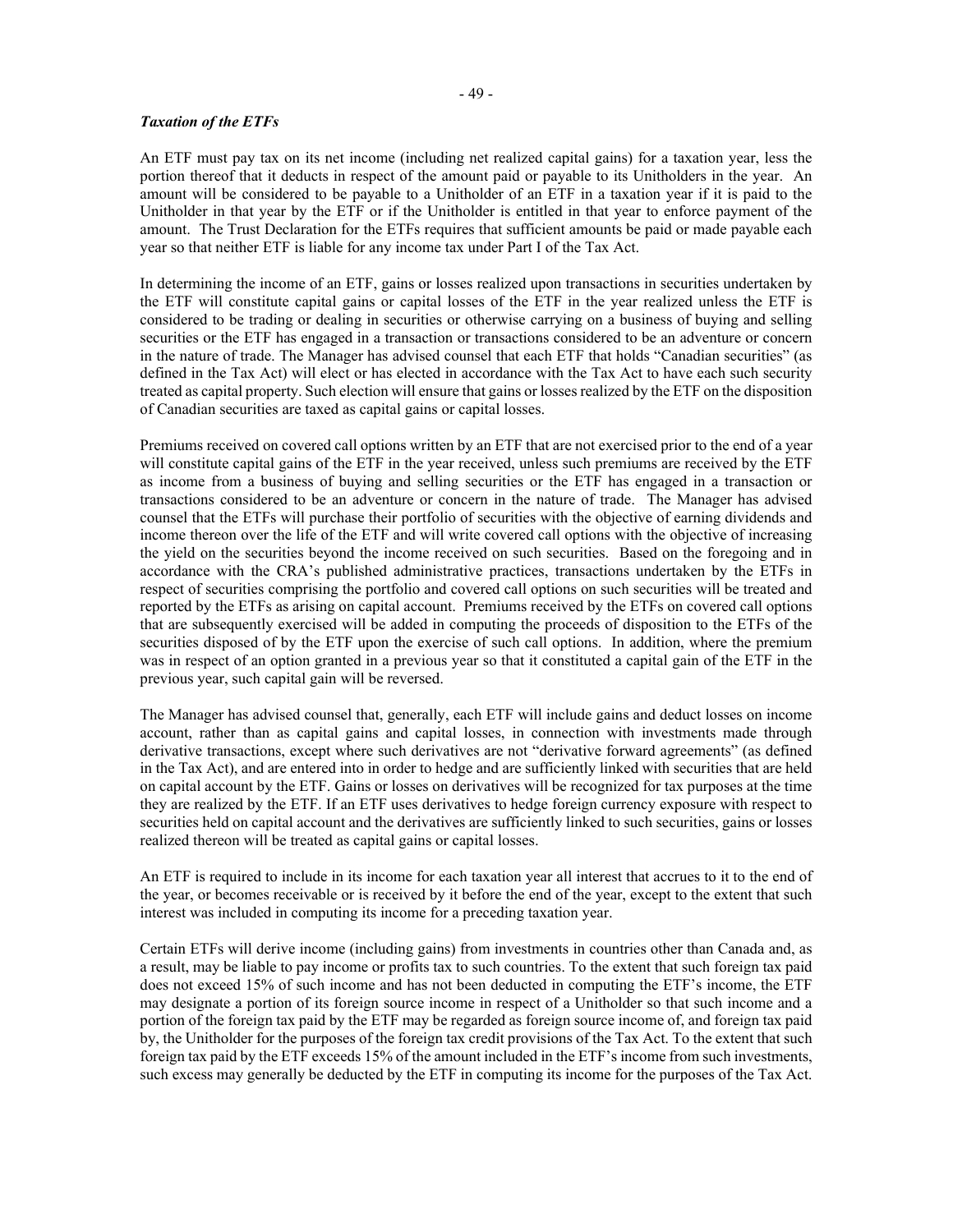### *Taxation of the ETFs*

An ETF must pay tax on its net income (including net realized capital gains) for a taxation year, less the portion thereof that it deducts in respect of the amount paid or payable to its Unitholders in the year. An amount will be considered to be payable to a Unitholder of an ETF in a taxation year if it is paid to the Unitholder in that year by the ETF or if the Unitholder is entitled in that year to enforce payment of the amount. The Trust Declaration for the ETFs requires that sufficient amounts be paid or made payable each year so that neither ETF is liable for any income tax under Part I of the Tax Act.

In determining the income of an ETF, gains or losses realized upon transactions in securities undertaken by the ETF will constitute capital gains or capital losses of the ETF in the year realized unless the ETF is considered to be trading or dealing in securities or otherwise carrying on a business of buying and selling securities or the ETF has engaged in a transaction or transactions considered to be an adventure or concern in the nature of trade. The Manager has advised counsel that each ETF that holds "Canadian securities" (as defined in the Tax Act) will elect or has elected in accordance with the Tax Act to have each such security treated as capital property. Such election will ensure that gains or losses realized by the ETF on the disposition of Canadian securities are taxed as capital gains or capital losses.

Premiums received on covered call options written by an ETF that are not exercised prior to the end of a year will constitute capital gains of the ETF in the year received, unless such premiums are received by the ETF as income from a business of buying and selling securities or the ETF has engaged in a transaction or transactions considered to be an adventure or concern in the nature of trade. The Manager has advised counsel that the ETFs will purchase their portfolio of securities with the objective of earning dividends and income thereon over the life of the ETF and will write covered call options with the objective of increasing the yield on the securities beyond the income received on such securities. Based on the foregoing and in accordance with the CRA's published administrative practices, transactions undertaken by the ETFs in respect of securities comprising the portfolio and covered call options on such securities will be treated and reported by the ETFs as arising on capital account. Premiums received by the ETFs on covered call options that are subsequently exercised will be added in computing the proceeds of disposition to the ETFs of the securities disposed of by the ETF upon the exercise of such call options. In addition, where the premium was in respect of an option granted in a previous year so that it constituted a capital gain of the ETF in the previous year, such capital gain will be reversed.

The Manager has advised counsel that, generally, each ETF will include gains and deduct losses on income account, rather than as capital gains and capital losses, in connection with investments made through derivative transactions, except where such derivatives are not "derivative forward agreements" (as defined in the Tax Act), and are entered into in order to hedge and are sufficiently linked with securities that are held on capital account by the ETF. Gains or losses on derivatives will be recognized for tax purposes at the time they are realized by the ETF. If an ETF uses derivatives to hedge foreign currency exposure with respect to securities held on capital account and the derivatives are sufficiently linked to such securities, gains or losses realized thereon will be treated as capital gains or capital losses.

An ETF is required to include in its income for each taxation year all interest that accrues to it to the end of the year, or becomes receivable or is received by it before the end of the year, except to the extent that such interest was included in computing its income for a preceding taxation year.

Certain ETFs will derive income (including gains) from investments in countries other than Canada and, as a result, may be liable to pay income or profits tax to such countries. To the extent that such foreign tax paid does not exceed 15% of such income and has not been deducted in computing the ETF's income, the ETF may designate a portion of its foreign source income in respect of a Unitholder so that such income and a portion of the foreign tax paid by the ETF may be regarded as foreign source income of, and foreign tax paid by, the Unitholder for the purposes of the foreign tax credit provisions of the Tax Act. To the extent that such foreign tax paid by the ETF exceeds 15% of the amount included in the ETF's income from such investments, such excess may generally be deducted by the ETF in computing its income for the purposes of the Tax Act.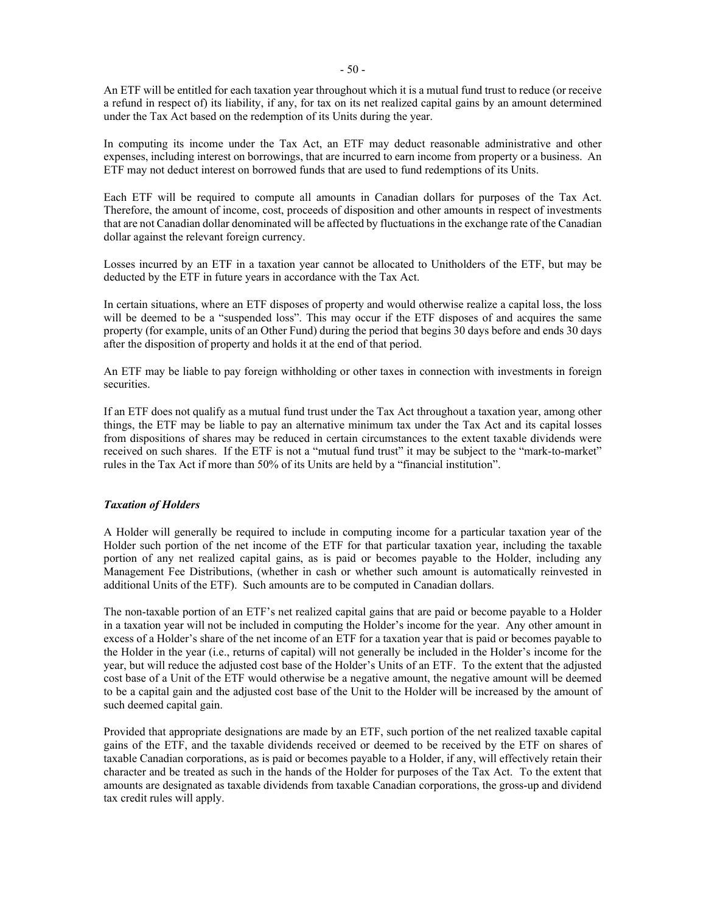An ETF will be entitled for each taxation year throughout which it is a mutual fund trust to reduce (or receive a refund in respect of) its liability, if any, for tax on its net realized capital gains by an amount determined under the Tax Act based on the redemption of its Units during the year.

In computing its income under the Tax Act, an ETF may deduct reasonable administrative and other expenses, including interest on borrowings, that are incurred to earn income from property or a business. An ETF may not deduct interest on borrowed funds that are used to fund redemptions of its Units.

Each ETF will be required to compute all amounts in Canadian dollars for purposes of the Tax Act. Therefore, the amount of income, cost, proceeds of disposition and other amounts in respect of investments that are not Canadian dollar denominated will be affected by fluctuations in the exchange rate of the Canadian dollar against the relevant foreign currency.

Losses incurred by an ETF in a taxation year cannot be allocated to Unitholders of the ETF, but may be deducted by the ETF in future years in accordance with the Tax Act.

In certain situations, where an ETF disposes of property and would otherwise realize a capital loss, the loss will be deemed to be a "suspended loss". This may occur if the ETF disposes of and acquires the same property (for example, units of an Other Fund) during the period that begins 30 days before and ends 30 days after the disposition of property and holds it at the end of that period.

An ETF may be liable to pay foreign withholding or other taxes in connection with investments in foreign securities.

If an ETF does not qualify as a mutual fund trust under the Tax Act throughout a taxation year, among other things, the ETF may be liable to pay an alternative minimum tax under the Tax Act and its capital losses from dispositions of shares may be reduced in certain circumstances to the extent taxable dividends were received on such shares. If the ETF is not a "mutual fund trust" it may be subject to the "mark-to-market" rules in the Tax Act if more than 50% of its Units are held by a "financial institution".

***Taxation of Holders***

A Holder will generally be required to include in computing income for a particular taxation year of the Holder such portion of the net income of the ETF for that particular taxation year, including the taxable portion of any net realized capital gains, as is paid or becomes payable to the Holder, including any Management Fee Distributions, (whether in cash or whether such amount is automatically reinvested in additional Units of the ETF). Such amounts are to be computed in Canadian dollars.

The non-taxable portion of an ETF's net realized capital gains that are paid or become payable to a Holder in a taxation year will not be included in computing the Holder's income for the year. Any other amount in excess of a Holder's share of the net income of an ETF for a taxation year that is paid or becomes payable to the Holder in the year (i.e., returns of capital) will not generally be included in the Holder's income for the year, but will reduce the adjusted cost base of the Holder's Units of an ETF. To the extent that the adjusted cost base of a Unit of the ETF would otherwise be a negative amount, the negative amount will be deemed to be a capital gain and the adjusted cost base of the Unit to the Holder will be increased by the amount of such deemed capital gain.

Provided that appropriate designations are made by an ETF, such portion of the net realized taxable capital gains of the ETF, and the taxable dividends received or deemed to be received by the ETF on shares of taxable Canadian corporations, as is paid or becomes payable to a Holder, if any, will effectively retain their character and be treated as such in the hands of the Holder for purposes of the Tax Act. To the extent that amounts are designated as taxable dividends from taxable Canadian corporations, the gross-up and dividend tax credit rules will apply.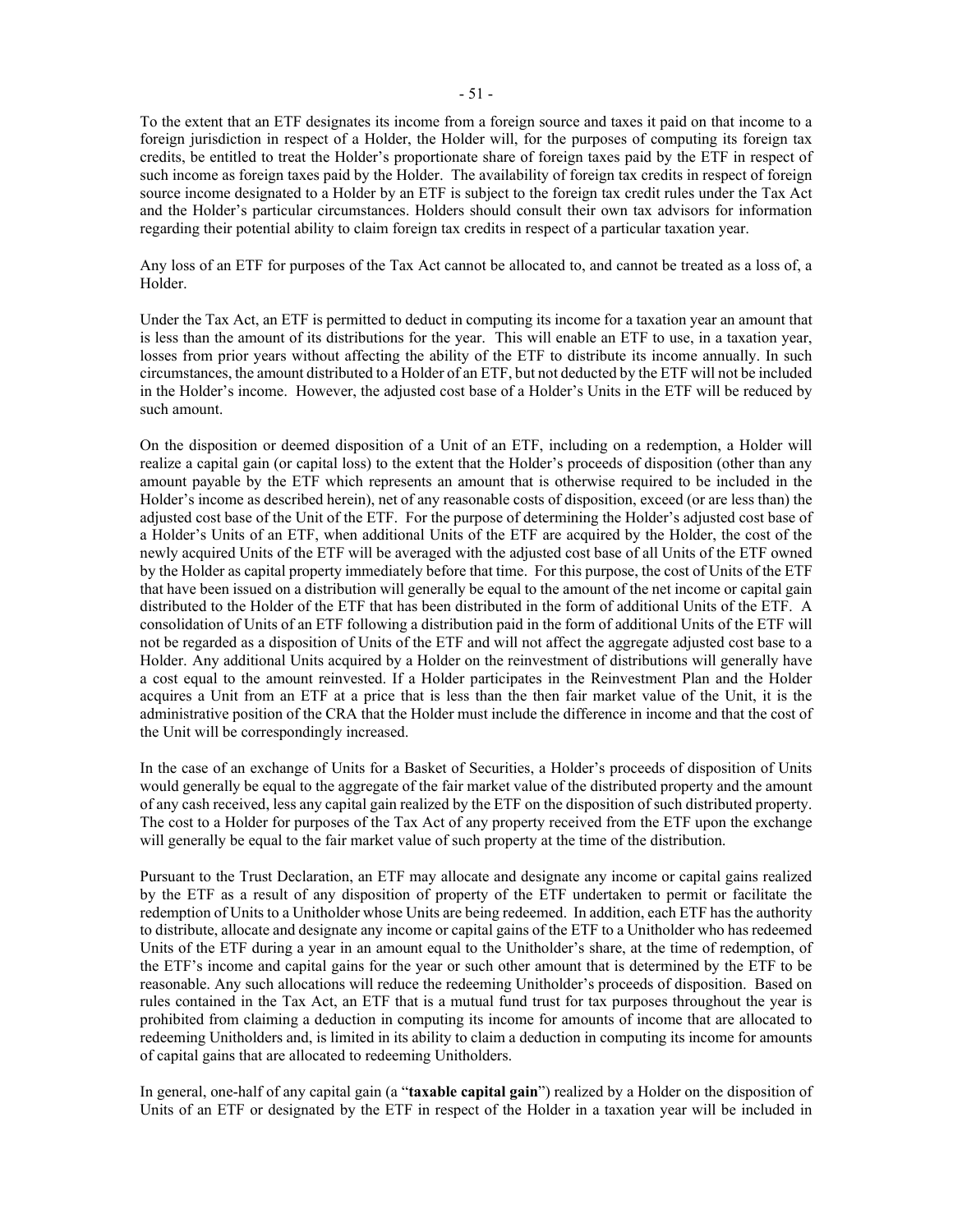To the extent that an ETF designates its income from a foreign source and taxes it paid on that income to a foreign jurisdiction in respect of a Holder, the Holder will, for the purposes of computing its foreign tax credits, be entitled to treat the Holder's proportionate share of foreign taxes paid by the ETF in respect of such income as foreign taxes paid by the Holder. The availability of foreign tax credits in respect of foreign source income designated to a Holder by an ETF is subject to the foreign tax credit rules under the Tax Act and the Holder's particular circumstances. Holders should consult their own tax advisors for information regarding their potential ability to claim foreign tax credits in respect of a particular taxation year.

Any loss of an ETF for purposes of the Tax Act cannot be allocated to, and cannot be treated as a loss of, a Holder.

Under the Tax Act, an ETF is permitted to deduct in computing its income for a taxation year an amount that is less than the amount of its distributions for the year. This will enable an ETF to use, in a taxation year, losses from prior years without affecting the ability of the ETF to distribute its income annually. In such circumstances, the amount distributed to a Holder of an ETF, but not deducted by the ETF will not be included in the Holder's income. However, the adjusted cost base of a Holder's Units in the ETF will be reduced by such amount.

On the disposition or deemed disposition of a Unit of an ETF, including on a redemption, a Holder will realize a capital gain (or capital loss) to the extent that the Holder's proceeds of disposition (other than any amount payable by the ETF which represents an amount that is otherwise required to be included in the Holder's income as described herein), net of any reasonable costs of disposition, exceed (or are less than) the adjusted cost base of the Unit of the ETF. For the purpose of determining the Holder's adjusted cost base of a Holder's Units of an ETF, when additional Units of the ETF are acquired by the Holder, the cost of the newly acquired Units of the ETF will be averaged with the adjusted cost base of all Units of the ETF owned by the Holder as capital property immediately before that time. For this purpose, the cost of Units of the ETF that have been issued on a distribution will generally be equal to the amount of the net income or capital gain distributed to the Holder of the ETF that has been distributed in the form of additional Units of the ETF. A consolidation of Units of an ETF following a distribution paid in the form of additional Units of the ETF will not be regarded as a disposition of Units of the ETF and will not affect the aggregate adjusted cost base to a Holder. Any additional Units acquired by a Holder on the reinvestment of distributions will generally have a cost equal to the amount reinvested. If a Holder participates in the Reinvestment Plan and the Holder acquires a Unit from an ETF at a price that is less than the then fair market value of the Unit, it is the administrative position of the CRA that the Holder must include the difference in income and that the cost of the Unit will be correspondingly increased.

In the case of an exchange of Units for a Basket of Securities, a Holder's proceeds of disposition of Units would generally be equal to the aggregate of the fair market value of the distributed property and the amount of any cash received, less any capital gain realized by the ETF on the disposition of such distributed property. The cost to a Holder for purposes of the Tax Act of any property received from the ETF upon the exchange will generally be equal to the fair market value of such property at the time of the distribution.

Pursuant to the Trust Declaration, an ETF may allocate and designate any income or capital gains realized by the ETF as a result of any disposition of property of the ETF undertaken to permit or facilitate the redemption of Units to a Unitholder whose Units are being redeemed. In addition, each ETF has the authority to distribute, allocate and designate any income or capital gains of the ETF to a Unitholder who has redeemed Units of the ETF during a year in an amount equal to the Unitholder's share, at the time of redemption, of the ETF's income and capital gains for the year or such other amount that is determined by the ETF to be reasonable. Any such allocations will reduce the redeeming Unitholder's proceeds of disposition. Based on rules contained in the Tax Act, an ETF that is a mutual fund trust for tax purposes throughout the year is prohibited from claiming a deduction in computing its income for amounts of income that are allocated to redeeming Unitholders and, is limited in its ability to claim a deduction in computing its income for amounts of capital gains that are allocated to redeeming Unitholders.

In general, one-half of any capital gain (a "**taxable capital gain**") realized by a Holder on the disposition of Units of an ETF or designated by the ETF in respect of the Holder in a taxation year will be included in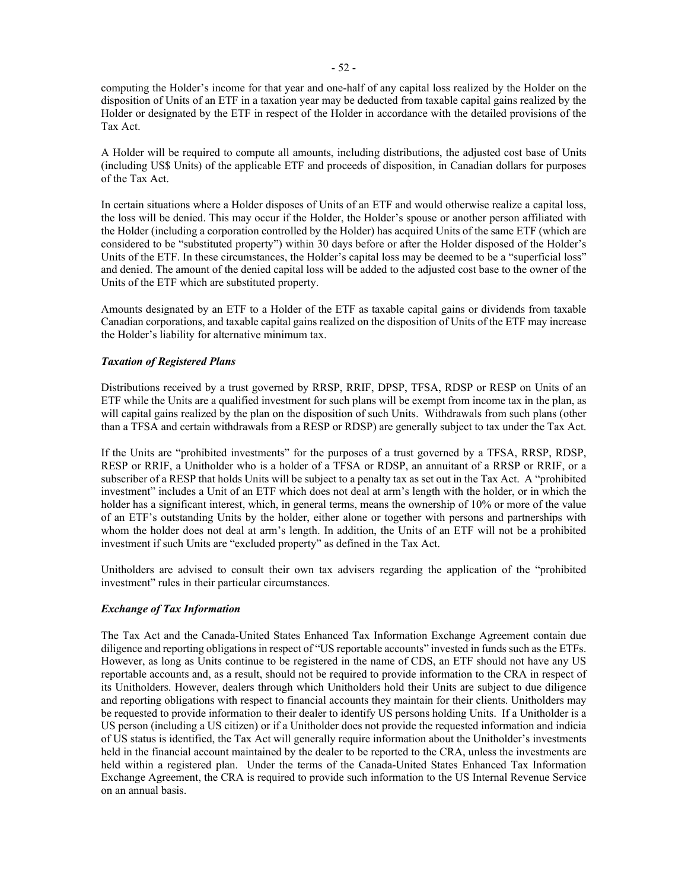computing the Holder's income for that year and one-half of any capital loss realized by the Holder on the disposition of Units of an ETF in a taxation year may be deducted from taxable capital gains realized by the Holder or designated by the ETF in respect of the Holder in accordance with the detailed provisions of the Tax Act.

A Holder will be required to compute all amounts, including distributions, the adjusted cost base of Units (including US$ Units) of the applicable ETF and proceeds of disposition, in Canadian dollars for purposes of the Tax Act.

In certain situations where a Holder disposes of Units of an ETF and would otherwise realize a capital loss, the loss will be denied. This may occur if the Holder, the Holder's spouse or another person affiliated with the Holder (including a corporation controlled by the Holder) has acquired Units of the same ETF (which are considered to be "substituted property") within 30 days before or after the Holder disposed of the Holder's Units of the ETF. In these circumstances, the Holder's capital loss may be deemed to be a "superficial loss" and denied. The amount of the denied capital loss will be added to the adjusted cost base to the owner of the Units of the ETF which are substituted property.

Amounts designated by an ETF to a Holder of the ETF as taxable capital gains or dividends from taxable Canadian corporations, and taxable capital gains realized on the disposition of Units of the ETF may increase the Holder's liability for alternative minimum tax.

### *Taxation of Registered Plans*

Distributions received by a trust governed by RRSP, RRIF, DPSP, TFSA, RDSP or RESP on Units of an ETF while the Units are a qualified investment for such plans will be exempt from income tax in the plan, as will capital gains realized by the plan on the disposition of such Units. Withdrawals from such plans (other than a TFSA and certain withdrawals from a RESP or RDSP) are generally subject to tax under the Tax Act.

If the Units are "prohibited investments" for the purposes of a trust governed by a TFSA, RRSP, RDSP, RESP or RRIF, a Unitholder who is a holder of a TFSA or RDSP, an annuitant of a RRSP or RRIF, or a subscriber of a RESP that holds Units will be subject to a penalty tax as set out in the Tax Act. A "prohibited investment" includes a Unit of an ETF which does not deal at arm's length with the holder, or in which the holder has a significant interest, which, in general terms, means the ownership of 10% or more of the value of an ETF's outstanding Units by the holder, either alone or together with persons and partnerships with whom the holder does not deal at arm's length. In addition, the Units of an ETF will not be a prohibited investment if such Units are "excluded property" as defined in the Tax Act.

Unitholders are advised to consult their own tax advisers regarding the application of the "prohibited investment" rules in their particular circumstances.

### *Exchange of Tax Information*

The Tax Act and the Canada-United States Enhanced Tax Information Exchange Agreement contain due diligence and reporting obligations in respect of "US reportable accounts" invested in funds such as the ETFs. However, as long as Units continue to be registered in the name of CDS, an ETF should not have any US reportable accounts and, as a result, should not be required to provide information to the CRA in respect of its Unitholders. However, dealers through which Unitholders hold their Units are subject to due diligence and reporting obligations with respect to financial accounts they maintain for their clients. Unitholders may be requested to provide information to their dealer to identify US persons holding Units. If a Unitholder is a US person (including a US citizen) or if a Unitholder does not provide the requested information and indicia of US status is identified, the Tax Act will generally require information about the Unitholder's investments held in the financial account maintained by the dealer to be reported to the CRA, unless the investments are held within a registered plan. Under the terms of the Canada-United States Enhanced Tax Information Exchange Agreement, the CRA is required to provide such information to the US Internal Revenue Service on an annual basis.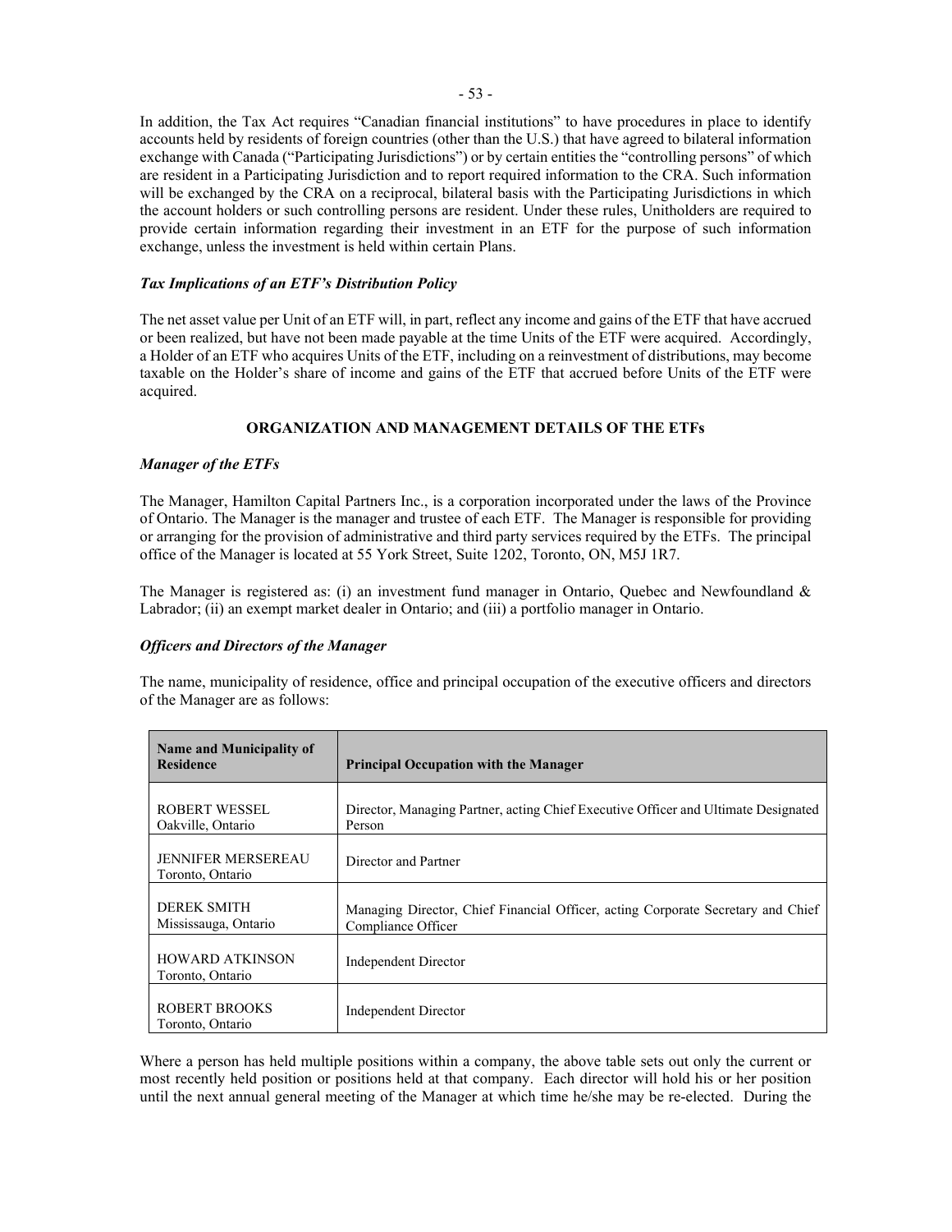In addition, the Tax Act requires "Canadian financial institutions" to have procedures in place to identify accounts held by residents of foreign countries (other than the U.S.) that have agreed to bilateral information exchange with Canada ("Participating Jurisdictions") or by certain entities the "controlling persons" of which are resident in a Participating Jurisdiction and to report required information to the CRA. Such information will be exchanged by the CRA on a reciprocal, bilateral basis with the Participating Jurisdictions in which the account holders or such controlling persons are resident. Under these rules, Unitholders are required to provide certain information regarding their investment in an ETF for the purpose of such information exchange, unless the investment is held within certain Plans.

### *Tax Implications of an ETF's Distribution Policy*

The net asset value per Unit of an ETF will, in part, reflect any income and gains of the ETF that have accrued or been realized, but have not been made payable at the time Units of the ETF were acquired. Accordingly, a Holder of an ETF who acquires Units of the ETF, including on a reinvestment of distributions, may become taxable on the Holder's share of income and gains of the ETF that accrued before Units of the ETF were acquired.

## ORGANIZATION AND MANAGEMENT DETAILS OF THE ETFs

### *Manager of the ETFs*

The Manager, Hamilton Capital Partners Inc., is a corporation incorporated under the laws of the Province of Ontario. The Manager is the manager and trustee of each ETF. The Manager is responsible for providing or arranging for the provision of administrative and third party services required by the ETFs. The principal office of the Manager is located at 55 York Street, Suite 1202, Toronto, ON, M5J 1R7.

The Manager is registered as: (i) an investment fund manager in Ontario, Quebec and Newfoundland & Labrador; (ii) an exempt market dealer in Ontario; and (iii) a portfolio manager in Ontario.

### *Officers and Directors of the Manager*

The name, municipality of residence, office and principal occupation of the executive officers and directors of the Manager are as follows:

| Name and Municipality of Residence | Principal Occupation with the Manager |
|---|---|
| ROBERT WESSEL<br>Oakville, Ontario | Director, Managing Partner, acting Chief Executive Officer and Ultimate Designated Person |
| JENNIFER MERSEREAU<br>Toronto, Ontario | Director and Partner |
| DEREK SMITH<br>Mississauga, Ontario | Managing Director, Chief Financial Officer, acting Corporate Secretary and Chief Compliance Officer |
| HOWARD ATKINSON<br>Toronto, Ontario | Independent Director |
| ROBERT BROOKS<br>Toronto, Ontario | Independent Director |

Where a person has held multiple positions within a company, the above table sets out only the current or most recently held position or positions held at that company. Each director will hold his or her position until the next annual general meeting of the Manager at which time he/she may be re-elected. During the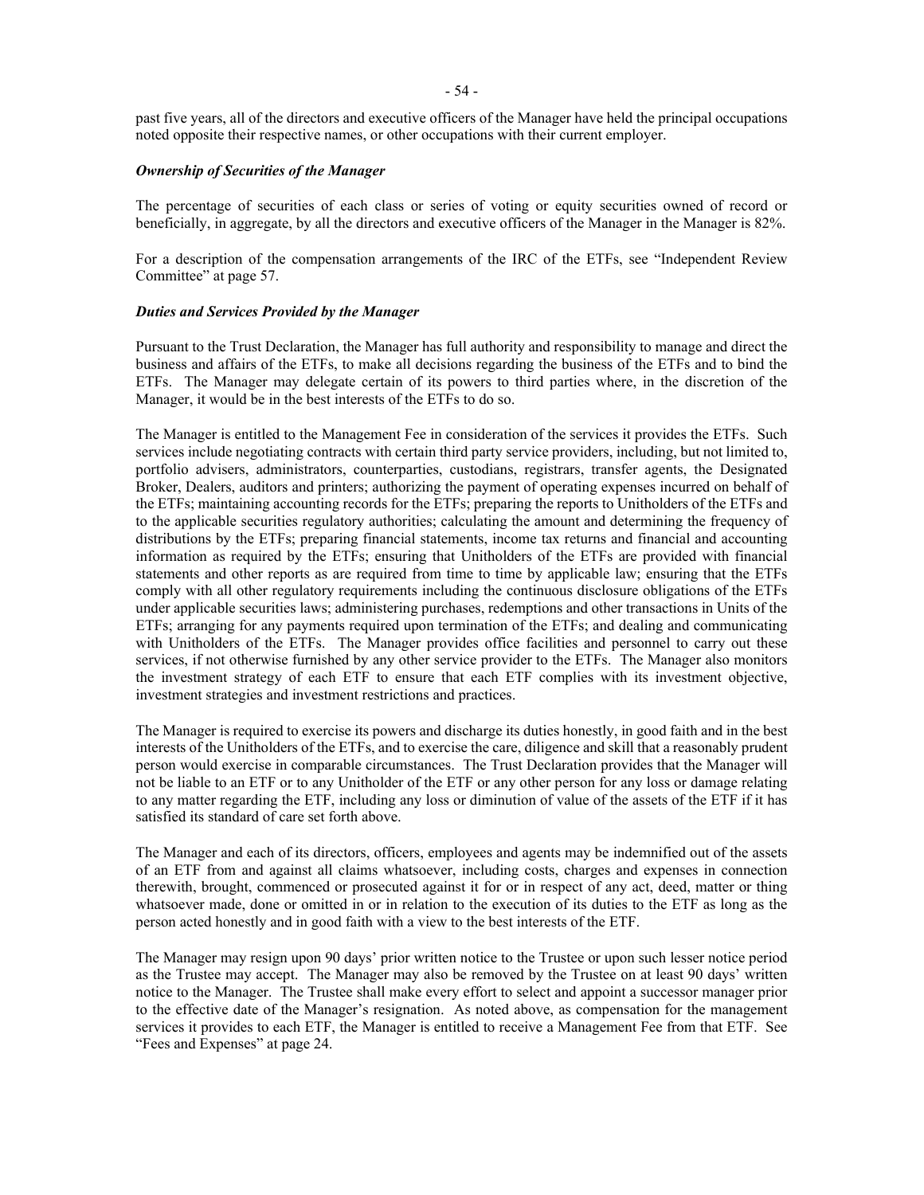past five years, all of the directors and executive officers of the Manager have held the principal occupations noted opposite their respective names, or other occupations with their current employer.

***Ownership of Securities of the Manager***

The percentage of securities of each class or series of voting or equity securities owned of record or beneficially, in aggregate, by all the directors and executive officers of the Manager in the Manager is 82%.

For a description of the compensation arrangements of the IRC of the ETFs, see "Independent Review Committee" at page 57.

***Duties and Services Provided by the Manager***

Pursuant to the Trust Declaration, the Manager has full authority and responsibility to manage and direct the business and affairs of the ETFs, to make all decisions regarding the business of the ETFs and to bind the ETFs. The Manager may delegate certain of its powers to third parties where, in the discretion of the Manager, it would be in the best interests of the ETFs to do so.

The Manager is entitled to the Management Fee in consideration of the services it provides the ETFs. Such services include negotiating contracts with certain third party service providers, including, but not limited to, portfolio advisers, administrators, counterparties, custodians, registrars, transfer agents, the Designated Broker, Dealers, auditors and printers; authorizing the payment of operating expenses incurred on behalf of the ETFs; maintaining accounting records for the ETFs; preparing the reports to Unitholders of the ETFs and to the applicable securities regulatory authorities; calculating the amount and determining the frequency of distributions by the ETFs; preparing financial statements, income tax returns and financial and accounting information as required by the ETFs; ensuring that Unitholders of the ETFs are provided with financial statements and other reports as are required from time to time by applicable law; ensuring that the ETFs comply with all other regulatory requirements including the continuous disclosure obligations of the ETFs under applicable securities laws; administering purchases, redemptions and other transactions in Units of the ETFs; arranging for any payments required upon termination of the ETFs; and dealing and communicating with Unitholders of the ETFs. The Manager provides office facilities and personnel to carry out these services, if not otherwise furnished by any other service provider to the ETFs. The Manager also monitors the investment strategy of each ETF to ensure that each ETF complies with its investment objective, investment strategies and investment restrictions and practices.

The Manager is required to exercise its powers and discharge its duties honestly, in good faith and in the best interests of the Unitholders of the ETFs, and to exercise the care, diligence and skill that a reasonably prudent person would exercise in comparable circumstances. The Trust Declaration provides that the Manager will not be liable to an ETF or to any Unitholder of the ETF or any other person for any loss or damage relating to any matter regarding the ETF, including any loss or diminution of value of the assets of the ETF if it has satisfied its standard of care set forth above.

The Manager and each of its directors, officers, employees and agents may be indemnified out of the assets of an ETF from and against all claims whatsoever, including costs, charges and expenses in connection therewith, brought, commenced or prosecuted against it for or in respect of any act, deed, matter or thing whatsoever made, done or omitted in or in relation to the execution of its duties to the ETF as long as the person acted honestly and in good faith with a view to the best interests of the ETF.

The Manager may resign upon 90 days' prior written notice to the Trustee or upon such lesser notice period as the Trustee may accept. The Manager may also be removed by the Trustee on at least 90 days' written notice to the Manager. The Trustee shall make every effort to select and appoint a successor manager prior to the effective date of the Manager's resignation. As noted above, as compensation for the management services it provides to each ETF, the Manager is entitled to receive a Management Fee from that ETF. See "Fees and Expenses" at page 24.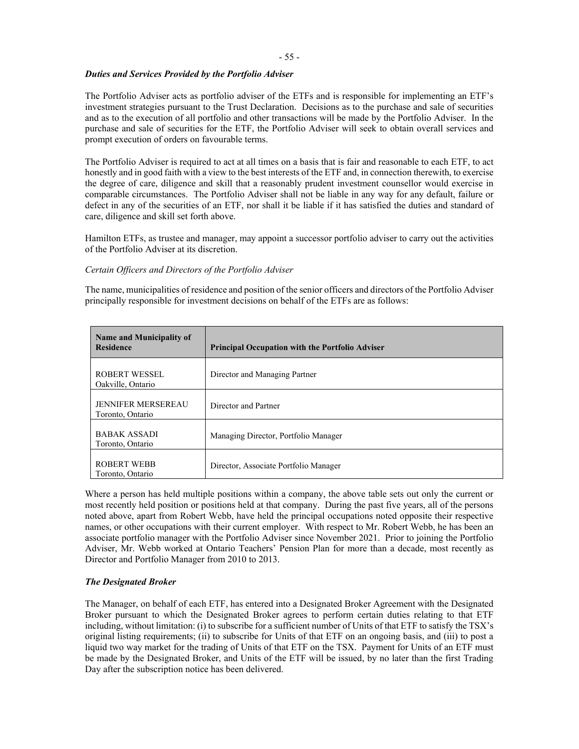***Duties and Services Provided by the Portfolio Adviser***

The Portfolio Adviser acts as portfolio adviser of the ETFs and is responsible for implementing an ETF's investment strategies pursuant to the Trust Declaration. Decisions as to the purchase and sale of securities and as to the execution of all portfolio and other transactions will be made by the Portfolio Adviser. In the purchase and sale of securities for the ETF, the Portfolio Adviser will seek to obtain overall services and prompt execution of orders on favourable terms.

The Portfolio Adviser is required to act at all times on a basis that is fair and reasonable to each ETF, to act honestly and in good faith with a view to the best interests of the ETF and, in connection therewith, to exercise the degree of care, diligence and skill that a reasonably prudent investment counsellor would exercise in comparable circumstances. The Portfolio Adviser shall not be liable in any way for any default, failure or defect in any of the securities of an ETF, nor shall it be liable if it has satisfied the duties and standard of care, diligence and skill set forth above.

Hamilton ETFs, as trustee and manager, may appoint a successor portfolio adviser to carry out the activities of the Portfolio Adviser at its discretion.

*Certain Officers and Directors of the Portfolio Adviser*

The name, municipalities of residence and position of the senior officers and directors of the Portfolio Adviser principally responsible for investment decisions on behalf of the ETFs are as follows:

| Name and Municipality of Residence | Principal Occupation with the Portfolio Adviser |
|---|---|
| ROBERT WESSEL<br>Oakville, Ontario | Director and Managing Partner |
| JENNIFER MERSEREAU<br>Toronto, Ontario | Director and Partner |
| BABAK ASSADI<br>Toronto, Ontario | Managing Director, Portfolio Manager |
| ROBERT WEBB<br>Toronto, Ontario | Director, Associate Portfolio Manager |

Where a person has held multiple positions within a company, the above table sets out only the current or most recently held position or positions held at that company. During the past five years, all of the persons noted above, apart from Robert Webb, have held the principal occupations noted opposite their respective names, or other occupations with their current employer. With respect to Mr. Robert Webb, he has been an associate portfolio manager with the Portfolio Adviser since November 2021. Prior to joining the Portfolio Adviser, Mr. Webb worked at Ontario Teachers' Pension Plan for more than a decade, most recently as Director and Portfolio Manager from 2010 to 2013.

***The Designated Broker***

The Manager, on behalf of each ETF, has entered into a Designated Broker Agreement with the Designated Broker pursuant to which the Designated Broker agrees to perform certain duties relating to that ETF including, without limitation: (i) to subscribe for a sufficient number of Units of that ETF to satisfy the TSX's original listing requirements; (ii) to subscribe for Units of that ETF on an ongoing basis, and (iii) to post a liquid two way market for the trading of Units of that ETF on the TSX. Payment for Units of an ETF must be made by the Designated Broker, and Units of the ETF will be issued, by no later than the first Trading Day after the subscription notice has been delivered.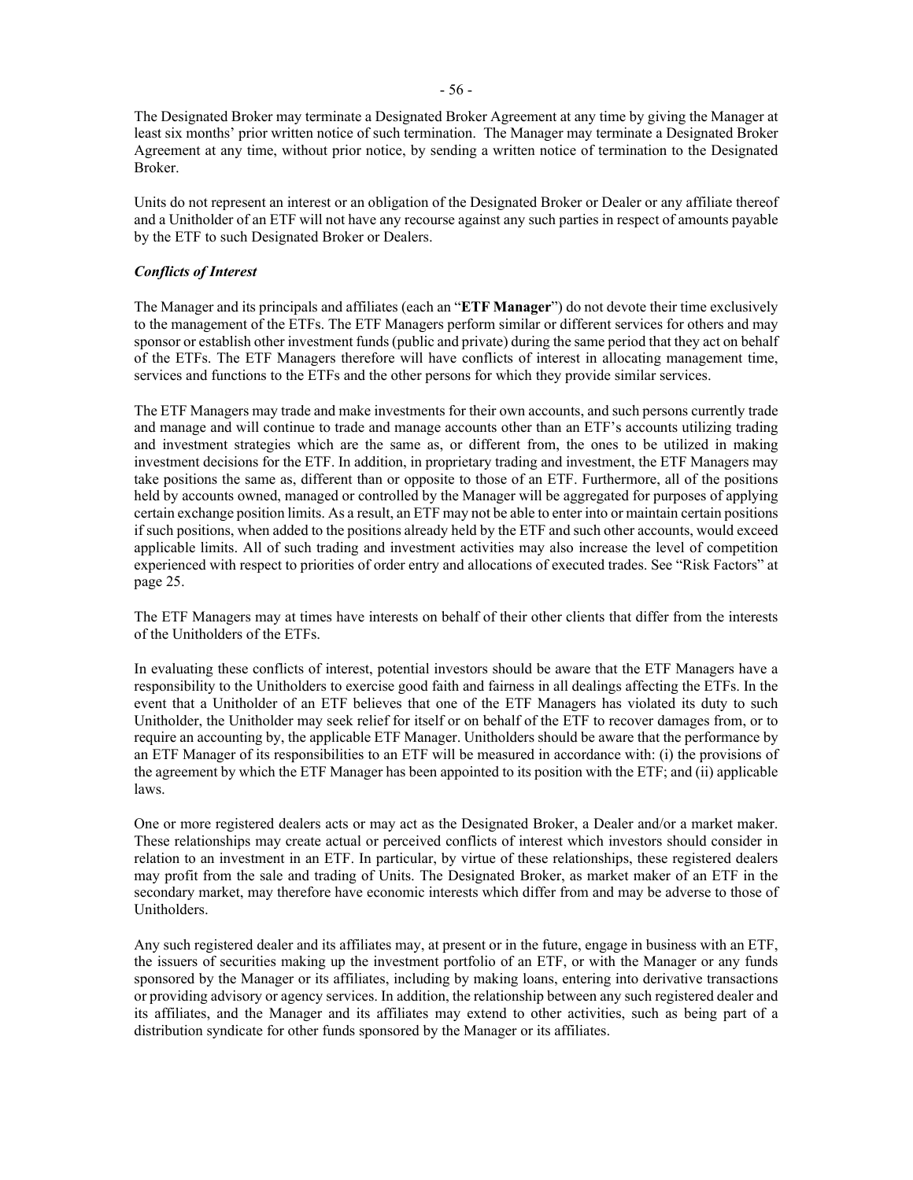The Designated Broker may terminate a Designated Broker Agreement at any time by giving the Manager at least six months' prior written notice of such termination. The Manager may terminate a Designated Broker Agreement at any time, without prior notice, by sending a written notice of termination to the Designated Broker.

Units do not represent an interest or an obligation of the Designated Broker or Dealer or any affiliate thereof and a Unitholder of an ETF will not have any recourse against any such parties in respect of amounts payable by the ETF to such Designated Broker or Dealers.

### *Conflicts of Interest*

The Manager and its principals and affiliates (each an "**ETF Manager**") do not devote their time exclusively to the management of the ETFs. The ETF Managers perform similar or different services for others and may sponsor or establish other investment funds (public and private) during the same period that they act on behalf of the ETFs. The ETF Managers therefore will have conflicts of interest in allocating management time, services and functions to the ETFs and the other persons for which they provide similar services.

The ETF Managers may trade and make investments for their own accounts, and such persons currently trade and manage and will continue to trade and manage accounts other than an ETF's accounts utilizing trading and investment strategies which are the same as, or different from, the ones to be utilized in making investment decisions for the ETF. In addition, in proprietary trading and investment, the ETF Managers may take positions the same as, different than or opposite to those of an ETF. Furthermore, all of the positions held by accounts owned, managed or controlled by the Manager will be aggregated for purposes of applying certain exchange position limits. As a result, an ETF may not be able to enter into or maintain certain positions if such positions, when added to the positions already held by the ETF and such other accounts, would exceed applicable limits. All of such trading and investment activities may also increase the level of competition experienced with respect to priorities of order entry and allocations of executed trades. See "Risk Factors" at page 25.

The ETF Managers may at times have interests on behalf of their other clients that differ from the interests of the Unitholders of the ETFs.

In evaluating these conflicts of interest, potential investors should be aware that the ETF Managers have a responsibility to the Unitholders to exercise good faith and fairness in all dealings affecting the ETFs. In the event that a Unitholder of an ETF believes that one of the ETF Managers has violated its duty to such Unitholder, the Unitholder may seek relief for itself or on behalf of the ETF to recover damages from, or to require an accounting by, the applicable ETF Manager. Unitholders should be aware that the performance by an ETF Manager of its responsibilities to an ETF will be measured in accordance with: (i) the provisions of the agreement by which the ETF Manager has been appointed to its position with the ETF; and (ii) applicable laws.

One or more registered dealers acts or may act as the Designated Broker, a Dealer and/or a market maker. These relationships may create actual or perceived conflicts of interest which investors should consider in relation to an investment in an ETF. In particular, by virtue of these relationships, these registered dealers may profit from the sale and trading of Units. The Designated Broker, as market maker of an ETF in the secondary market, may therefore have economic interests which differ from and may be adverse to those of Unitholders.

Any such registered dealer and its affiliates may, at present or in the future, engage in business with an ETF, the issuers of securities making up the investment portfolio of an ETF, or with the Manager or any funds sponsored by the Manager or its affiliates, including by making loans, entering into derivative transactions or providing advisory or agency services. In addition, the relationship between any such registered dealer and its affiliates, and the Manager and its affiliates may extend to other activities, such as being part of a distribution syndicate for other funds sponsored by the Manager or its affiliates.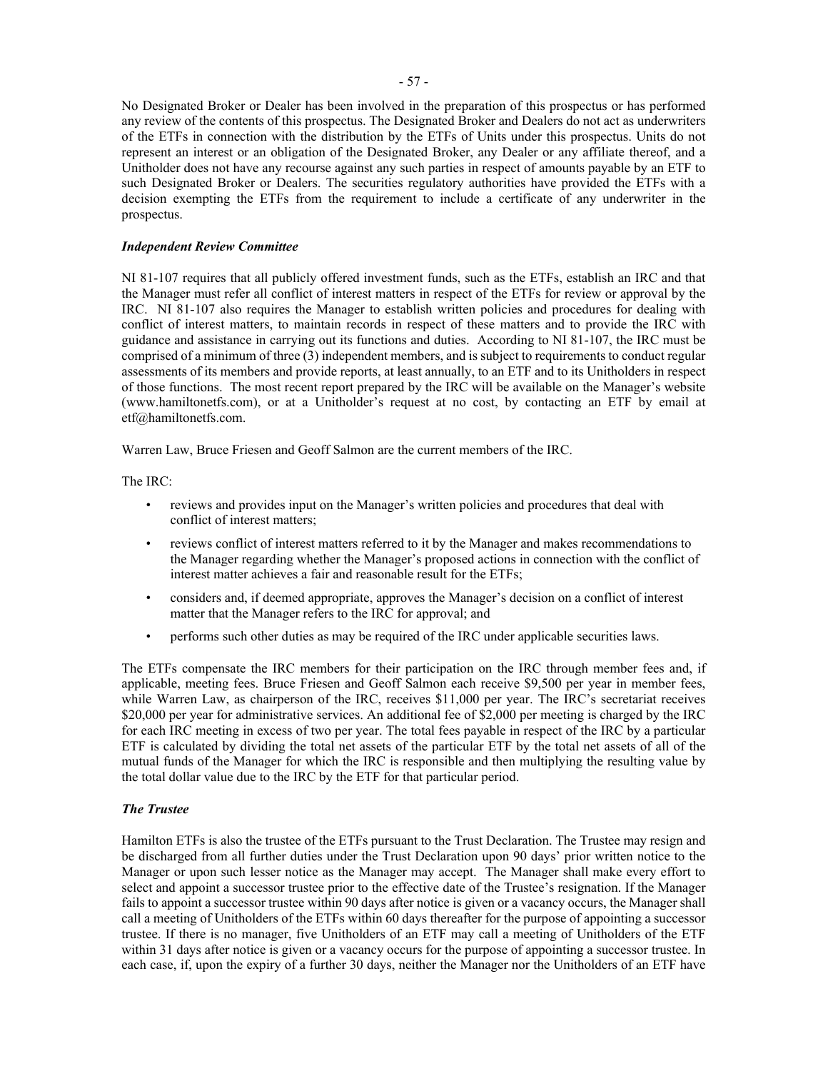No Designated Broker or Dealer has been involved in the preparation of this prospectus or has performed any review of the contents of this prospectus. The Designated Broker and Dealers do not act as underwriters of the ETFs in connection with the distribution by the ETFs of Units under this prospectus. Units do not represent an interest or an obligation of the Designated Broker, any Dealer or any affiliate thereof, and a Unitholder does not have any recourse against any such parties in respect of amounts payable by an ETF to such Designated Broker or Dealers. The securities regulatory authorities have provided the ETFs with a decision exempting the ETFs from the requirement to include a certificate of any underwriter in the prospectus.

***Independent Review Committee***

NI 81-107 requires that all publicly offered investment funds, such as the ETFs, establish an IRC and that the Manager must refer all conflict of interest matters in respect of the ETFs for review or approval by the IRC. NI 81-107 also requires the Manager to establish written policies and procedures for dealing with conflict of interest matters, to maintain records in respect of these matters and to provide the IRC with guidance and assistance in carrying out its functions and duties. According to NI 81-107, the IRC must be comprised of a minimum of three (3) independent members, and is subject to requirements to conduct regular assessments of its members and provide reports, at least annually, to an ETF and to its Unitholders in respect of those functions. The most recent report prepared by the IRC will be available on the Manager's website (www.hamiltonetfs.com), or at a Unitholder's request at no cost, by contacting an ETF by email at etf@hamiltonetfs.com.

Warren Law, Bruce Friesen and Geoff Salmon are the current members of the IRC.

The IRC:

- reviews and provides input on the Manager's written policies and procedures that deal with conflict of interest matters;
- reviews conflict of interest matters referred to it by the Manager and makes recommendations to the Manager regarding whether the Manager's proposed actions in connection with the conflict of interest matter achieves a fair and reasonable result for the ETFs;
- considers and, if deemed appropriate, approves the Manager's decision on a conflict of interest matter that the Manager refers to the IRC for approval; and
- performs such other duties as may be required of the IRC under applicable securities laws.

The ETFs compensate the IRC members for their participation on the IRC through member fees and, if applicable, meeting fees. Bruce Friesen and Geoff Salmon each receive $9,500 per year in member fees, while Warren Law, as chairperson of the IRC, receives $11,000 per year. The IRC's secretariat receives $20,000 per year for administrative services. An additional fee of $2,000 per meeting is charged by the IRC for each IRC meeting in excess of two per year. The total fees payable in respect of the IRC by a particular ETF is calculated by dividing the total net assets of the particular ETF by the total net assets of all of the mutual funds of the Manager for which the IRC is responsible and then multiplying the resulting value by the total dollar value due to the IRC by the ETF for that particular period.

***The Trustee***

Hamilton ETFs is also the trustee of the ETFs pursuant to the Trust Declaration. The Trustee may resign and be discharged from all further duties under the Trust Declaration upon 90 days' prior written notice to the Manager or upon such lesser notice as the Manager may accept. The Manager shall make every effort to select and appoint a successor trustee prior to the effective date of the Trustee's resignation. If the Manager fails to appoint a successor trustee within 90 days after notice is given or a vacancy occurs, the Manager shall call a meeting of Unitholders of the ETFs within 60 days thereafter for the purpose of appointing a successor trustee. If there is no manager, five Unitholders of an ETF may call a meeting of Unitholders of the ETF within 31 days after notice is given or a vacancy occurs for the purpose of appointing a successor trustee. In each case, if, upon the expiry of a further 30 days, neither the Manager nor the Unitholders of an ETF have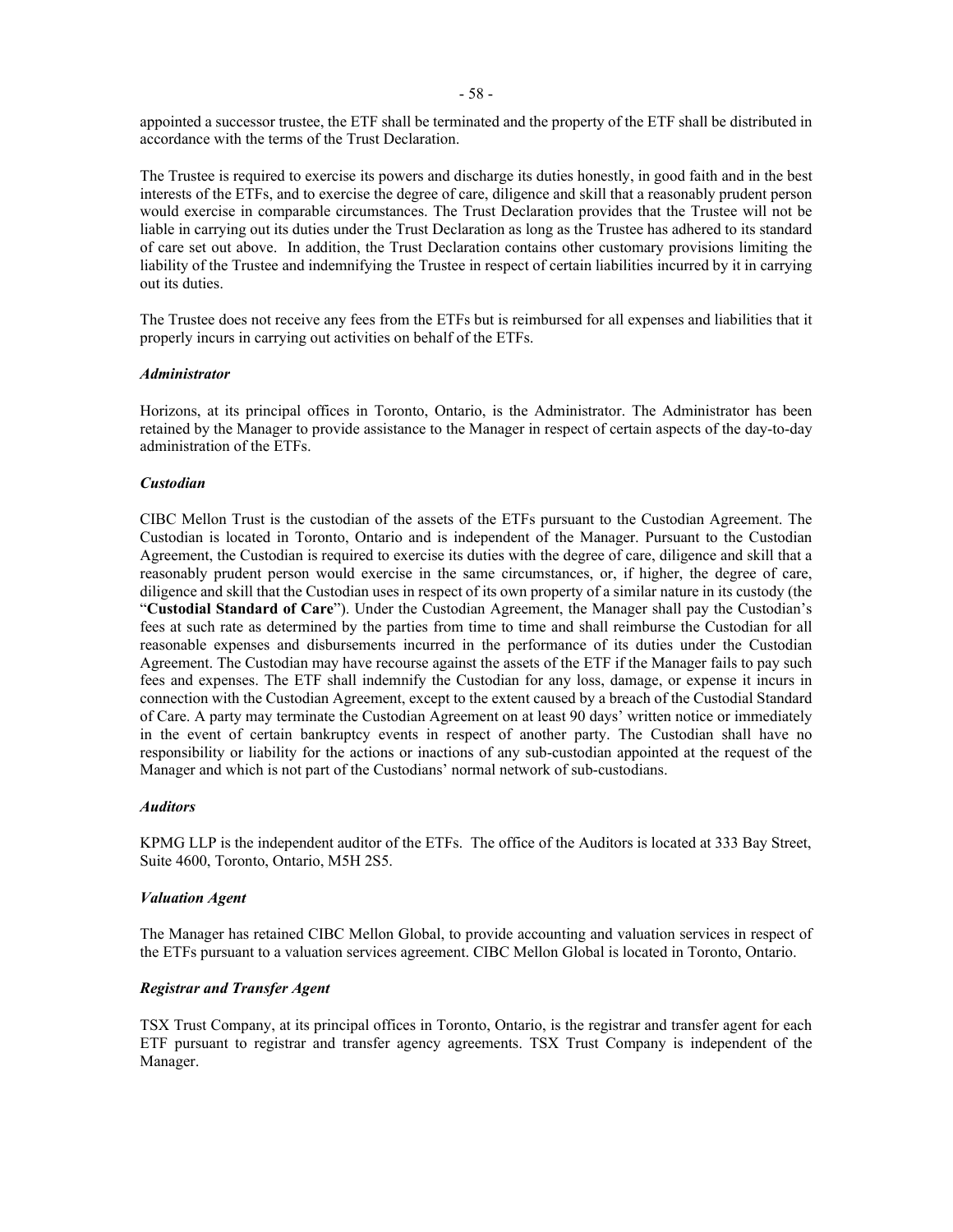appointed a successor trustee, the ETF shall be terminated and the property of the ETF shall be distributed in accordance with the terms of the Trust Declaration.

The Trustee is required to exercise its powers and discharge its duties honestly, in good faith and in the best interests of the ETFs, and to exercise the degree of care, diligence and skill that a reasonably prudent person would exercise in comparable circumstances. The Trust Declaration provides that the Trustee will not be liable in carrying out its duties under the Trust Declaration as long as the Trustee has adhered to its standard of care set out above. In addition, the Trust Declaration contains other customary provisions limiting the liability of the Trustee and indemnifying the Trustee in respect of certain liabilities incurred by it in carrying out its duties.

The Trustee does not receive any fees from the ETFs but is reimbursed for all expenses and liabilities that it properly incurs in carrying out activities on behalf of the ETFs.

***Administrator***

Horizons, at its principal offices in Toronto, Ontario, is the Administrator. The Administrator has been retained by the Manager to provide assistance to the Manager in respect of certain aspects of the day-to-day administration of the ETFs.

***Custodian***

CIBC Mellon Trust is the custodian of the assets of the ETFs pursuant to the Custodian Agreement. The Custodian is located in Toronto, Ontario and is independent of the Manager. Pursuant to the Custodian Agreement, the Custodian is required to exercise its duties with the degree of care, diligence and skill that a reasonably prudent person would exercise in the same circumstances, or, if higher, the degree of care, diligence and skill that the Custodian uses in respect of its own property of a similar nature in its custody (the "**Custodial Standard of Care**"). Under the Custodian Agreement, the Manager shall pay the Custodian's fees at such rate as determined by the parties from time to time and shall reimburse the Custodian for all reasonable expenses and disbursements incurred in the performance of its duties under the Custodian Agreement. The Custodian may have recourse against the assets of the ETF if the Manager fails to pay such fees and expenses. The ETF shall indemnify the Custodian for any loss, damage, or expense it incurs in connection with the Custodian Agreement, except to the extent caused by a breach of the Custodial Standard of Care. A party may terminate the Custodian Agreement on at least 90 days' written notice or immediately in the event of certain bankruptcy events in respect of another party. The Custodian shall have no responsibility or liability for the actions or inactions of any sub-custodian appointed at the request of the Manager and which is not part of the Custodians' normal network of sub-custodians.

***Auditors***

KPMG LLP is the independent auditor of the ETFs. The office of the Auditors is located at 333 Bay Street, Suite 4600, Toronto, Ontario, M5H 2S5.

***Valuation Agent***

The Manager has retained CIBC Mellon Global, to provide accounting and valuation services in respect of the ETFs pursuant to a valuation services agreement. CIBC Mellon Global is located in Toronto, Ontario.

***Registrar and Transfer Agent***

TSX Trust Company, at its principal offices in Toronto, Ontario, is the registrar and transfer agent for each ETF pursuant to registrar and transfer agency agreements. TSX Trust Company is independent of the Manager.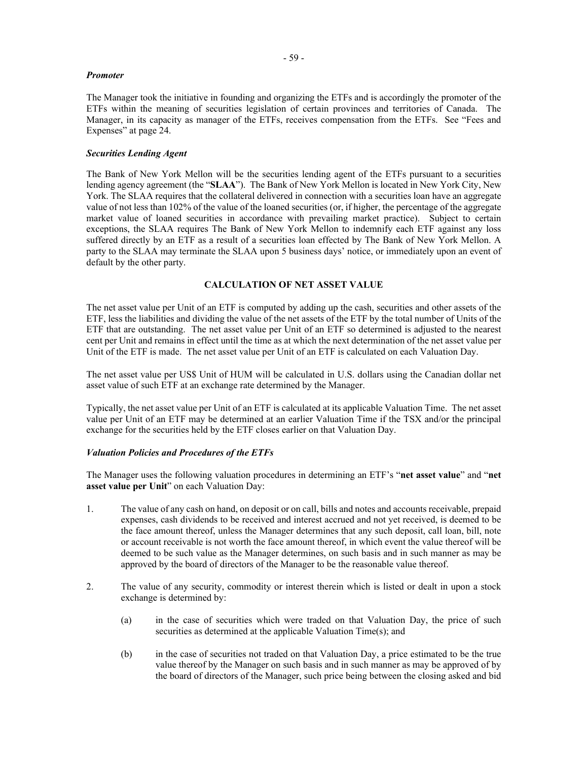***Promoter***

The Manager took the initiative in founding and organizing the ETFs and is accordingly the promoter of the ETFs within the meaning of securities legislation of certain provinces and territories of Canada. The Manager, in its capacity as manager of the ETFs, receives compensation from the ETFs. See "Fees and Expenses" at page 24.

***Securities Lending Agent***

The Bank of New York Mellon will be the securities lending agent of the ETFs pursuant to a securities lending agency agreement (the "**SLAA**"). The Bank of New York Mellon is located in New York City, New York. The SLAA requires that the collateral delivered in connection with a securities loan have an aggregate value of not less than 102% of the value of the loaned securities (or, if higher, the percentage of the aggregate market value of loaned securities in accordance with prevailing market practice). Subject to certain exceptions, the SLAA requires The Bank of New York Mellon to indemnify each ETF against any loss suffered directly by an ETF as a result of a securities loan effected by The Bank of New York Mellon. A party to the SLAA may terminate the SLAA upon 5 business days' notice, or immediately upon an event of default by the other party.

## CALCULATION OF NET ASSET VALUE

The net asset value per Unit of an ETF is computed by adding up the cash, securities and other assets of the ETF, less the liabilities and dividing the value of the net assets of the ETF by the total number of Units of the ETF that are outstanding. The net asset value per Unit of an ETF so determined is adjusted to the nearest cent per Unit and remains in effect until the time as at which the next determination of the net asset value per Unit of the ETF is made. The net asset value per Unit of an ETF is calculated on each Valuation Day.

The net asset value per US$ Unit of HUM will be calculated in U.S. dollars using the Canadian dollar net asset value of such ETF at an exchange rate determined by the Manager.

Typically, the net asset value per Unit of an ETF is calculated at its applicable Valuation Time. The net asset value per Unit of an ETF may be determined at an earlier Valuation Time if the TSX and/or the principal exchange for the securities held by the ETF closes earlier on that Valuation Day.

***Valuation Policies and Procedures of the ETFs***

The Manager uses the following valuation procedures in determining an ETF's "**net asset value**" and "**net asset value per Unit**" on each Valuation Day:

1. The value of any cash on hand, on deposit or on call, bills and notes and accounts receivable, prepaid expenses, cash dividends to be received and interest accrued and not yet received, is deemed to be the face amount thereof, unless the Manager determines that any such deposit, call loan, bill, note or account receivable is not worth the face amount thereof, in which event the value thereof will be deemed to be such value as the Manager determines, on such basis and in such manner as may be approved by the board of directors of the Manager to be the reasonable value thereof.

2. The value of any security, commodity or interest therein which is listed or dealt in upon a stock exchange is determined by:

   (a) in the case of securities which were traded on that Valuation Day, the price of such securities as determined at the applicable Valuation Time(s); and

   (b) in the case of securities not traded on that Valuation Day, a price estimated to be the true value thereof by the Manager on such basis and in such manner as may be approved of by the board of directors of the Manager, such price being between the closing asked and bid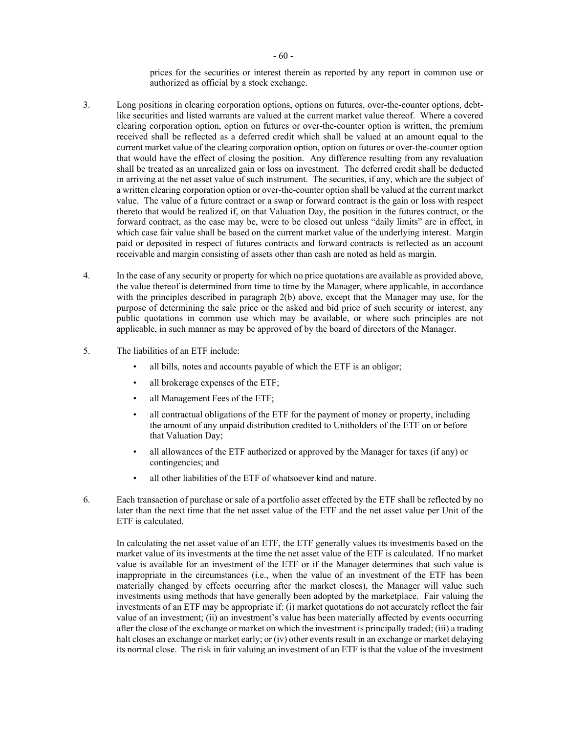prices for the securities or interest therein as reported by any report in common use or authorized as official by a stock exchange.

3. Long positions in clearing corporation options, options on futures, over-the-counter options, debt-like securities and listed warrants are valued at the current market value thereof. Where a covered clearing corporation option, option on futures or over-the-counter option is written, the premium received shall be reflected as a deferred credit which shall be valued at an amount equal to the current market value of the clearing corporation option, option on futures or over-the-counter option that would have the effect of closing the position. Any difference resulting from any revaluation shall be treated as an unrealized gain or loss on investment. The deferred credit shall be deducted in arriving at the net asset value of such instrument. The securities, if any, which are the subject of a written clearing corporation option or over-the-counter option shall be valued at the current market value. The value of a future contract or a swap or forward contract is the gain or loss with respect thereto that would be realized if, on that Valuation Day, the position in the futures contract, or the forward contract, as the case may be, were to be closed out unless "daily limits" are in effect, in which case fair value shall be based on the current market value of the underlying interest. Margin paid or deposited in respect of futures contracts and forward contracts is reflected as an account receivable and margin consisting of assets other than cash are noted as held as margin.

4. In the case of any security or property for which no price quotations are available as provided above, the value thereof is determined from time to time by the Manager, where applicable, in accordance with the principles described in paragraph 2(b) above, except that the Manager may use, for the purpose of determining the sale price or the asked and bid price of such security or interest, any public quotations in common use which may be available, or where such principles are not applicable, in such manner as may be approved of by the board of directors of the Manager.

5. The liabilities of an ETF include:

   - all bills, notes and accounts payable of which the ETF is an obligor;
   - all brokerage expenses of the ETF;
   - all Management Fees of the ETF;
   - all contractual obligations of the ETF for the payment of money or property, including the amount of any unpaid distribution credited to Unitholders of the ETF on or before that Valuation Day;
   - all allowances of the ETF authorized or approved by the Manager for taxes (if any) or contingencies; and
   - all other liabilities of the ETF of whatsoever kind and nature.

6. Each transaction of purchase or sale of a portfolio asset effected by the ETF shall be reflected by no later than the next time that the net asset value of the ETF and the net asset value per Unit of the ETF is calculated.

   In calculating the net asset value of an ETF, the ETF generally values its investments based on the market value of its investments at the time the net asset value of the ETF is calculated. If no market value is available for an investment of the ETF or if the Manager determines that such value is inappropriate in the circumstances (i.e., when the value of an investment of the ETF has been materially changed by effects occurring after the market closes), the Manager will value such investments using methods that have generally been adopted by the marketplace. Fair valuing the investments of an ETF may be appropriate if: (i) market quotations do not accurately reflect the fair value of an investment; (ii) an investment's value has been materially affected by events occurring after the close of the exchange or market on which the investment is principally traded; (iii) a trading halt closes an exchange or market early; or (iv) other events result in an exchange or market delaying its normal close. The risk in fair valuing an investment of an ETF is that the value of the investment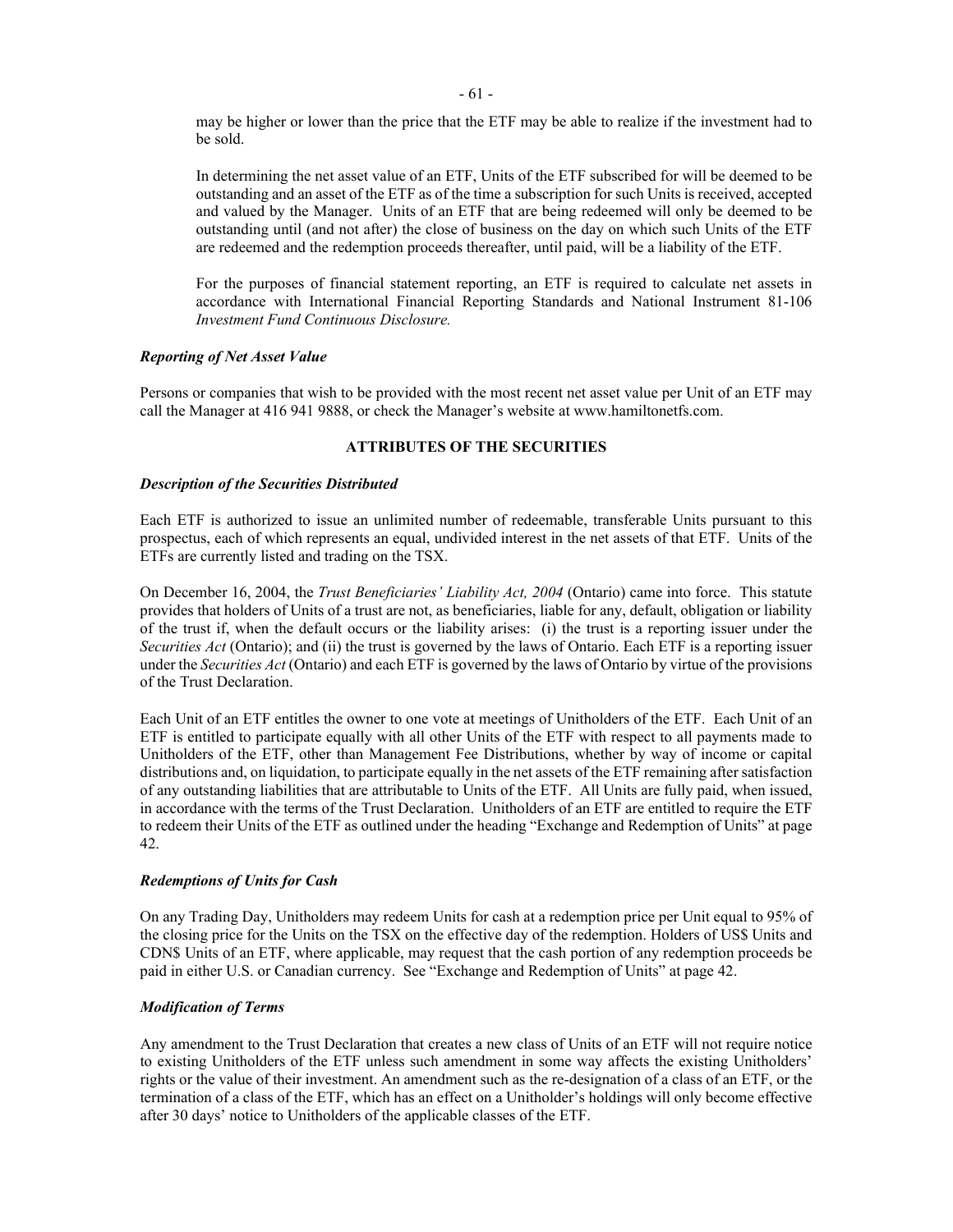may be higher or lower than the price that the ETF may be able to realize if the investment had to be sold.

In determining the net asset value of an ETF, Units of the ETF subscribed for will be deemed to be outstanding and an asset of the ETF as of the time a subscription for such Units is received, accepted and valued by the Manager. Units of an ETF that are being redeemed will only be deemed to be outstanding until (and not after) the close of business on the day on which such Units of the ETF are redeemed and the redemption proceeds thereafter, until paid, will be a liability of the ETF.

For the purposes of financial statement reporting, an ETF is required to calculate net assets in accordance with International Financial Reporting Standards and National Instrument 81-106 *Investment Fund Continuous Disclosure.*

***Reporting of Net Asset Value***

Persons or companies that wish to be provided with the most recent net asset value per Unit of an ETF may call the Manager at 416 941 9888, or check the Manager's website at www.hamiltonetfs.com.

## ATTRIBUTES OF THE SECURITIES

***Description of the Securities Distributed***

Each ETF is authorized to issue an unlimited number of redeemable, transferable Units pursuant to this prospectus, each of which represents an equal, undivided interest in the net assets of that ETF. Units of the ETFs are currently listed and trading on the TSX.

On December 16, 2004, the *Trust Beneficiaries' Liability Act, 2004* (Ontario) came into force. This statute provides that holders of Units of a trust are not, as beneficiaries, liable for any, default, obligation or liability of the trust if, when the default occurs or the liability arises: (i) the trust is a reporting issuer under the *Securities Act* (Ontario); and (ii) the trust is governed by the laws of Ontario. Each ETF is a reporting issuer under the *Securities Act* (Ontario) and each ETF is governed by the laws of Ontario by virtue of the provisions of the Trust Declaration.

Each Unit of an ETF entitles the owner to one vote at meetings of Unitholders of the ETF. Each Unit of an ETF is entitled to participate equally with all other Units of the ETF with respect to all payments made to Unitholders of the ETF, other than Management Fee Distributions, whether by way of income or capital distributions and, on liquidation, to participate equally in the net assets of the ETF remaining after satisfaction of any outstanding liabilities that are attributable to Units of the ETF. All Units are fully paid, when issued, in accordance with the terms of the Trust Declaration. Unitholders of an ETF are entitled to require the ETF to redeem their Units of the ETF as outlined under the heading "Exchange and Redemption of Units" at page 42.

***Redemptions of Units for Cash***

On any Trading Day, Unitholders may redeem Units for cash at a redemption price per Unit equal to 95% of the closing price for the Units on the TSX on the effective day of the redemption. Holders of US$ Units and CDN$ Units of an ETF, where applicable, may request that the cash portion of any redemption proceeds be paid in either U.S. or Canadian currency. See "Exchange and Redemption of Units" at page 42.

***Modification of Terms***

Any amendment to the Trust Declaration that creates a new class of Units of an ETF will not require notice to existing Unitholders of the ETF unless such amendment in some way affects the existing Unitholders' rights or the value of their investment. An amendment such as the re-designation of a class of an ETF, or the termination of a class of the ETF, which has an effect on a Unitholder's holdings will only become effective after 30 days' notice to Unitholders of the applicable classes of the ETF.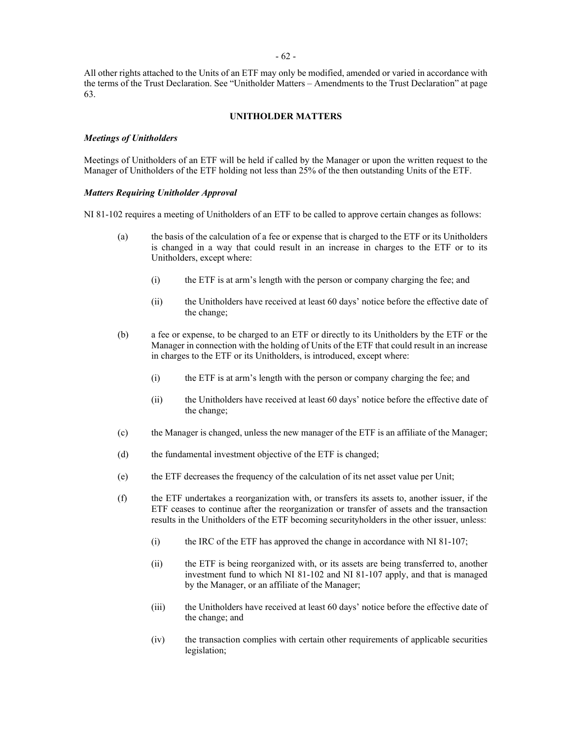All other rights attached to the Units of an ETF may only be modified, amended or varied in accordance with the terms of the Trust Declaration. See "Unitholder Matters – Amendments to the Trust Declaration" at page 63.

## UNITHOLDER MATTERS

### *Meetings of Unitholders*

Meetings of Unitholders of an ETF will be held if called by the Manager or upon the written request to the Manager of Unitholders of the ETF holding not less than 25% of the then outstanding Units of the ETF.

### *Matters Requiring Unitholder Approval*

NI 81-102 requires a meeting of Unitholders of an ETF to be called to approve certain changes as follows:

(a) the basis of the calculation of a fee or expense that is charged to the ETF or its Unitholders is changed in a way that could result in an increase in charges to the ETF or to its Unitholders, except where:

   (i) the ETF is at arm's length with the person or company charging the fee; and

   (ii) the Unitholders have received at least 60 days' notice before the effective date of the change;

(b) a fee or expense, to be charged to an ETF or directly to its Unitholders by the ETF or the Manager in connection with the holding of Units of the ETF that could result in an increase in charges to the ETF or its Unitholders, is introduced, except where:

   (i) the ETF is at arm's length with the person or company charging the fee; and

   (ii) the Unitholders have received at least 60 days' notice before the effective date of the change;

(c) the Manager is changed, unless the new manager of the ETF is an affiliate of the Manager;

(d) the fundamental investment objective of the ETF is changed;

(e) the ETF decreases the frequency of the calculation of its net asset value per Unit;

(f) the ETF undertakes a reorganization with, or transfers its assets to, another issuer, if the ETF ceases to continue after the reorganization or transfer of assets and the transaction results in the Unitholders of the ETF becoming securityholders in the other issuer, unless:

   (i) the IRC of the ETF has approved the change in accordance with NI 81-107;

   (ii) the ETF is being reorganized with, or its assets are being transferred to, another investment fund to which NI 81-102 and NI 81-107 apply, and that is managed by the Manager, or an affiliate of the Manager;

   (iii) the Unitholders have received at least 60 days' notice before the effective date of the change; and

   (iv) the transaction complies with certain other requirements of applicable securities legislation;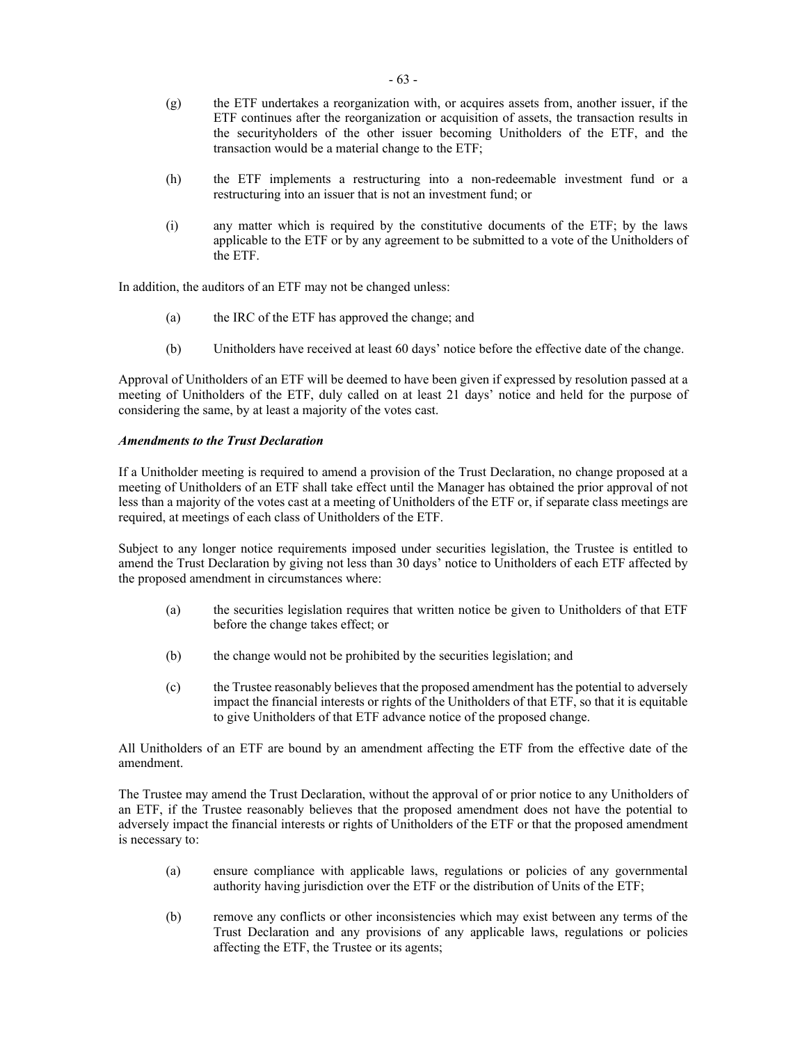(g) the ETF undertakes a reorganization with, or acquires assets from, another issuer, if the ETF continues after the reorganization or acquisition of assets, the transaction results in the securityholders of the other issuer becoming Unitholders of the ETF, and the transaction would be a material change to the ETF;

(h) the ETF implements a restructuring into a non-redeemable investment fund or a restructuring into an issuer that is not an investment fund; or

(i) any matter which is required by the constitutive documents of the ETF; by the laws applicable to the ETF or by any agreement to be submitted to a vote of the Unitholders of the ETF.

In addition, the auditors of an ETF may not be changed unless:

(a) the IRC of the ETF has approved the change; and

(b) Unitholders have received at least 60 days' notice before the effective date of the change.

Approval of Unitholders of an ETF will be deemed to have been given if expressed by resolution passed at a meeting of Unitholders of the ETF, duly called on at least 21 days' notice and held for the purpose of considering the same, by at least a majority of the votes cast.

***Amendments to the Trust Declaration***

If a Unitholder meeting is required to amend a provision of the Trust Declaration, no change proposed at a meeting of Unitholders of an ETF shall take effect until the Manager has obtained the prior approval of not less than a majority of the votes cast at a meeting of Unitholders of the ETF or, if separate class meetings are required, at meetings of each class of Unitholders of the ETF.

Subject to any longer notice requirements imposed under securities legislation, the Trustee is entitled to amend the Trust Declaration by giving not less than 30 days' notice to Unitholders of each ETF affected by the proposed amendment in circumstances where:

(a) the securities legislation requires that written notice be given to Unitholders of that ETF before the change takes effect; or

(b) the change would not be prohibited by the securities legislation; and

(c) the Trustee reasonably believes that the proposed amendment has the potential to adversely impact the financial interests or rights of the Unitholders of that ETF, so that it is equitable to give Unitholders of that ETF advance notice of the proposed change.

All Unitholders of an ETF are bound by an amendment affecting the ETF from the effective date of the amendment.

The Trustee may amend the Trust Declaration, without the approval of or prior notice to any Unitholders of an ETF, if the Trustee reasonably believes that the proposed amendment does not have the potential to adversely impact the financial interests or rights of Unitholders of the ETF or that the proposed amendment is necessary to:

(a) ensure compliance with applicable laws, regulations or policies of any governmental authority having jurisdiction over the ETF or the distribution of Units of the ETF;

(b) remove any conflicts or other inconsistencies which may exist between any terms of the Trust Declaration and any provisions of any applicable laws, regulations or policies affecting the ETF, the Trustee or its agents;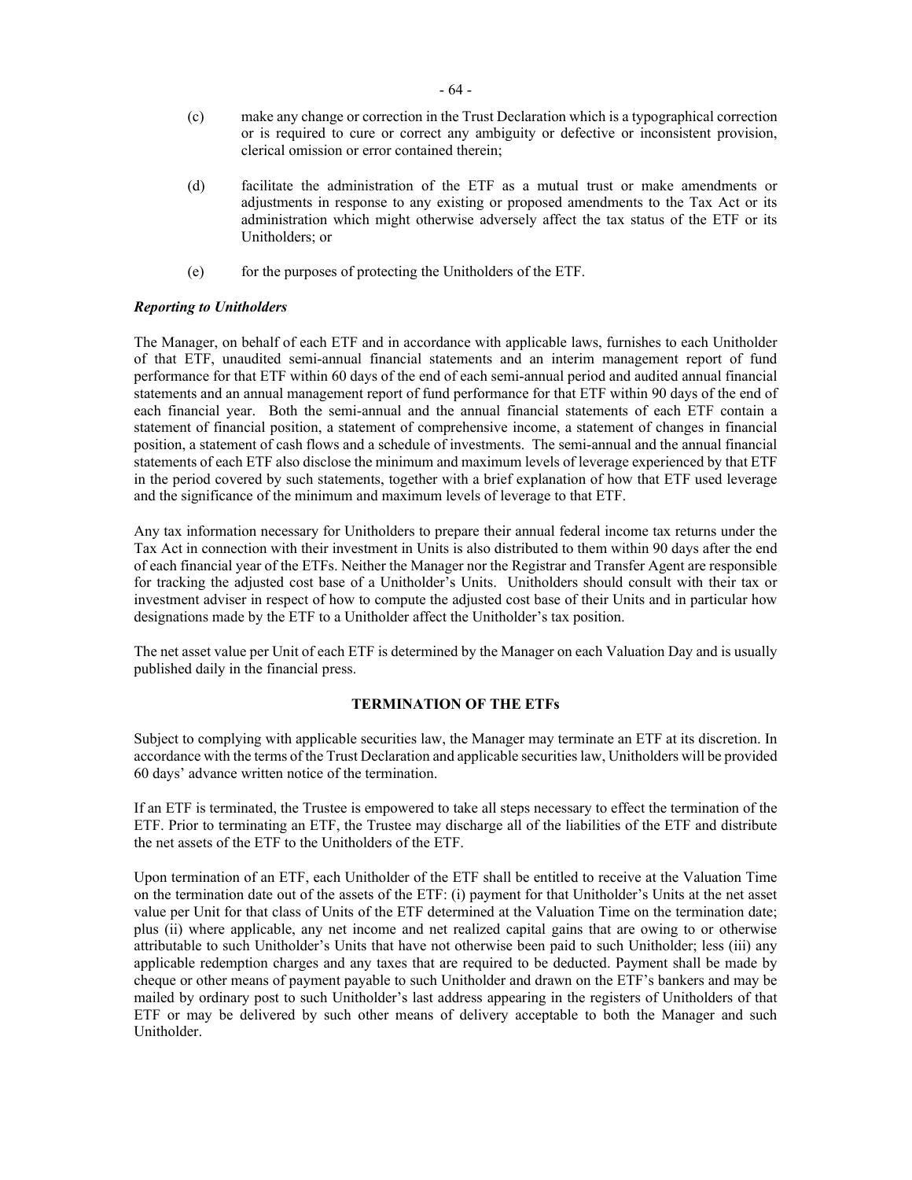(c) make any change or correction in the Trust Declaration which is a typographical correction or is required to cure or correct any ambiguity or defective or inconsistent provision, clerical omission or error contained therein;

(d) facilitate the administration of the ETF as a mutual trust or make amendments or adjustments in response to any existing or proposed amendments to the Tax Act or its administration which might otherwise adversely affect the tax status of the ETF or its Unitholders; or

(e) for the purposes of protecting the Unitholders of the ETF.

***Reporting to Unitholders***

The Manager, on behalf of each ETF and in accordance with applicable laws, furnishes to each Unitholder of that ETF, unaudited semi-annual financial statements and an interim management report of fund performance for that ETF within 60 days of the end of each semi-annual period and audited annual financial statements and an annual management report of fund performance for that ETF within 90 days of the end of each financial year. Both the semi-annual and the annual financial statements of each ETF contain a statement of financial position, a statement of comprehensive income, a statement of changes in financial position, a statement of cash flows and a schedule of investments. The semi-annual and the annual financial statements of each ETF also disclose the minimum and maximum levels of leverage experienced by that ETF in the period covered by such statements, together with a brief explanation of how that ETF used leverage and the significance of the minimum and maximum levels of leverage to that ETF.

Any tax information necessary for Unitholders to prepare their annual federal income tax returns under the Tax Act in connection with their investment in Units is also distributed to them within 90 days after the end of each financial year of the ETFs. Neither the Manager nor the Registrar and Transfer Agent are responsible for tracking the adjusted cost base of a Unitholder's Units. Unitholders should consult with their tax or investment adviser in respect of how to compute the adjusted cost base of their Units and in particular how designations made by the ETF to a Unitholder affect the Unitholder's tax position.

The net asset value per Unit of each ETF is determined by the Manager on each Valuation Day and is usually published daily in the financial press.

## TERMINATION OF THE ETFs

Subject to complying with applicable securities law, the Manager may terminate an ETF at its discretion. In accordance with the terms of the Trust Declaration and applicable securities law, Unitholders will be provided 60 days' advance written notice of the termination.

If an ETF is terminated, the Trustee is empowered to take all steps necessary to effect the termination of the ETF. Prior to terminating an ETF, the Trustee may discharge all of the liabilities of the ETF and distribute the net assets of the ETF to the Unitholders of the ETF.

Upon termination of an ETF, each Unitholder of the ETF shall be entitled to receive at the Valuation Time on the termination date out of the assets of the ETF: (i) payment for that Unitholder's Units at the net asset value per Unit for that class of Units of the ETF determined at the Valuation Time on the termination date; plus (ii) where applicable, any net income and net realized capital gains that are owing to or otherwise attributable to such Unitholder's Units that have not otherwise been paid to such Unitholder; less (iii) any applicable redemption charges and any taxes that are required to be deducted. Payment shall be made by cheque or other means of payment payable to such Unitholder and drawn on the ETF's bankers and may be mailed by ordinary post to such Unitholder's last address appearing in the registers of Unitholders of that ETF or may be delivered by such other means of delivery acceptable to both the Manager and such Unitholder.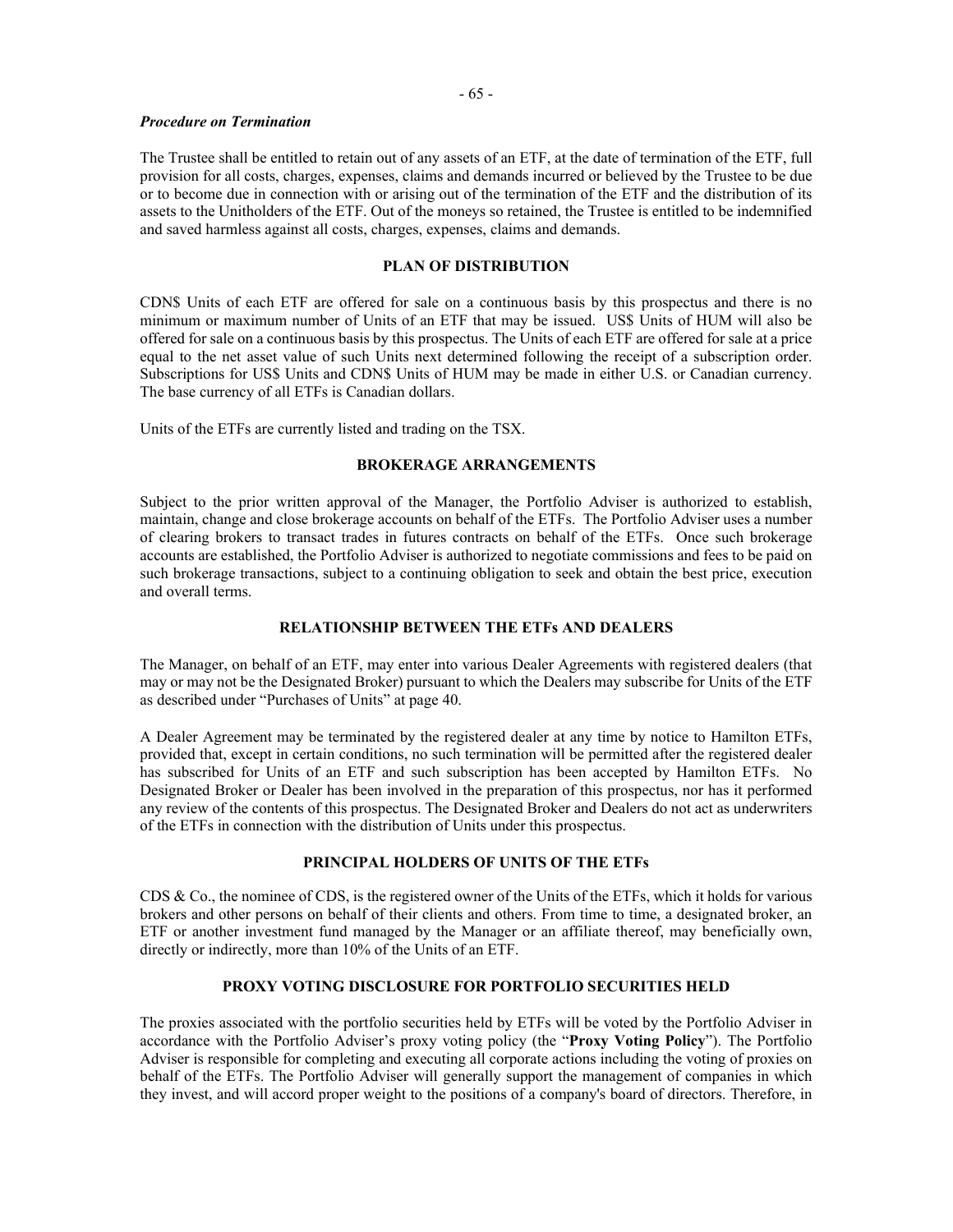***Procedure on Termination***

The Trustee shall be entitled to retain out of any assets of an ETF, at the date of termination of the ETF, full provision for all costs, charges, expenses, claims and demands incurred or believed by the Trustee to be due or to become due in connection with or arising out of the termination of the ETF and the distribution of its assets to the Unitholders of the ETF. Out of the moneys so retained, the Trustee is entitled to be indemnified and saved harmless against all costs, charges, expenses, claims and demands.

## PLAN OF DISTRIBUTION

CDN$ Units of each ETF are offered for sale on a continuous basis by this prospectus and there is no minimum or maximum number of Units of an ETF that may be issued. US$ Units of HUM will also be offered for sale on a continuous basis by this prospectus. The Units of each ETF are offered for sale at a price equal to the net asset value of such Units next determined following the receipt of a subscription order. Subscriptions for US$ Units and CDN$ Units of HUM may be made in either U.S. or Canadian currency. The base currency of all ETFs is Canadian dollars.

Units of the ETFs are currently listed and trading on the TSX.

## BROKERAGE ARRANGEMENTS

Subject to the prior written approval of the Manager, the Portfolio Adviser is authorized to establish, maintain, change and close brokerage accounts on behalf of the ETFs. The Portfolio Adviser uses a number of clearing brokers to transact trades in futures contracts on behalf of the ETFs. Once such brokerage accounts are established, the Portfolio Adviser is authorized to negotiate commissions and fees to be paid on such brokerage transactions, subject to a continuing obligation to seek and obtain the best price, execution and overall terms.

## RELATIONSHIP BETWEEN THE ETFs AND DEALERS

The Manager, on behalf of an ETF, may enter into various Dealer Agreements with registered dealers (that may or may not be the Designated Broker) pursuant to which the Dealers may subscribe for Units of the ETF as described under "Purchases of Units" at page 40.

A Dealer Agreement may be terminated by the registered dealer at any time by notice to Hamilton ETFs, provided that, except in certain conditions, no such termination will be permitted after the registered dealer has subscribed for Units of an ETF and such subscription has been accepted by Hamilton ETFs. No Designated Broker or Dealer has been involved in the preparation of this prospectus, nor has it performed any review of the contents of this prospectus. The Designated Broker and Dealers do not act as underwriters of the ETFs in connection with the distribution of Units under this prospectus.

## PRINCIPAL HOLDERS OF UNITS OF THE ETFs

CDS & Co., the nominee of CDS, is the registered owner of the Units of the ETFs, which it holds for various brokers and other persons on behalf of their clients and others. From time to time, a designated broker, an ETF or another investment fund managed by the Manager or an affiliate thereof, may beneficially own, directly or indirectly, more than 10% of the Units of an ETF.

## PROXY VOTING DISCLOSURE FOR PORTFOLIO SECURITIES HELD

The proxies associated with the portfolio securities held by ETFs will be voted by the Portfolio Adviser in accordance with the Portfolio Adviser's proxy voting policy (the "**Proxy Voting Policy**"). The Portfolio Adviser is responsible for completing and executing all corporate actions including the voting of proxies on behalf of the ETFs. The Portfolio Adviser will generally support the management of companies in which they invest, and will accord proper weight to the positions of a company's board of directors. Therefore, in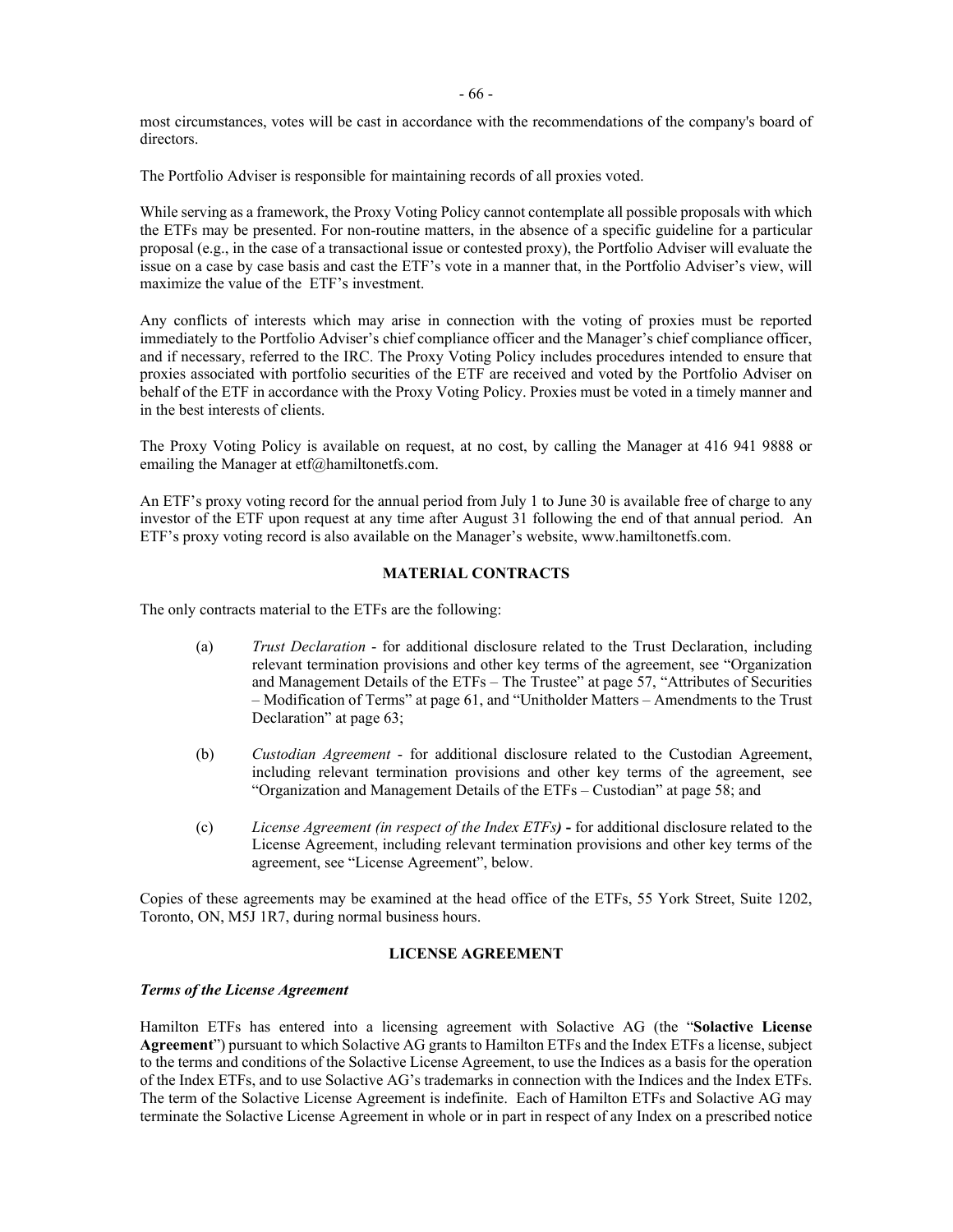most circumstances, votes will be cast in accordance with the recommendations of the company's board of directors.

The Portfolio Adviser is responsible for maintaining records of all proxies voted.

While serving as a framework, the Proxy Voting Policy cannot contemplate all possible proposals with which the ETFs may be presented. For non-routine matters, in the absence of a specific guideline for a particular proposal (e.g., in the case of a transactional issue or contested proxy), the Portfolio Adviser will evaluate the issue on a case by case basis and cast the ETF's vote in a manner that, in the Portfolio Adviser's view, will maximize the value of the ETF's investment.

Any conflicts of interests which may arise in connection with the voting of proxies must be reported immediately to the Portfolio Adviser's chief compliance officer and the Manager's chief compliance officer, and if necessary, referred to the IRC. The Proxy Voting Policy includes procedures intended to ensure that proxies associated with portfolio securities of the ETF are received and voted by the Portfolio Adviser on behalf of the ETF in accordance with the Proxy Voting Policy. Proxies must be voted in a timely manner and in the best interests of clients.

The Proxy Voting Policy is available on request, at no cost, by calling the Manager at 416 941 9888 or emailing the Manager at etf@hamiltonetfs.com.

An ETF's proxy voting record for the annual period from July 1 to June 30 is available free of charge to any investor of the ETF upon request at any time after August 31 following the end of that annual period. An ETF's proxy voting record is also available on the Manager's website, www.hamiltonetfs.com.

## MATERIAL CONTRACTS

The only contracts material to the ETFs are the following:

(a) *Trust Declaration* - for additional disclosure related to the Trust Declaration, including relevant termination provisions and other key terms of the agreement, see "Organization and Management Details of the ETFs – The Trustee" at page 57, "Attributes of Securities – Modification of Terms" at page 61, and "Unitholder Matters – Amendments to the Trust Declaration" at page 63;

(b) *Custodian Agreement* - for additional disclosure related to the Custodian Agreement, including relevant termination provisions and other key terms of the agreement, see "Organization and Management Details of the ETFs – Custodian" at page 58; and

(c) *License Agreement (in respect of the Index ETFs)* **-** for additional disclosure related to the License Agreement, including relevant termination provisions and other key terms of the agreement, see "License Agreement", below.

Copies of these agreements may be examined at the head office of the ETFs, 55 York Street, Suite 1202, Toronto, ON, M5J 1R7, during normal business hours.

## LICENSE AGREEMENT

***Terms of the License Agreement***

Hamilton ETFs has entered into a licensing agreement with Solactive AG (the "**Solactive License Agreement**") pursuant to which Solactive AG grants to Hamilton ETFs and the Index ETFs a license, subject to the terms and conditions of the Solactive License Agreement, to use the Indices as a basis for the operation of the Index ETFs, and to use Solactive AG's trademarks in connection with the Indices and the Index ETFs. The term of the Solactive License Agreement is indefinite. Each of Hamilton ETFs and Solactive AG may terminate the Solactive License Agreement in whole or in part in respect of any Index on a prescribed notice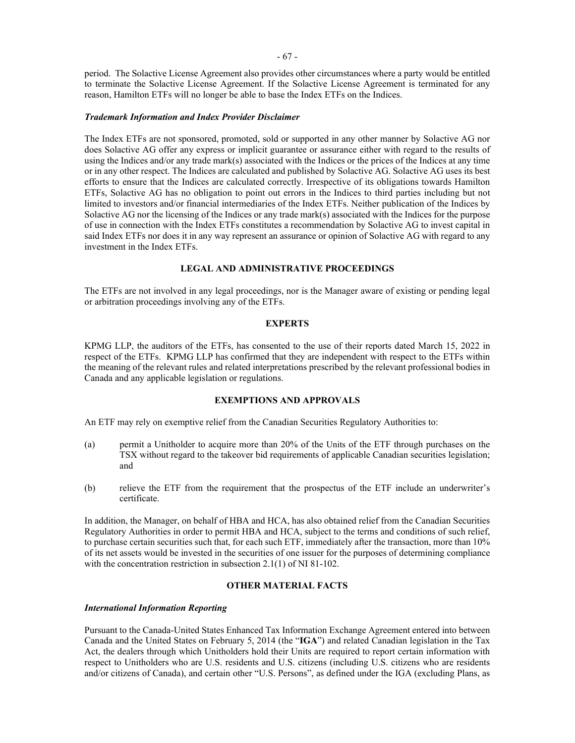period. The Solactive License Agreement also provides other circumstances where a party would be entitled to terminate the Solactive License Agreement. If the Solactive License Agreement is terminated for any reason, Hamilton ETFs will no longer be able to base the Index ETFs on the Indices.

***Trademark Information and Index Provider Disclaimer***

The Index ETFs are not sponsored, promoted, sold or supported in any other manner by Solactive AG nor does Solactive AG offer any express or implicit guarantee or assurance either with regard to the results of using the Indices and/or any trade mark(s) associated with the Indices or the prices of the Indices at any time or in any other respect. The Indices are calculated and published by Solactive AG. Solactive AG uses its best efforts to ensure that the Indices are calculated correctly. Irrespective of its obligations towards Hamilton ETFs, Solactive AG has no obligation to point out errors in the Indices to third parties including but not limited to investors and/or financial intermediaries of the Index ETFs. Neither publication of the Indices by Solactive AG nor the licensing of the Indices or any trade mark(s) associated with the Indices for the purpose of use in connection with the Index ETFs constitutes a recommendation by Solactive AG to invest capital in said Index ETFs nor does it in any way represent an assurance or opinion of Solactive AG with regard to any investment in the Index ETFs.

## LEGAL AND ADMINISTRATIVE PROCEEDINGS

The ETFs are not involved in any legal proceedings, nor is the Manager aware of existing or pending legal or arbitration proceedings involving any of the ETFs.

## EXPERTS

KPMG LLP, the auditors of the ETFs, has consented to the use of their reports dated March 15, 2022 in respect of the ETFs. KPMG LLP has confirmed that they are independent with respect to the ETFs within the meaning of the relevant rules and related interpretations prescribed by the relevant professional bodies in Canada and any applicable legislation or regulations.

## EXEMPTIONS AND APPROVALS

An ETF may rely on exemptive relief from the Canadian Securities Regulatory Authorities to:

(a) permit a Unitholder to acquire more than 20% of the Units of the ETF through purchases on the TSX without regard to the takeover bid requirements of applicable Canadian securities legislation; and

(b) relieve the ETF from the requirement that the prospectus of the ETF include an underwriter's certificate.

In addition, the Manager, on behalf of HBA and HCA, has also obtained relief from the Canadian Securities Regulatory Authorities in order to permit HBA and HCA, subject to the terms and conditions of such relief, to purchase certain securities such that, for each such ETF, immediately after the transaction, more than 10% of its net assets would be invested in the securities of one issuer for the purposes of determining compliance with the concentration restriction in subsection 2.1(1) of NI 81-102.

## OTHER MATERIAL FACTS

***International Information Reporting***

Pursuant to the Canada-United States Enhanced Tax Information Exchange Agreement entered into between Canada and the United States on February 5, 2014 (the "**IGA**") and related Canadian legislation in the Tax Act, the dealers through which Unitholders hold their Units are required to report certain information with respect to Unitholders who are U.S. residents and U.S. citizens (including U.S. citizens who are residents and/or citizens of Canada), and certain other "U.S. Persons", as defined under the IGA (excluding Plans, as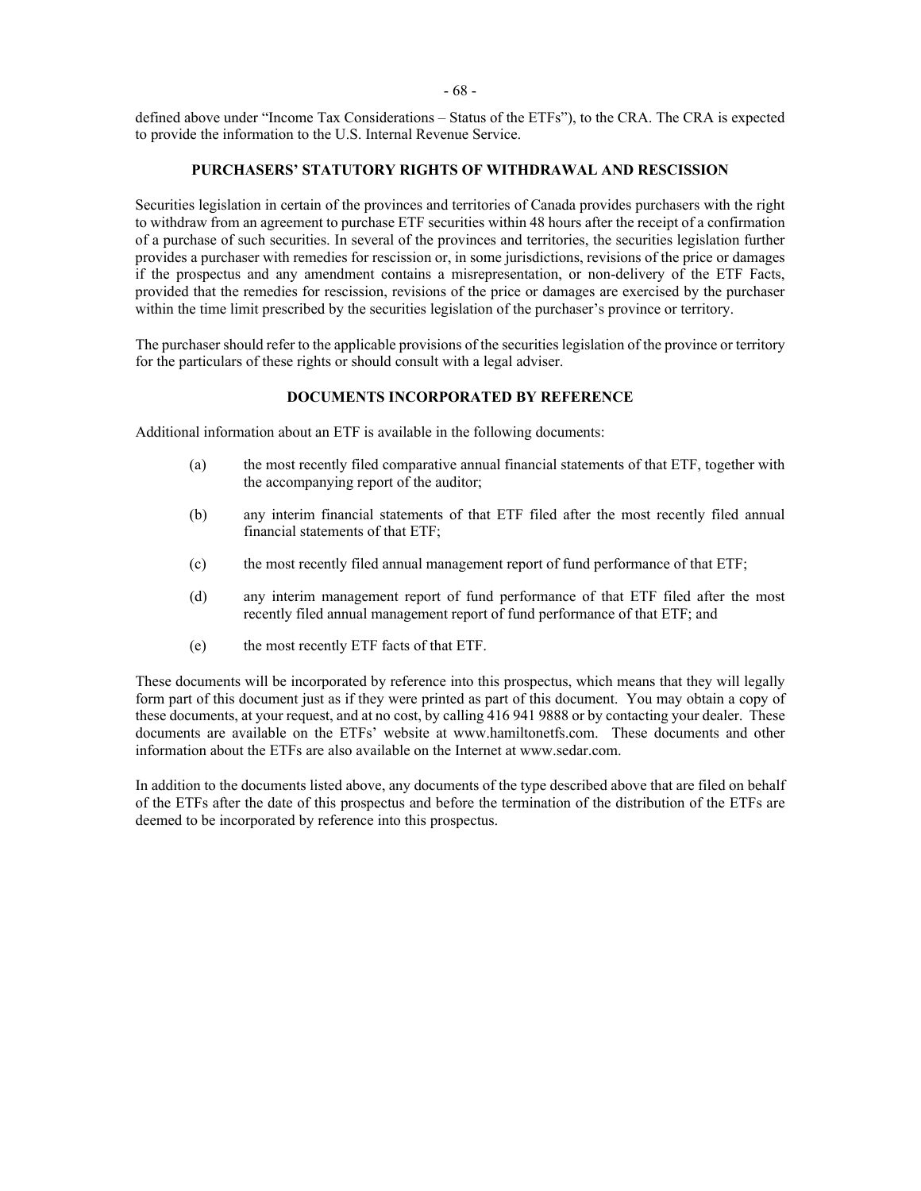defined above under "Income Tax Considerations – Status of the ETFs"), to the CRA. The CRA is expected to provide the information to the U.S. Internal Revenue Service.

## PURCHASERS' STATUTORY RIGHTS OF WITHDRAWAL AND RESCISSION

Securities legislation in certain of the provinces and territories of Canada provides purchasers with the right to withdraw from an agreement to purchase ETF securities within 48 hours after the receipt of a confirmation of a purchase of such securities. In several of the provinces and territories, the securities legislation further provides a purchaser with remedies for rescission or, in some jurisdictions, revisions of the price or damages if the prospectus and any amendment contains a misrepresentation, or non-delivery of the ETF Facts, provided that the remedies for rescission, revisions of the price or damages are exercised by the purchaser within the time limit prescribed by the securities legislation of the purchaser's province or territory.

The purchaser should refer to the applicable provisions of the securities legislation of the province or territory for the particulars of these rights or should consult with a legal adviser.

## DOCUMENTS INCORPORATED BY REFERENCE

Additional information about an ETF is available in the following documents:

(a) the most recently filed comparative annual financial statements of that ETF, together with the accompanying report of the auditor;

(b) any interim financial statements of that ETF filed after the most recently filed annual financial statements of that ETF;

(c) the most recently filed annual management report of fund performance of that ETF;

(d) any interim management report of fund performance of that ETF filed after the most recently filed annual management report of fund performance of that ETF; and

(e) the most recently ETF facts of that ETF.

These documents will be incorporated by reference into this prospectus, which means that they will legally form part of this document just as if they were printed as part of this document. You may obtain a copy of these documents, at your request, and at no cost, by calling 416 941 9888 or by contacting your dealer. These documents are available on the ETFs' website at www.hamiltonetfs.com. These documents and other information about the ETFs are also available on the Internet at www.sedar.com.

In addition to the documents listed above, any documents of the type described above that are filed on behalf of the ETFs after the date of this prospectus and before the termination of the distribution of the ETFs are deemed to be incorporated by reference into this prospectus.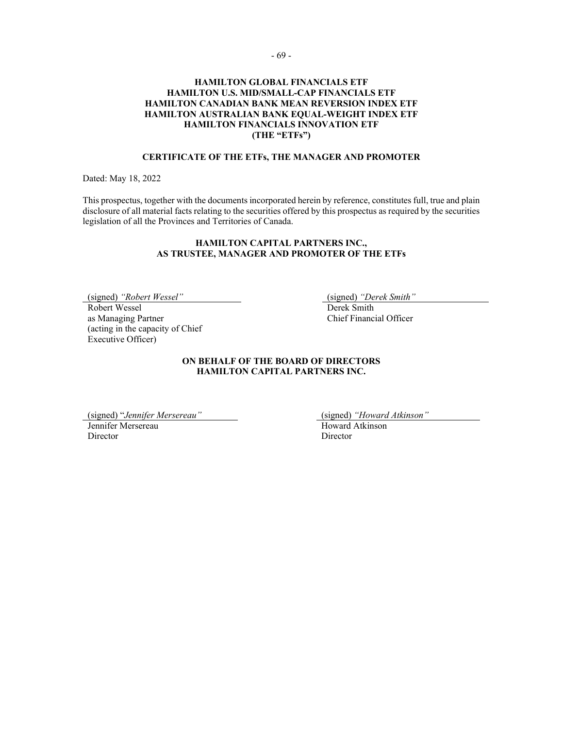**HAMILTON GLOBAL FINANCIALS ETF**
**HAMILTON U.S. MID/SMALL-CAP FINANCIALS ETF**
**HAMILTON CANADIAN BANK MEAN REVERSION INDEX ETF**
**HAMILTON AUSTRALIAN BANK EQUAL-WEIGHT INDEX ETF**
**HAMILTON FINANCIALS INNOVATION ETF**
**(THE "ETFs")**

## CERTIFICATE OF THE ETFs, THE MANAGER AND PROMOTER

Dated: May 18, 2022

This prospectus, together with the documents incorporated herein by reference, constitutes full, true and plain disclosure of all material facts relating to the securities offered by this prospectus as required by the securities legislation of all the Provinces and Territories of Canada.

**HAMILTON CAPITAL PARTNERS INC.,**
**AS TRUSTEE, MANAGER AND PROMOTER OF THE ETFs**

(signed) *"Robert Wessel"*
Robert Wessel
as Managing Partner
(acting in the capacity of Chief Executive Officer)

(signed) *"Derek Smith"*
Derek Smith
Chief Financial Officer

**ON BEHALF OF THE BOARD OF DIRECTORS**
**HAMILTON CAPITAL PARTNERS INC.**

(signed) "*Jennifer Mersereau"*
Jennifer Mersereau
Director

(signed) *"Howard Atkinson"*
Howard Atkinson
Director